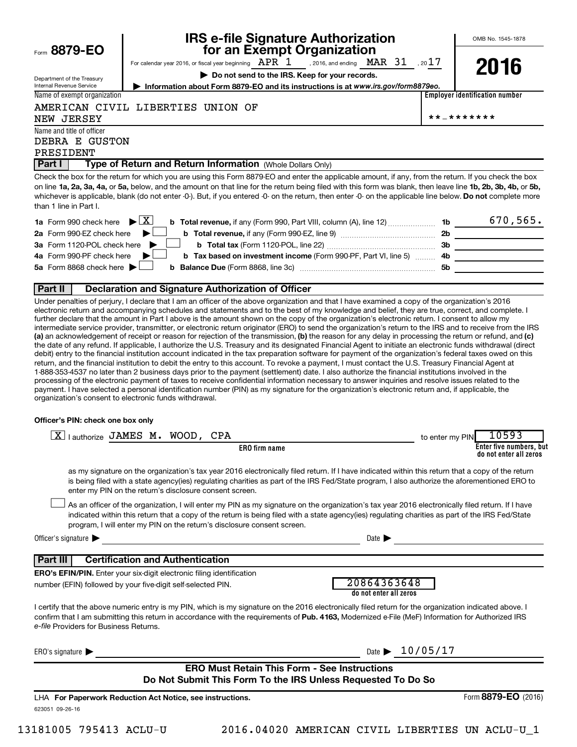Form **8879-EO**

Department of the Treasury
Internal Revenue Service

# IRS e-file Signature Authorization for an Exempt Organization

For calendar year 2016, or fiscal year beginning APR 1, 2016, and ending MAR 31, 2017

▶ **Do not send to the IRS. Keep for your records.**

▶ **Information about Form 8879-EO and its instructions is at www.irs.gov/form8879eo.**

OMB No. 1545-1878

**2016**

Name of exempt organization
AMERICAN CIVIL LIBERTIES UNION OF NEW JERSEY

**Employer identification number**
**-*******

Name and title of officer
DEBRA E GUSTON
PRESIDENT

## Part I — Type of Return and Return Information (Whole Dollars Only)

Check the box for the return for which you are using this Form 8879-EO and enter the applicable amount, if any, from the return. If you check the box on line **1a, 2a, 3a, 4a,** or **5a,** below, and the amount on that line for the return being filed with this form was blank, then leave line **1b, 2b, 3b, 4b,** or **5b,** whichever is applicable, blank (do not enter -0-). But, if you entered -0- on the return, then enter -0- on the applicable line below. **Do not** complete more than 1 line in Part I.

| | | | |
|---|---|---|---|
| **1a** Form 990 check here ▶ [X] | **b Total revenue,** if any (Form 990, Part VIII, column (A), line 12) | 1b | 670,565. |
| **2a** Form 990-EZ check here ▶ [ ] | **b Total revenue,** if any (Form 990-EZ, line 9) | 2b | |
| **3a** Form 1120-POL check here ▶ [ ] | **b Total tax** (Form 1120-POL, line 22) | 3b | |
| **4a** Form 990-PF check here ▶ [ ] | **b Tax based on investment income** (Form 990-PF, Part VI, line 5) | 4b | |
| **5a** Form 8868 check here ▶ [ ] | **b Balance Due** (Form 8868, line 3c) | 5b | |

## Part II — Declaration and Signature Authorization of Officer

Under penalties of perjury, I declare that I am an officer of the above organization and that I have examined a copy of the organization's 2016 electronic return and accompanying schedules and statements and to the best of my knowledge and belief, they are true, correct, and complete. I further declare that the amount in Part I above is the amount shown on the copy of the organization's electronic return. I consent to allow my intermediate service provider, transmitter, or electronic return originator (ERO) to send the organization's return to the IRS and to receive from the IRS **(a)** an acknowledgement of receipt or reason for rejection of the transmission, **(b)** the reason for any delay in processing the return or refund, and **(c)** the date of any refund. If applicable, I authorize the U.S. Treasury and its designated Financial Agent to initiate an electronic funds withdrawal (direct debit) entry to the financial institution account indicated in the tax preparation software for payment of the organization's federal taxes owed on this return, and the financial institution to debit the entry to this account. To revoke a payment, I must contact the U.S. Treasury Financial Agent at 1-888-353-4537 no later than 2 business days prior to the payment (settlement) date. I also authorize the financial institutions involved in the processing of the electronic payment of taxes to receive confidential information necessary to answer inquiries and resolve issues related to the payment. I have selected a personal identification number (PIN) as my signature for the organization's electronic return and, if applicable, the organization's consent to electronic funds withdrawal.

**Officer's PIN: check one box only**

[X] I authorize JAMES M. WOOD, CPA (**ERO firm name**) to enter my PIN 10593 (**Enter five numbers, but do not enter all zeros**)

as my signature on the organization's tax year 2016 electronically filed return. If I have indicated within this return that a copy of the return is being filed with a state agency(ies) regulating charities as part of the IRS Fed/State program, I also authorize the aforementioned ERO to enter my PIN on the return's disclosure consent screen.

[ ] As an officer of the organization, I will enter my PIN as my signature on the organization's tax year 2016 electronically filed return. If I have indicated within this return that a copy of the return is being filed with a state agency(ies) regulating charities as part of the IRS Fed/State program, I will enter my PIN on the return's disclosure consent screen.

Officer's signature ▶ ________________ Date ▶ ________________

## Part III — Certification and Authentication

**ERO's EFIN/PIN.** Enter your six-digit electronic filing identification number (EFIN) followed by your five-digit self-selected PIN.

20864363648
**do not enter all zeros**

I certify that the above numeric entry is my PIN, which is my signature on the 2016 electronically filed return for the organization indicated above. I confirm that I am submitting this return in accordance with the requirements of **Pub. 4163,** Modernized e-File (MeF) Information for Authorized IRS *e-file* Providers for Business Returns.

ERO's signature ▶ ________________ Date ▶ 10/05/17

**ERO Must Retain This Form - See Instructions**
**Do Not Submit This Form To the IRS Unless Requested To Do So**

LHA **For Paperwork Reduction Act Notice, see instructions.**

Form **8879-EO** (2016)

623051 09-26-16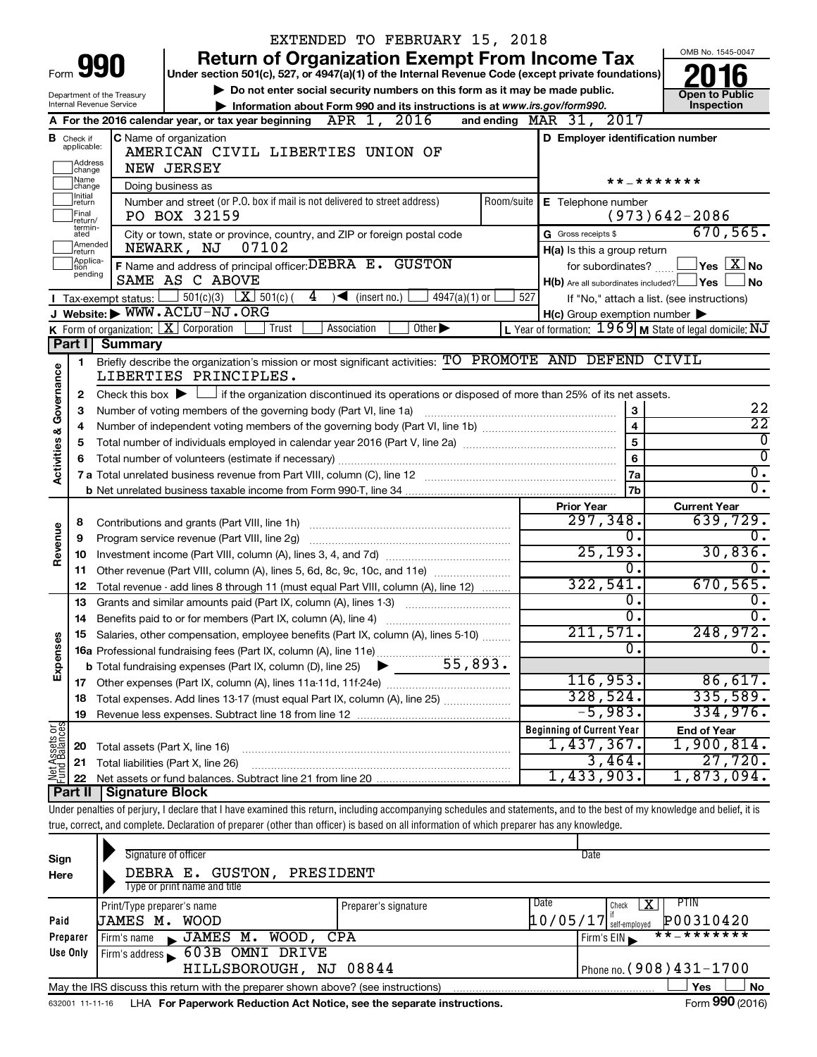EXTENDED TO FEBRUARY 15, 2018

Form **990**

# Return of Organization Exempt From Income Tax

Under section 501(c), 527, or 4947(a)(1) of the Internal Revenue Code (except private foundations)

▶ Do not enter social security numbers on this form as it may be made public.

▶ Information about Form 990 and its instructions is at www.irs.gov/form990.

OMB No. 1545-0047

**2016**

Open to Public Inspection

Department of the Treasury
Internal Revenue Service

**A** For the 2016 calendar year, or tax year beginning APR 1, 2016 and ending MAR 31, 2017

**B** Check if applicable: Address change, Name change, Initial return, Final return/terminated, Amended return, Application pending

**C** Name of organization: AMERICAN CIVIL LIBERTIES UNION OF NEW JERSEY

Doing business as

Number and street (or P.O. box if mail is not delivered to street address): PO BOX 32159 | Room/suite

City or town, state or province, country, and ZIP or foreign postal code: NEWARK, NJ 07102

**D** Employer identification number: **-*******

**E** Telephone number: (973)642-2086

**G** Gross receipts $ 670,565.

**F** Name and address of principal officer: DEBRA E. GUSTON, SAME AS C ABOVE

**H(a)** Is this a group return for subordinates? ☐ Yes ☒ No

**H(b)** Are all subordinates included? ☐ Yes ☐ No
If "No," attach a list. (see instructions)

**H(c)** Group exemption number ▶

**I** Tax-exempt status: ☐ 501(c)(3) ☒ 501(c) ( 4 ) ◀ (insert no.) ☐ 4947(a)(1) or ☐ 527

**J** Website: ▶ WWW.ACLU-NJ.ORG

**K** Form of organization: ☒ Corporation ☐ Trust ☐ Association ☐ Other ▶

**L** Year of formation: 1969 **M** State of legal domicile: NJ

## Part I Summary

**Activities & Governance**

1 Briefly describe the organization's mission or most significant activities: TO PROMOTE AND DEFEND CIVIL LIBERTIES PRINCIPLES.

2 Check this box ▶ ☐ if the organization discontinued its operations or disposed of more than 25% of its net assets.

| | | | |
|---|---|---|---|
| 3 | Number of voting members of the governing body (Part VI, line 1a) | 3 | 22 |
| 4 | Number of independent voting members of the governing body (Part VI, line 1b) | 4 | 22 |
| 5 | Total number of individuals employed in calendar year 2016 (Part V, line 2a) | 5 | 0 |
| 6 | Total number of volunteers (estimate if necessary) | 6 | 0 |
| 7a | Total unrelated business revenue from Part VIII, column (C), line 12 | 7a | 0. |
| b | Net unrelated business taxable income from Form 990-T, line 34 | 7b | 0. |

| | | | Prior Year | Current Year |
|---|---|---|---|---|
| **Revenue** | 8 | Contributions and grants (Part VIII, line 1h) | 297,348. | 639,729. |
| | 9 | Program service revenue (Part VIII, line 2g) | 0. | 0. |
| | 10 | Investment income (Part VIII, column (A), lines 3, 4, and 7d) | 25,193. | 30,836. |
| | 11 | Other revenue (Part VIII, column (A), lines 5, 6d, 8c, 9c, 10c, and 11e) | 0. | 0. |
| | 12 | Total revenue - add lines 8 through 11 (must equal Part VIII, column (A), line 12) | 322,541. | 670,565. |
| **Expenses** | 13 | Grants and similar amounts paid (Part IX, column (A), lines 1-3) | 0. | 0. |
| | 14 | Benefits paid to or for members (Part IX, column (A), line 4) | 0. | 0. |
| | 15 | Salaries, other compensation, employee benefits (Part IX, column (A), lines 5-10) | 211,571. | 248,972. |
| | 16a | Professional fundraising fees (Part IX, column (A), line 11e) | 0. | 0. |
| | b | Total fundraising expenses (Part IX, column (D), line 25) ▶ 55,893. | | |
| | 17 | Other expenses (Part IX, column (A), lines 11a-11d, 11f-24e) | 116,953. | 86,617. |
| | 18 | Total expenses. Add lines 13-17 (must equal Part IX, column (A), line 25) | 328,524. | 335,589. |
| | 19 | Revenue less expenses. Subtract line 18 from line 12 | -5,983. | 334,976. |
| | | | **Beginning of Current Year** | **End of Year** |
| **Net Assets or Fund Balances** | 20 | Total assets (Part X, line 16) | 1,437,367. | 1,900,814. |
| | 21 | Total liabilities (Part X, line 26) | 3,464. | 27,720. |
| | 22 | Net assets or fund balances. Subtract line 21 from line 20 | 1,433,903. | 1,873,094. |

## Part II Signature Block

Under penalties of perjury, I declare that I have examined this return, including accompanying schedules and statements, and to the best of my knowledge and belief, it is true, correct, and complete. Declaration of preparer (other than officer) is based on all information of which preparer has any knowledge.

**Sign Here**

Signature of officer | Date

DEBRA E. GUSTON, PRESIDENT
Type or print name and title

| | Print/Type preparer's name | Preparer's signature | Date | Check ☒ if self-employed | PTIN |
|---|---|---|---|---|---|
| **Paid Preparer Use Only** | JAMES M. WOOD | | 10/05/17 | | P00310420 |
| | Firm's name ▶ JAMES M. WOOD, CPA | | | Firm's EIN ▶ | **-******* |
| | Firm's address ▶ 603B OMNI DRIVE, HILLSBOROUGH, NJ 08844 | | | Phone no. | (908)431-1700 |

May the IRS discuss this return with the preparer shown above? (see instructions) ☐ Yes ☐ No

632001 11-11-16 LHA For Paperwork Reduction Act Notice, see the separate instructions. Form **990** (2016)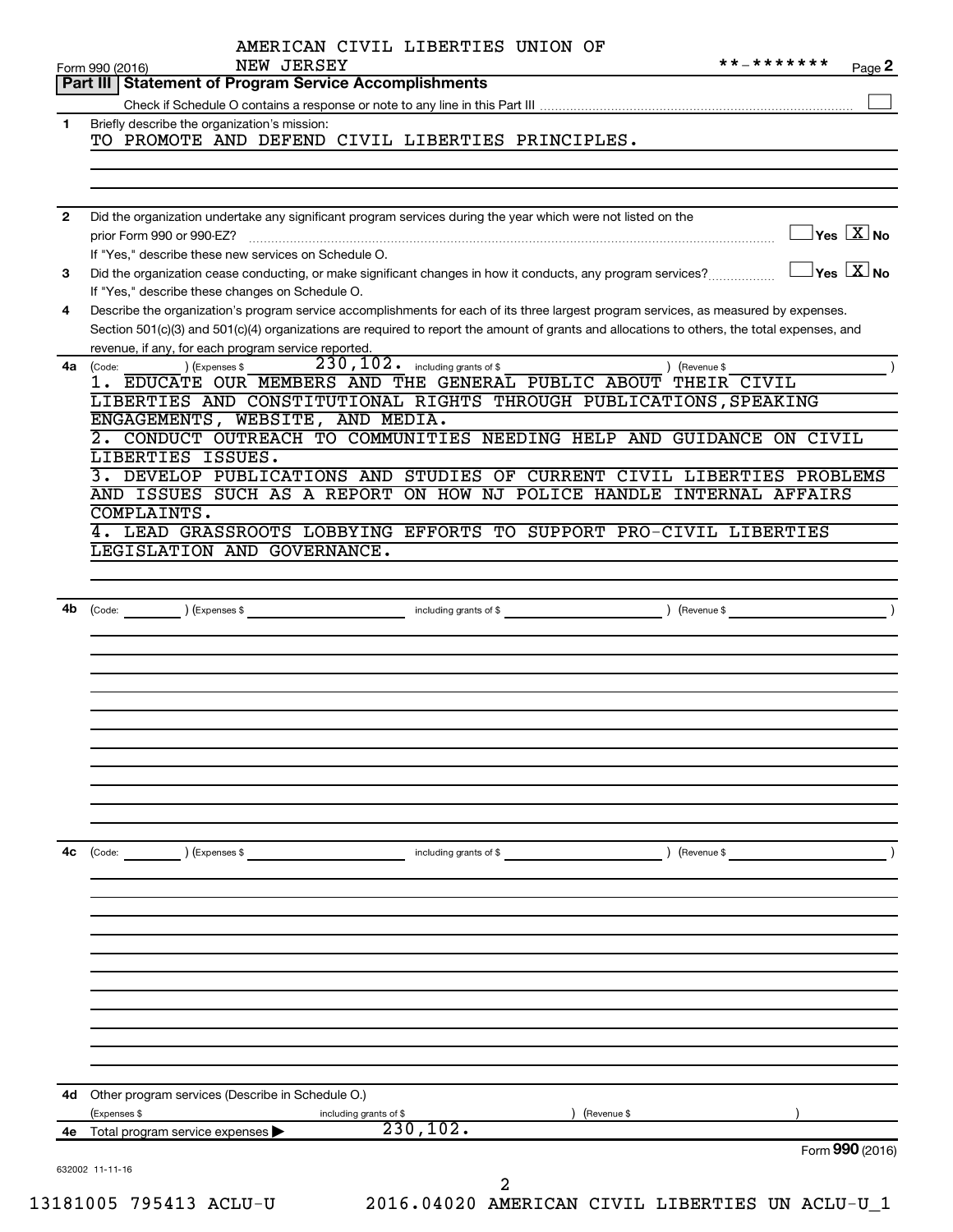AMERICAN CIVIL LIBERTIES UNION OF NEW JERSEY

Form 990 (2016) **-******* Page **2**

## Part III Statement of Program Service Accomplishments

Check if Schedule O contains a response or note to any line in this Part III ☐

**1** Briefly describe the organization's mission:

TO PROMOTE AND DEFEND CIVIL LIBERTIES PRINCIPLES.

**2** Did the organization undertake any significant program services during the year which were not listed on the prior Form 990 or 990-EZ? ☐ Yes ☒ No

If "Yes," describe these new services on Schedule O.

**3** Did the organization cease conducting, or make significant changes in how it conducts, any program services? ☐ Yes ☒ No

If "Yes," describe these changes on Schedule O.

**4** Describe the organization's program service accomplishments for each of its three largest program services, as measured by expenses. Section 501(c)(3) and 501(c)(4) organizations are required to report the amount of grants and allocations to others, the total expenses, and revenue, if any, for each program service reported.

**4a** (Code: ) (Expenses $ 230,102. including grants of $ ) (Revenue $ )

1. EDUCATE OUR MEMBERS AND THE GENERAL PUBLIC ABOUT THEIR CIVIL LIBERTIES AND CONSTITUTIONAL RIGHTS THROUGH PUBLICATIONS,SPEAKING ENGAGEMENTS, WEBSITE, AND MEDIA.
2. CONDUCT OUTREACH TO COMMUNITIES NEEDING HELP AND GUIDANCE ON CIVIL LIBERTIES ISSUES.
3. DEVELOP PUBLICATIONS AND STUDIES OF CURRENT CIVIL LIBERTIES PROBLEMS AND ISSUES SUCH AS A REPORT ON HOW NJ POLICE HANDLE INTERNAL AFFAIRS COMPLAINTS.
4. LEAD GRASSROOTS LOBBYING EFFORTS TO SUPPORT PRO-CIVIL LIBERTIES LEGISLATION AND GOVERNANCE.

**4b** (Code: ) (Expenses $ including grants of $ ) (Revenue $ )

**4c** (Code: ) (Expenses $ including grants of $ ) (Revenue $ )

**4d** Other program services (Describe in Schedule O.)

(Expenses $ including grants of $ ) (Revenue $ )

**4e** Total program service expenses ▶ 230,102.

Form **990** (2016)

632002 11-11-16

13181005 795413 ACLU-U 2016.04020 AMERICAN CIVIL LIBERTIES UN ACLU-U_1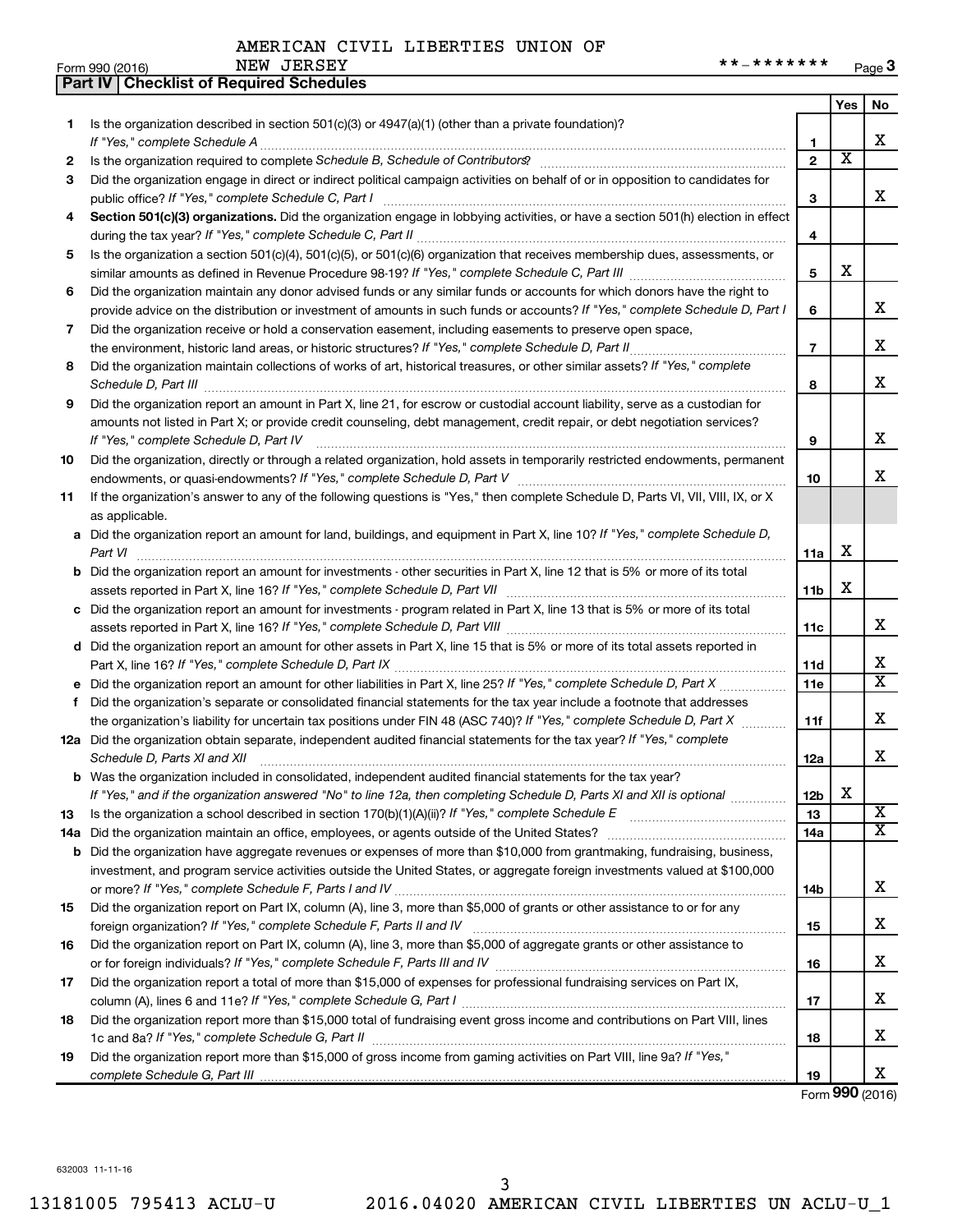AMERICAN CIVIL LIBERTIES UNION OF NEW JERSEY

Form 990 (2016) **-******* Page 3

**Part IV | Checklist of Required Schedules**

| | | | Yes | No |
|---|---|---|---|---|
| 1 | Is the organization described in section 501(c)(3) or 4947(a)(1) (other than a private foundation)? *If "Yes," complete Schedule A* | 1 | | X |
| 2 | Is the organization required to complete *Schedule B, Schedule of Contributors*? | 2 | X | |
| 3 | Did the organization engage in direct or indirect political campaign activities on behalf of or in opposition to candidates for public office? *If "Yes," complete Schedule C, Part I* | 3 | | X |
| 4 | **Section 501(c)(3) organizations.** Did the organization engage in lobbying activities, or have a section 501(h) election in effect during the tax year? *If "Yes," complete Schedule C, Part II* | 4 | | |
| 5 | Is the organization a section 501(c)(4), 501(c)(5), or 501(c)(6) organization that receives membership dues, assessments, or similar amounts as defined in Revenue Procedure 98-19? *If "Yes," complete Schedule C, Part III* | 5 | X | |
| 6 | Did the organization maintain any donor advised funds or any similar funds or accounts for which donors have the right to provide advice on the distribution or investment of amounts in such funds or accounts? *If "Yes," complete Schedule D, Part I* | 6 | | X |
| 7 | Did the organization receive or hold a conservation easement, including easements to preserve open space, the environment, historic land areas, or historic structures? *If "Yes," complete Schedule D, Part II* | 7 | | X |
| 8 | Did the organization maintain collections of works of art, historical treasures, or other similar assets? *If "Yes," complete Schedule D, Part III* | 8 | | X |
| 9 | Did the organization report an amount in Part X, line 21, for escrow or custodial account liability, serve as a custodian for amounts not listed in Part X; or provide credit counseling, debt management, credit repair, or debt negotiation services? *If "Yes," complete Schedule D, Part IV* | 9 | | X |
| 10 | Did the organization, directly or through a related organization, hold assets in temporarily restricted endowments, permanent endowments, or quasi-endowments? *If "Yes," complete Schedule D, Part V* | 10 | | X |
| 11 | If the organization's answer to any of the following questions is "Yes," then complete Schedule D, Parts VI, VII, VIII, IX, or X as applicable. | | | |
| a | Did the organization report an amount for land, buildings, and equipment in Part X, line 10? *If "Yes," complete Schedule D, Part VI* | 11a | X | |
| b | Did the organization report an amount for investments - other securities in Part X, line 12 that is 5% or more of its total assets reported in Part X, line 16? *If "Yes," complete Schedule D, Part VII* | 11b | X | |
| c | Did the organization report an amount for investments - program related in Part X, line 13 that is 5% or more of its total assets reported in Part X, line 16? *If "Yes," complete Schedule D, Part VIII* | 11c | | X |
| d | Did the organization report an amount for other assets in Part X, line 15 that is 5% or more of its total assets reported in Part X, line 16? *If "Yes," complete Schedule D, Part IX* | 11d | | X |
| e | Did the organization report an amount for other liabilities in Part X, line 25? *If "Yes," complete Schedule D, Part X* | 11e | | X |
| f | Did the organization's separate or consolidated financial statements for the tax year include a footnote that addresses the organization's liability for uncertain tax positions under FIN 48 (ASC 740)? *If "Yes," complete Schedule D, Part X* | 11f | | X |
| 12a | Did the organization obtain separate, independent audited financial statements for the tax year? *If "Yes," complete Schedule D, Parts XI and XII* | 12a | | X |
| b | Was the organization included in consolidated, independent audited financial statements for the tax year? *If "Yes," and if the organization answered "No" to line 12a, then completing Schedule D, Parts XI and XII is optional* | 12b | X | |
| 13 | Is the organization a school described in section 170(b)(1)(A)(ii)? *If "Yes," complete Schedule E* | 13 | | X |
| 14a | Did the organization maintain an office, employees, or agents outside of the United States? | 14a | | X |
| b | Did the organization have aggregate revenues or expenses of more than $10,000 from grantmaking, fundraising, business, investment, and program service activities outside the United States, or aggregate foreign investments valued at $100,000 or more? *If "Yes," complete Schedule F, Parts I and IV* | 14b | | X |
| 15 | Did the organization report on Part IX, column (A), line 3, more than $5,000 of grants or other assistance to or for any foreign organization? *If "Yes," complete Schedule F, Parts II and IV* | 15 | | X |
| 16 | Did the organization report on Part IX, column (A), line 3, more than $5,000 of aggregate grants or other assistance to or for foreign individuals? *If "Yes," complete Schedule F, Parts III and IV* | 16 | | X |
| 17 | Did the organization report a total of more than $15,000 of expenses for professional fundraising services on Part IX, column (A), lines 6 and 11e? *If "Yes," complete Schedule G, Part I* | 17 | | X |
| 18 | Did the organization report more than $15,000 total of fundraising event gross income and contributions on Part VIII, lines 1c and 8a? *If "Yes," complete Schedule G, Part II* | 18 | | X |
| 19 | Did the organization report more than $15,000 of gross income from gaming activities on Part VIII, line 9a? *If "Yes," complete Schedule G, Part III* | 19 | | X |

Form **990** (2016)

632003 11-11-16

13181005 795413 ACLU-U 2016.04020 AMERICAN CIVIL LIBERTIES UN ACLU-U_1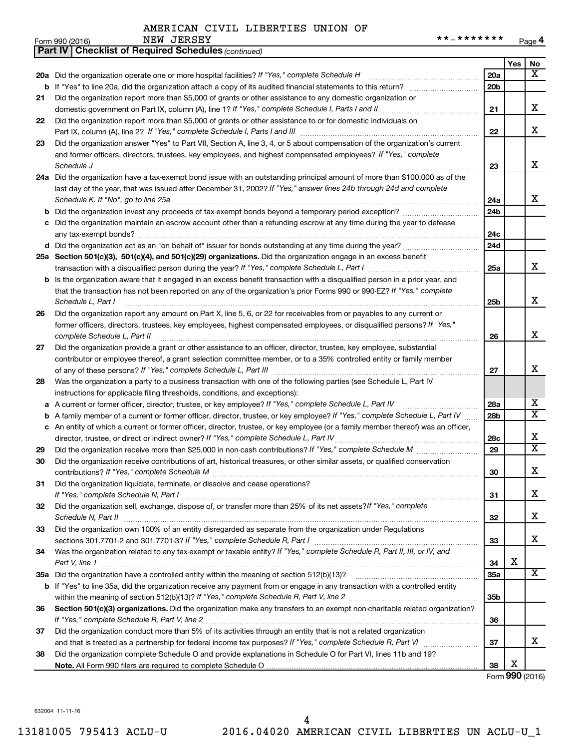AMERICAN CIVIL LIBERTIES UNION OF NEW JERSEY

Form 990 (2016) **-******* Page 4

**Part IV | Checklist of Required Schedules** *(continued)*

| | | | Yes | No |
|---|---|---|---|---|
| **20a** | Did the organization operate one or more hospital facilities? *If "Yes," complete Schedule H* | 20a | | X |
| **b** | If "Yes" to line 20a, did the organization attach a copy of its audited financial statements to this return? | 20b | | |
| **21** | Did the organization report more than $5,000 of grants or other assistance to any domestic organization or domestic government on Part IX, column (A), line 1? *If "Yes," complete Schedule I, Parts I and II* | 21 | | X |
| **22** | Did the organization report more than $5,000 of grants or other assistance to or for domestic individuals on Part IX, column (A), line 2? *If "Yes," complete Schedule I, Parts I and III* | 22 | | X |
| **23** | Did the organization answer "Yes" to Part VII, Section A, line 3, 4, or 5 about compensation of the organization's current and former officers, directors, trustees, key employees, and highest compensated employees? *If "Yes," complete Schedule J* | 23 | | X |
| **24a** | Did the organization have a tax-exempt bond issue with an outstanding principal amount of more than $100,000 as of the last day of the year, that was issued after December 31, 2002? *If "Yes," answer lines 24b through 24d and complete Schedule K. If "No", go to line 25a* | 24a | | X |
| **b** | Did the organization invest any proceeds of tax-exempt bonds beyond a temporary period exception? | 24b | | |
| **c** | Did the organization maintain an escrow account other than a refunding escrow at any time during the year to defease any tax-exempt bonds? | 24c | | |
| **d** | Did the organization act as an "on behalf of" issuer for bonds outstanding at any time during the year? | 24d | | |
| **25a** | **Section 501(c)(3), 501(c)(4), and 501(c)(29) organizations.** Did the organization engage in an excess benefit transaction with a disqualified person during the year? *If "Yes," complete Schedule L, Part I* | 25a | | X |
| **b** | Is the organization aware that it engaged in an excess benefit transaction with a disqualified person in a prior year, and that the transaction has not been reported on any of the organization's prior Forms 990 or 990-EZ? *If "Yes," complete Schedule L, Part I* | 25b | | X |
| **26** | Did the organization report any amount on Part X, line 5, 6, or 22 for receivables from or payables to any current or former officers, directors, trustees, key employees, highest compensated employees, or disqualified persons? *If "Yes," complete Schedule L, Part II* | 26 | | X |
| **27** | Did the organization provide a grant or other assistance to an officer, director, trustee, key employee, substantial contributor or employee thereof, a grant selection committee member, or to a 35% controlled entity or family member of any of these persons? *If "Yes," complete Schedule L, Part III* | 27 | | X |
| **28** | Was the organization a party to a business transaction with one of the following parties (see Schedule L, Part IV instructions for applicable filing thresholds, conditions, and exceptions): | | | |
| **a** | A current or former officer, director, trustee, or key employee? *If "Yes," complete Schedule L, Part IV* | 28a | | X |
| **b** | A family member of a current or former officer, director, trustee, or key employee? *If "Yes," complete Schedule L, Part IV* | 28b | | X |
| **c** | An entity of which a current or former officer, director, trustee, or key employee (or a family member thereof) was an officer, director, trustee, or direct or indirect owner? *If "Yes," complete Schedule L, Part IV* | 28c | | X |
| **29** | Did the organization receive more than $25,000 in non-cash contributions? *If "Yes," complete Schedule M* | 29 | | X |
| **30** | Did the organization receive contributions of art, historical treasures, or other similar assets, or qualified conservation contributions? *If "Yes," complete Schedule M* | 30 | | X |
| **31** | Did the organization liquidate, terminate, or dissolve and cease operations? *If "Yes," complete Schedule N, Part I* | 31 | | X |
| **32** | Did the organization sell, exchange, dispose of, or transfer more than 25% of its net assets? *If "Yes," complete Schedule N, Part II* | 32 | | X |
| **33** | Did the organization own 100% of an entity disregarded as separate from the organization under Regulations sections 301.7701-2 and 301.7701-3? *If "Yes," complete Schedule R, Part I* | 33 | | X |
| **34** | Was the organization related to any tax-exempt or taxable entity? *If "Yes," complete Schedule R, Part II, III, or IV, and Part V, line 1* | 34 | X | |
| **35a** | Did the organization have a controlled entity within the meaning of section 512(b)(13)? | 35a | | X |
| **b** | If "Yes" to line 35a, did the organization receive any payment from or engage in any transaction with a controlled entity within the meaning of section 512(b)(13)? *If "Yes," complete Schedule R, Part V, line 2* | 35b | | |
| **36** | **Section 501(c)(3) organizations.** Did the organization make any transfers to an exempt non-charitable related organization? *If "Yes," complete Schedule R, Part V, line 2* | 36 | | |
| **37** | Did the organization conduct more than 5% of its activities through an entity that is not a related organization and that is treated as a partnership for federal income tax purposes? *If "Yes," complete Schedule R, Part VI* | 37 | | X |
| **38** | Did the organization complete Schedule O and provide explanations in Schedule O for Part VI, lines 11b and 19? **Note.** All Form 990 filers are required to complete Schedule O | 38 | X | |

Form **990** (2016)

632004 11-11-16

13181005 795413 ACLU-U 2016.04020 AMERICAN CIVIL LIBERTIES UN ACLU-U_1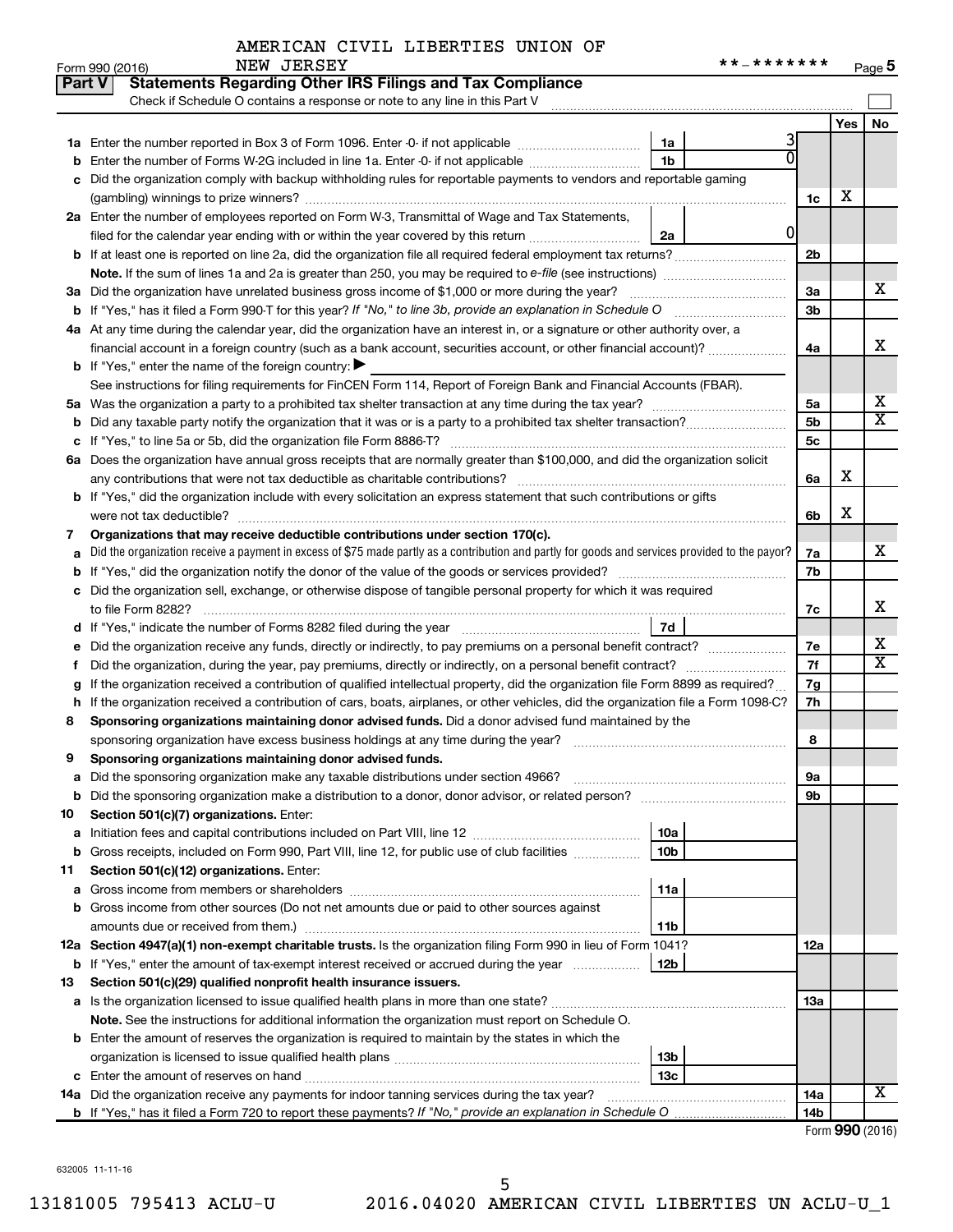AMERICAN CIVIL LIBERTIES UNION OF NEW JERSEY

Form 990 (2016) **-******* Page 5

## Part V Statements Regarding Other IRS Filings and Tax Compliance

Check if Schedule O contains a response or note to any line in this Part V

| | | | | | Yes | No |
|---|---|---|---|---|---|---|
| **1a** | Enter the number reported in Box 3 of Form 1096. Enter -0- if not applicable | 1a | 3 | | | |
| **b** | Enter the number of Forms W-2G included in line 1a. Enter -0- if not applicable | 1b | 0 | | | |
| **c** | Did the organization comply with backup withholding rules for reportable payments to vendors and reportable gaming (gambling) winnings to prize winners? | | | 1c | X | |
| **2a** | Enter the number of employees reported on Form W-3, Transmittal of Wage and Tax Statements, filed for the calendar year ending with or within the year covered by this return | 2a | 0 | | | |
| **b** | If at least one is reported on line 2a, did the organization file all required federal employment tax returns? | | | 2b | | |
| | **Note.** If the sum of lines 1a and 2a is greater than 250, you may be required to *e-file* (see instructions) | | | | | |
| **3a** | Did the organization have unrelated business gross income of $1,000 or more during the year? | | | 3a | | X |
| **b** | If "Yes," has it filed a Form 990-T for this year? *If "No," to line 3b, provide an explanation in Schedule O* | | | 3b | | |
| **4a** | At any time during the calendar year, did the organization have an interest in, or a signature or other authority over, a financial account in a foreign country (such as a bank account, securities account, or other financial account)? | | | 4a | | X |
| **b** | If "Yes," enter the name of the foreign country: ▶ | | | | | |
| | See instructions for filing requirements for FinCEN Form 114, Report of Foreign Bank and Financial Accounts (FBAR). | | | | | |
| **5a** | Was the organization a party to a prohibited tax shelter transaction at any time during the tax year? | | | 5a | | X |
| **b** | Did any taxable party notify the organization that it was or is a party to a prohibited tax shelter transaction? | | | 5b | | X |
| **c** | If "Yes," to line 5a or 5b, did the organization file Form 8886-T? | | | 5c | | |
| **6a** | Does the organization have annual gross receipts that are normally greater than $100,000, and did the organization solicit any contributions that were not tax deductible as charitable contributions? | | | 6a | X | |
| **b** | If "Yes," did the organization include with every solicitation an express statement that such contributions or gifts were not tax deductible? | | | 6b | X | |
| **7** | **Organizations that may receive deductible contributions under section 170(c).** | | | | | |
| **a** | Did the organization receive a payment in excess of $75 made partly as a contribution and partly for goods and services provided to the payor? | | | 7a | | X |
| **b** | If "Yes," did the organization notify the donor of the value of the goods or services provided? | | | 7b | | |
| **c** | Did the organization sell, exchange, or otherwise dispose of tangible personal property for which it was required to file Form 8282? | | | 7c | | X |
| **d** | If "Yes," indicate the number of Forms 8282 filed during the year | 7d | | | | |
| **e** | Did the organization receive any funds, directly or indirectly, to pay premiums on a personal benefit contract? | | | 7e | | X |
| **f** | Did the organization, during the year, pay premiums, directly or indirectly, on a personal benefit contract? | | | 7f | | X |
| **g** | If the organization received a contribution of qualified intellectual property, did the organization file Form 8899 as required? | | | 7g | | |
| **h** | If the organization received a contribution of cars, boats, airplanes, or other vehicles, did the organization file a Form 1098-C? | | | 7h | | |
| **8** | **Sponsoring organizations maintaining donor advised funds.** Did a donor advised fund maintained by the sponsoring organization have excess business holdings at any time during the year? | | | 8 | | |
| **9** | **Sponsoring organizations maintaining donor advised funds.** | | | | | |
| **a** | Did the sponsoring organization make any taxable distributions under section 4966? | | | 9a | | |
| **b** | Did the sponsoring organization make a distribution to a donor, donor advisor, or related person? | | | 9b | | |
| **10** | **Section 501(c)(7) organizations.** Enter: | | | | | |
| **a** | Initiation fees and capital contributions included on Part VIII, line 12 | 10a | | | | |
| **b** | Gross receipts, included on Form 990, Part VIII, line 12, for public use of club facilities | 10b | | | | |
| **11** | **Section 501(c)(12) organizations.** Enter: | | | | | |
| **a** | Gross income from members or shareholders | 11a | | | | |
| **b** | Gross income from other sources (Do not net amounts due or paid to other sources against amounts due or received from them.) | 11b | | | | |
| **12a** | **Section 4947(a)(1) non-exempt charitable trusts.** Is the organization filing Form 990 in lieu of Form 1041? | | | 12a | | |
| **b** | If "Yes," enter the amount of tax-exempt interest received or accrued during the year | 12b | | | | |
| **13** | **Section 501(c)(29) qualified nonprofit health insurance issuers.** | | | | | |
| **a** | Is the organization licensed to issue qualified health plans in more than one state? | | | 13a | | |
| | **Note.** See the instructions for additional information the organization must report on Schedule O. | | | | | |
| **b** | Enter the amount of reserves the organization is required to maintain by the states in which the organization is licensed to issue qualified health plans | 13b | | | | |
| **c** | Enter the amount of reserves on hand | 13c | | | | |
| **14a** | Did the organization receive any payments for indoor tanning services during the tax year? | | | 14a | | X |
| **b** | If "Yes," has it filed a Form 720 to report these payments? *If "No," provide an explanation in Schedule O* | | | 14b | | |

Form **990** (2016)

632005 11-11-16

13181005 795413 ACLU-U 2016.04020 AMERICAN CIVIL LIBERTIES UN ACLU-U_1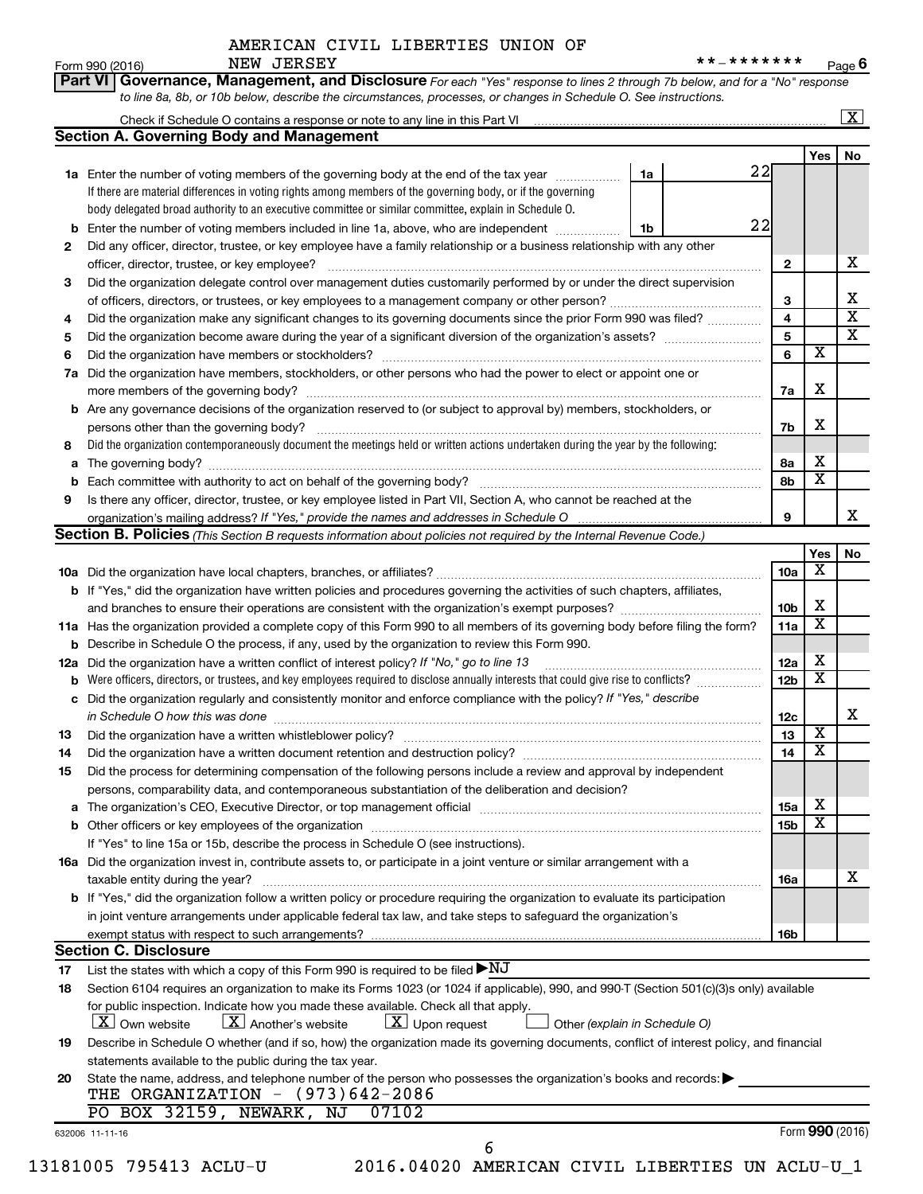AMERICAN CIVIL LIBERTIES UNION OF NEW JERSEY

Form 990 (2016) **-******* Page 6

**Part VI | Governance, Management, and Disclosure** *For each "Yes" response to lines 2 through 7b below, and for a "No" response to line 8a, 8b, or 10b below, describe the circumstances, processes, or changes in Schedule O. See instructions.*

Check if Schedule O contains a response or note to any line in this Part VI ..... [X]

## Section A. Governing Body and Management

| | | | Yes | No |
|---|---|---|---|---|
| **1a** | Enter the number of voting members of the governing body at the end of the tax year ..... **1a** 22. If there are material differences in voting rights among members of the governing body, or if the governing body delegated broad authority to an executive committee or similar committee, explain in Schedule O. | | | |
| **b** | Enter the number of voting members included in line 1a, above, who are independent ..... **1b** 22 | | | |
| **2** | Did any officer, director, trustee, or key employee have a family relationship or a business relationship with any other officer, director, trustee, or key employee? | 2 | | X |
| **3** | Did the organization delegate control over management duties customarily performed by or under the direct supervision of officers, directors, or trustees, or key employees to a management company or other person? | 3 | | X |
| **4** | Did the organization make any significant changes to its governing documents since the prior Form 990 was filed? | 4 | | X |
| **5** | Did the organization become aware during the year of a significant diversion of the organization's assets? | 5 | | X |
| **6** | Did the organization have members or stockholders? | 6 | X | |
| **7a** | Did the organization have members, stockholders, or other persons who had the power to elect or appoint one or more members of the governing body? | 7a | X | |
| **b** | Are any governance decisions of the organization reserved to (or subject to approval by) members, stockholders, or persons other than the governing body? | 7b | X | |
| **8** | Did the organization contemporaneously document the meetings held or written actions undertaken during the year by the following: | | | |
| **a** | The governing body? | 8a | X | |
| **b** | Each committee with authority to act on behalf of the governing body? | 8b | X | |
| **9** | Is there any officer, director, trustee, or key employee listed in Part VII, Section A, who cannot be reached at the organization's mailing address? *If "Yes," provide the names and addresses in Schedule O* | 9 | | X |

## Section B. Policies *(This Section B requests information about policies not required by the Internal Revenue Code.)*

| | | | Yes | No |
|---|---|---|---|---|
| **10a** | Did the organization have local chapters, branches, or affiliates? | 10a | X | |
| **b** | If "Yes," did the organization have written policies and procedures governing the activities of such chapters, affiliates, and branches to ensure their operations are consistent with the organization's exempt purposes? | 10b | X | |
| **11a** | Has the organization provided a complete copy of this Form 990 to all members of its governing body before filing the form? | 11a | X | |
| **b** | Describe in Schedule O the process, if any, used by the organization to review this Form 990. | | | |
| **12a** | Did the organization have a written conflict of interest policy? *If "No," go to line 13* | 12a | X | |
| **b** | Were officers, directors, or trustees, and key employees required to disclose annually interests that could give rise to conflicts? | 12b | X | |
| **c** | Did the organization regularly and consistently monitor and enforce compliance with the policy? *If "Yes," describe in Schedule O how this was done* | 12c | | X |
| **13** | Did the organization have a written whistleblower policy? | 13 | X | |
| **14** | Did the organization have a written document retention and destruction policy? | 14 | X | |
| **15** | Did the process for determining compensation of the following persons include a review and approval by independent persons, comparability data, and contemporaneous substantiation of the deliberation and decision? | | | |
| **a** | The organization's CEO, Executive Director, or top management official | 15a | X | |
| **b** | Other officers or key employees of the organization | 15b | X | |
| | If "Yes" to line 15a or 15b, describe the process in Schedule O (see instructions). | | | |
| **16a** | Did the organization invest in, contribute assets to, or participate in a joint venture or similar arrangement with a taxable entity during the year? | 16a | | X |
| **b** | If "Yes," did the organization follow a written policy or procedure requiring the organization to evaluate its participation in joint venture arrangements under applicable federal tax law, and take steps to safeguard the organization's exempt status with respect to such arrangements? | 16b | | |

## Section C. Disclosure

**17** List the states with which a copy of this Form 990 is required to be filed ▶NJ

**18** Section 6104 requires an organization to make its Forms 1023 (or 1024 if applicable), 990, and 990-T (Section 501(c)(3)s only) available for public inspection. Indicate how you made these available. Check all that apply.

[X] Own website [X] Another's website [X] Upon request [ ] Other *(explain in Schedule O)*

**19** Describe in Schedule O whether (and if so, how) the organization made its governing documents, conflict of interest policy, and financial statements available to the public during the tax year.

**20** State the name, address, and telephone number of the person who possesses the organization's books and records: ▶
THE ORGANIZATION - (973)642-2086
PO BOX 32159, NEWARK, NJ 07102

632006 11-11-16 Form **990** (2016)

13181005 795413 ACLU-U 2016.04020 AMERICAN CIVIL LIBERTIES UN ACLU-U_1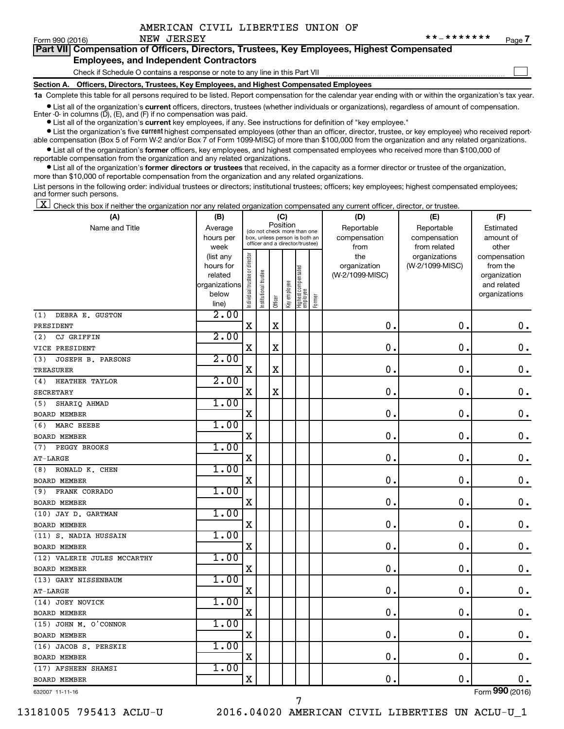AMERICAN CIVIL LIBERTIES UNION OF NEW JERSEY

Form 990 (2016) **-******* Page 7

**Part VII Compensation of Officers, Directors, Trustees, Key Employees, Highest Compensated Employees, and Independent Contractors**

Check if Schedule O contains a response or note to any line in this Part VII ☐

**Section A. Officers, Directors, Trustees, Key Employees, and Highest Compensated Employees**

**1a** Complete this table for all persons required to be listed. Report compensation for the calendar year ending with or within the organization's tax year.

- List all of the organization's **current** officers, directors, trustees (whether individuals or organizations), regardless of amount of compensation. Enter -0- in columns (D), (E), and (F) if no compensation was paid.
- List all of the organization's **current** key employees, if any. See instructions for definition of "key employee."
- List the organization's five **current** highest compensated employees (other than an officer, director, trustee, or key employee) who received reportable compensation (Box 5 of Form W-2 and/or Box 7 of Form 1099-MISC) of more than $100,000 from the organization and any related organizations.
- List all of the organization's **former** officers, key employees, and highest compensated employees who received more than $100,000 of reportable compensation from the organization and any related organizations.
- List all of the organization's **former directors or trustees** that received, in the capacity as a former director or trustee of the organization, more than $10,000 of reportable compensation from the organization and any related organizations.

List persons in the following order: individual trustees or directors; institutional trustees; officers; key employees; highest compensated employees; and former such persons.

☒ Check this box if neither the organization nor any related organization compensated any current officer, director, or trustee.

| (A) Name and Title | (B) Average hours per week (list any hours for related organizations below line) | (C) Position: Individual trustee or director | Institutional trustee | Officer | Key employee | Highest compensated employee | Former | (D) Reportable compensation from the organization (W-2/1099-MISC) | (E) Reportable compensation from related organizations (W-2/1099-MISC) | (F) Estimated amount of other compensation from the organization and related organizations |
|---|---|---|---|---|---|---|---|---|---|---|
| (1) DEBRA E. GUSTON<br>PRESIDENT | 2.00 | X | | X | | | | 0. | 0. | 0. |
| (2) CJ GRIFFIN<br>VICE PRESIDENT | 2.00 | X | | X | | | | 0. | 0. | 0. |
| (3) JOSEPH B. PARSONS<br>TREASURER | 2.00 | X | | X | | | | 0. | 0. | 0. |
| (4) HEATHER TAYLOR<br>SECRETARY | 2.00 | X | | X | | | | 0. | 0. | 0. |
| (5) SHARIQ AHMAD<br>BOARD MEMBER | 1.00 | X | | | | | | 0. | 0. | 0. |
| (6) MARC BEEBE<br>BOARD MEMBER | 1.00 | X | | | | | | 0. | 0. | 0. |
| (7) PEGGY BROOKS<br>AT-LARGE | 1.00 | X | | | | | | 0. | 0. | 0. |
| (8) RONALD K. CHEN<br>BOARD MEMBER | 1.00 | X | | | | | | 0. | 0. | 0. |
| (9) FRANK CORRADO<br>BOARD MEMBER | 1.00 | X | | | | | | 0. | 0. | 0. |
| (10) JAY D. GARTMAN<br>BOARD MEMBER | 1.00 | X | | | | | | 0. | 0. | 0. |
| (11) S. NADIA HUSSAIN<br>BOARD MEMBER | 1.00 | X | | | | | | 0. | 0. | 0. |
| (12) VALERIE JULES MCCARTHY<br>BOARD MEMBER | 1.00 | X | | | | | | 0. | 0. | 0. |
| (13) GARY NISSENBAUM<br>AT-LARGE | 1.00 | X | | | | | | 0. | 0. | 0. |
| (14) JOEY NOVICK<br>BOARD MEMBER | 1.00 | X | | | | | | 0. | 0. | 0. |
| (15) JOHN M. O'CONNOR<br>BOARD MEMBER | 1.00 | X | | | | | | 0. | 0. | 0. |
| (16) JACOB S. PERSKIE<br>BOARD MEMBER | 1.00 | X | | | | | | 0. | 0. | 0. |
| (17) AFSHEEN SHAMSI<br>BOARD MEMBER | 1.00 | X | | | | | | 0. | 0. | 0. |

632007 11-11-16 Form **990** (2016)

13181005 795413 ACLU-U 2016.04020 AMERICAN CIVIL LIBERTIES UN ACLU-U_1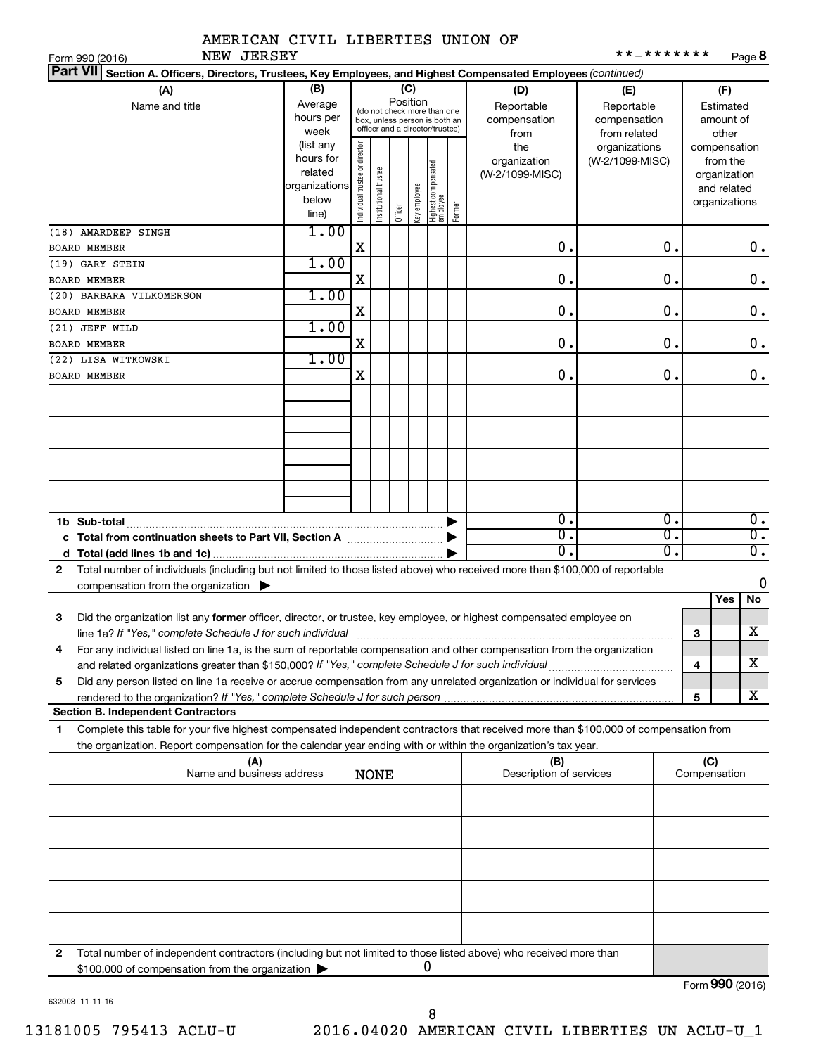AMERICAN CIVIL LIBERTIES UNION OF NEW JERSEY

Form 990 (2016) **-******* Page 8

**Part VII** Section A. Officers, Directors, Trustees, Key Employees, and Highest Compensated Employees *(continued)*

| (A) Name and title | (B) Average hours per week (list any hours for related organizations below line) | (C) Position: Individual trustee or director | Institutional trustee | Officer | Key employee | Highest compensated employee | Former | (D) Reportable compensation from the organization (W-2/1099-MISC) | (E) Reportable compensation from related organizations (W-2/1099-MISC) | (F) Estimated amount of other compensation from the organization and related organizations |
|---|---|---|---|---|---|---|---|---|---|---|
| (18) AMARDEEP SINGH<br>BOARD MEMBER | 1.00 | X | | | | | | 0. | 0. | 0. |
| (19) GARY STEIN<br>BOARD MEMBER | 1.00 | X | | | | | | 0. | 0. | 0. |
| (20) BARBARA VILKOMERSON<br>BOARD MEMBER | 1.00 | X | | | | | | 0. | 0. | 0. |
| (21) JEFF WILD<br>BOARD MEMBER | 1.00 | X | | | | | | 0. | 0. | 0. |
| (22) LISA WITKOWSKI<br>BOARD MEMBER | 1.00 | X | | | | | | 0. | 0. | 0. |
| **1b Sub-total** | | | | | | | | 0. | 0. | 0. |
| **c Total from continuation sheets to Part VII, Section A** | | | | | | | | 0. | 0. | 0. |
| **d Total (add lines 1b and 1c)** | | | | | | | | 0. | 0. | 0. |

**2** Total number of individuals (including but not limited to those listed above) who received more than $100,000 of reportable compensation from the organization ▶ 0

| | | | Yes | No |
|---|---|---|---|---|
| **3** | Did the organization list any **former** officer, director, or trustee, key employee, or highest compensated employee on line 1a? *If "Yes," complete Schedule J for such individual* | 3 | | X |
| **4** | For any individual listed on line 1a, is the sum of reportable compensation and other compensation from the organization and related organizations greater than $150,000? *If "Yes," complete Schedule J for such individual* | 4 | | X |
| **5** | Did any person listed on line 1a receive or accrue compensation from any unrelated organization or individual for services rendered to the organization? *If "Yes," complete Schedule J for such person* | 5 | | X |

**Section B. Independent Contractors**

**1** Complete this table for your five highest compensated independent contractors that received more than $100,000 of compensation from the organization. Report compensation for the calendar year ending with or within the organization's tax year.

| (A) Name and business address | (B) Description of services | (C) Compensation |
|---|---|---|
| NONE | | |
| | | |
| | | |
| | | |
| | | |

**2** Total number of independent contractors (including but not limited to those listed above) who received more than $100,000 of compensation from the organization ▶ 0

Form **990** (2016)

632008 11-11-16

13181005 795413 ACLU-U 2016.04020 AMERICAN CIVIL LIBERTIES UN ACLU-U_1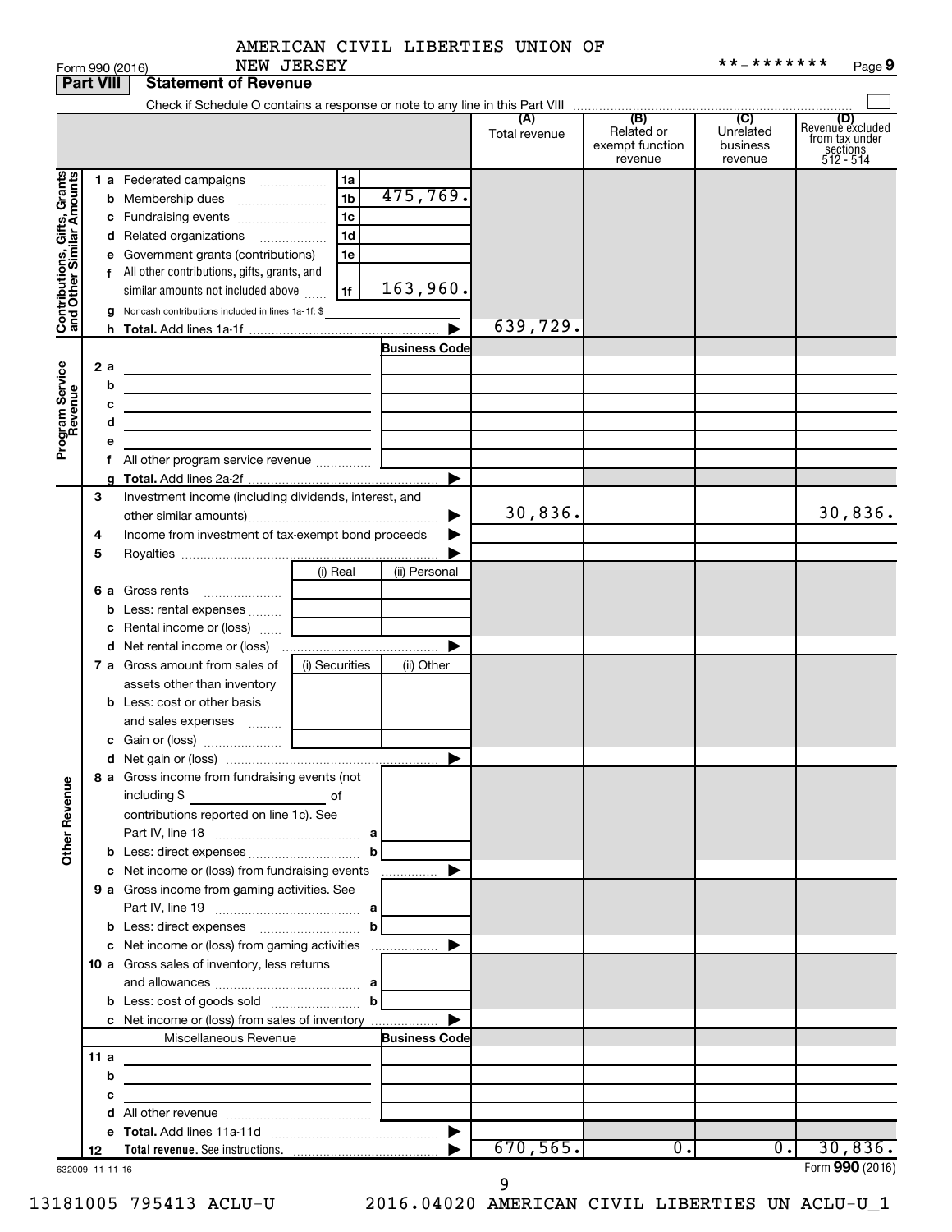AMERICAN CIVIL LIBERTIES UNION OF NEW JERSEY

Form 990 (2016) **-******* Page 9

## Part VIII Statement of Revenue

Check if Schedule O contains a response or note to any line in this Part VIII

| | | | (A) Total revenue | (B) Related or exempt function revenue | (C) Unrelated business revenue | (D) Revenue excluded from tax under sections 512 - 514 |
|---|---|---|---|---|---|---|
| **Contributions, Gifts, Grants and Other Similar Amounts** | | | | | | |
| 1 a Federated campaigns | 1a | | | | | |
| b Membership dues | 1b | 475,769. | | | | |
| c Fundraising events | 1c | | | | | |
| d Related organizations | 1d | | | | | |
| e Government grants (contributions) | 1e | | | | | |
| f All other contributions, gifts, grants, and similar amounts not included above | 1f | 163,960. | | | | |
| g Noncash contributions included in lines 1a-1f: $ | | | | | | |
| h **Total.** Add lines 1a-1f | | | 639,729. | | | |
| **Program Service Revenue** | | Business Code | | | | |
| 2 a | | | | | | |
| b | | | | | | |
| c | | | | | | |
| d | | | | | | |
| e | | | | | | |
| f All other program service revenue | | | | | | |
| g **Total.** Add lines 2a-2f | | | | | | |
| 3 Investment income (including dividends, interest, and other similar amounts) | | | 30,836. | | | 30,836. |
| 4 Income from investment of tax-exempt bond proceeds | | | | | | |
| 5 Royalties | | | | | | |
| | (i) Real | (ii) Personal | | | | |
| 6 a Gross rents | | | | | | |
| b Less: rental expenses | | | | | | |
| c Rental income or (loss) | | | | | | |
| d Net rental income or (loss) | | | | | | |
| 7 a Gross amount from sales of assets other than inventory | (i) Securities | (ii) Other | | | | |
| b Less: cost or other basis and sales expenses | | | | | | |
| c Gain or (loss) | | | | | | |
| d Net gain or (loss) | | | | | | |
| **Other Revenue** | | | | | | |
| 8 a Gross income from fundraising events (not including $ of contributions reported on line 1c). See Part IV, line 18 | a | | | | | |
| b Less: direct expenses | b | | | | | |
| c Net income or (loss) from fundraising events | | | | | | |
| 9 a Gross income from gaming activities. See Part IV, line 19 | a | | | | | |
| b Less: direct expenses | b | | | | | |
| c Net income or (loss) from gaming activities | | | | | | |
| 10 a Gross sales of inventory, less returns and allowances | a | | | | | |
| b Less: cost of goods sold | b | | | | | |
| c Net income or (loss) from sales of inventory | | | | | | |
| Miscellaneous Revenue | | Business Code | | | | |
| 11 a | | | | | | |
| b | | | | | | |
| c | | | | | | |
| d All other revenue | | | | | | |
| e **Total.** Add lines 11a-11d | | | | | | |
| 12 **Total revenue.** See instructions. | | | 670,565. | 0. | 0. | 30,836. |

632009 11-11-16 Form **990** (2016)

13181005 795413 ACLU-U 2016.04020 AMERICAN CIVIL LIBERTIES UN ACLU-U_1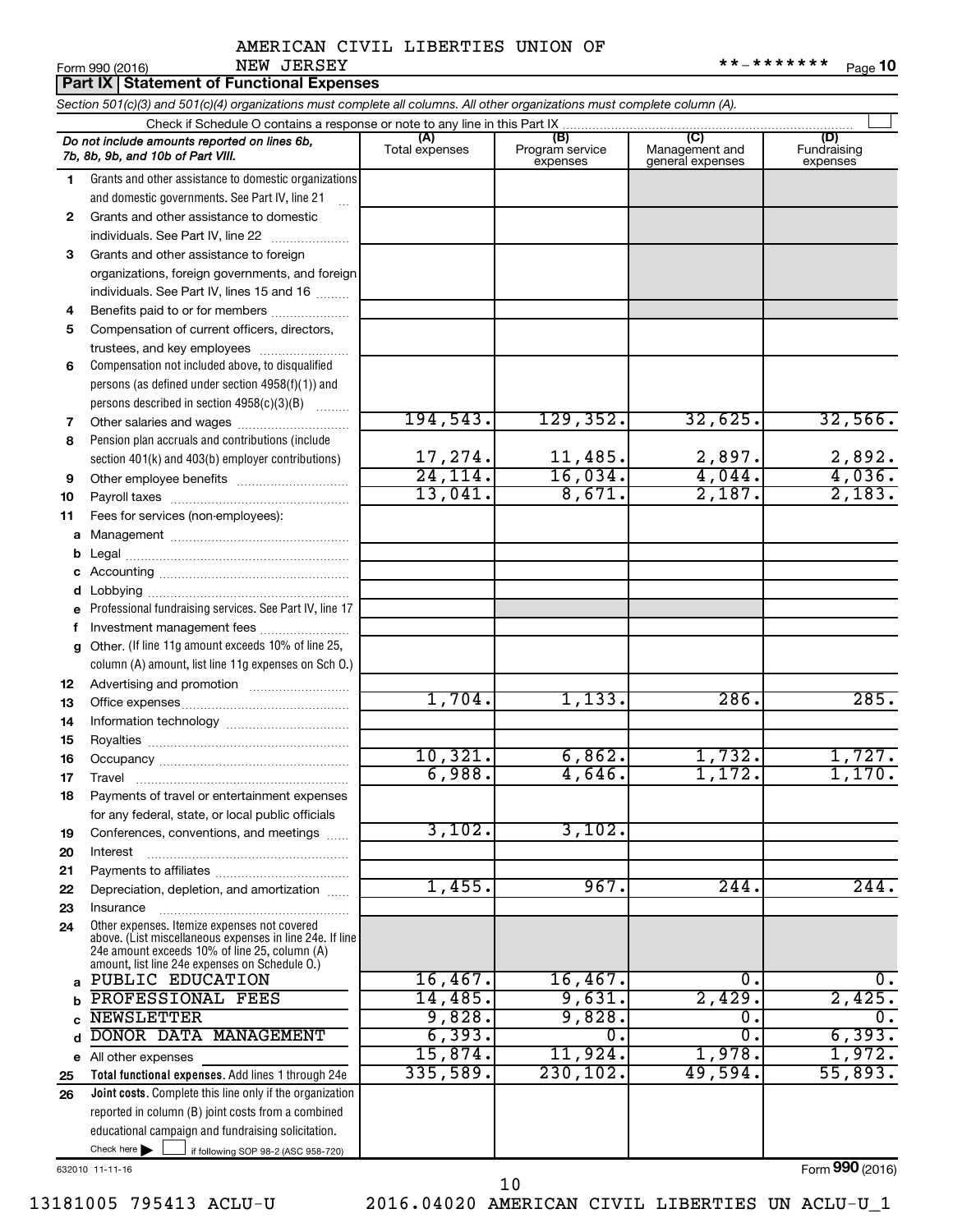AMERICAN CIVIL LIBERTIES UNION OF NEW JERSEY

Form 990 (2016) **-******* Page 10

## Part IX Statement of Functional Expenses

*Section 501(c)(3) and 501(c)(4) organizations must complete all columns. All other organizations must complete column (A).*

Check if Schedule O contains a response or note to any line in this Part IX

| *Do not include amounts reported on lines 6b, 7b, 8b, 9b, and 10b of Part VIII.* | (A) Total expenses | (B) Program service expenses | (C) Management and general expenses | (D) Fundraising expenses |
|---|---|---|---|---|
| 1 Grants and other assistance to domestic organizations and domestic governments. See Part IV, line 21 | | | | |
| 2 Grants and other assistance to domestic individuals. See Part IV, line 22 | | | | |
| 3 Grants and other assistance to foreign organizations, foreign governments, and foreign individuals. See Part IV, lines 15 and 16 | | | | |
| 4 Benefits paid to or for members | | | | |
| 5 Compensation of current officers, directors, trustees, and key employees | | | | |
| 6 Compensation not included above, to disqualified persons (as defined under section 4958(f)(1)) and persons described in section 4958(c)(3)(B) | | | | |
| 7 Other salaries and wages | 194,543. | 129,352. | 32,625. | 32,566. |
| 8 Pension plan accruals and contributions (include section 401(k) and 403(b) employer contributions) | 17,274. | 11,485. | 2,897. | 2,892. |
| 9 Other employee benefits | 24,114. | 16,034. | 4,044. | 4,036. |
| 10 Payroll taxes | 13,041. | 8,671. | 2,187. | 2,183. |
| 11 Fees for services (non-employees): | | | | |
| a Management | | | | |
| b Legal | | | | |
| c Accounting | | | | |
| d Lobbying | | | | |
| e Professional fundraising services. See Part IV, line 17 | | | | |
| f Investment management fees | | | | |
| g Other. (If line 11g amount exceeds 10% of line 25, column (A) amount, list line 11g expenses on Sch O.) | | | | |
| 12 Advertising and promotion | | | | |
| 13 Office expenses | 1,704. | 1,133. | 286. | 285. |
| 14 Information technology | | | | |
| 15 Royalties | | | | |
| 16 Occupancy | 10,321. | 6,862. | 1,732. | 1,727. |
| 17 Travel | 6,988. | 4,646. | 1,172. | 1,170. |
| 18 Payments of travel or entertainment expenses for any federal, state, or local public officials | | | | |
| 19 Conferences, conventions, and meetings | 3,102. | 3,102. | | |
| 20 Interest | | | | |
| 21 Payments to affiliates | | | | |
| 22 Depreciation, depletion, and amortization | 1,455. | 967. | 244. | 244. |
| 23 Insurance | | | | |
| 24 Other expenses. Itemize expenses not covered above. (List miscellaneous expenses in line 24e. If line 24e amount exceeds 10% of line 25, column (A) amount, list line 24e expenses on Schedule O.) | | | | |
| a PUBLIC EDUCATION | 16,467. | 16,467. | 0. | 0. |
| b PROFESSIONAL FEES | 14,485. | 9,631. | 2,429. | 2,425. |
| c NEWSLETTER | 9,828. | 9,828. | 0. | 0. |
| d DONOR DATA MANAGEMENT | 6,393. | 0. | 0. | 6,393. |
| e All other expenses | 15,874. | 11,924. | 1,978. | 1,972. |
| 25 **Total functional expenses.** Add lines 1 through 24e | 335,589. | 230,102. | 49,594. | 55,893. |
| 26 **Joint costs.** Complete this line only if the organization reported in column (B) joint costs from a combined educational campaign and fundraising solicitation. Check here ☐ if following SOP 98-2 (ASC 958-720) | | | | |

632010 11-11-16 Form **990** (2016)

13181005 795413 ACLU-U 2016.04020 AMERICAN CIVIL LIBERTIES UN ACLU-U_1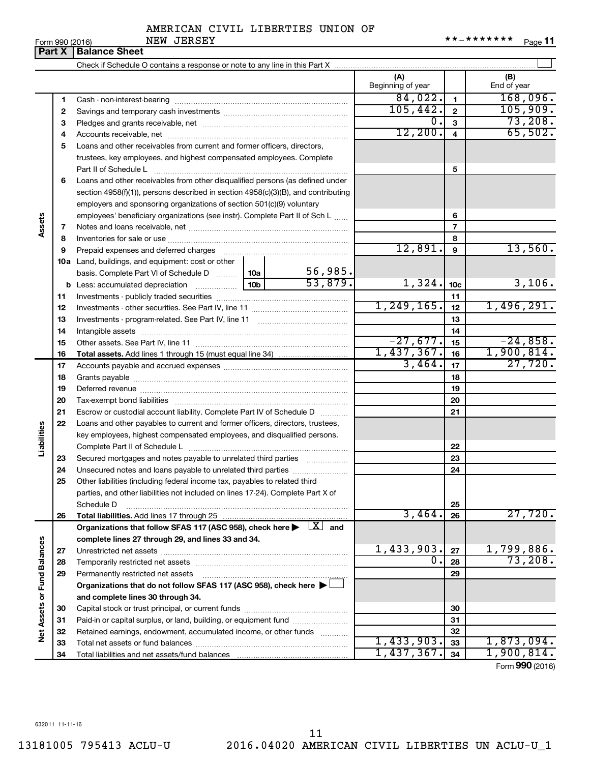AMERICAN CIVIL LIBERTIES UNION OF NEW JERSEY

Form 990 (2016) **-******* Page 11

## Part X | Balance Sheet

Check if Schedule O contains a response or note to any line in this Part X ☐

| | | | (A) Beginning of year | | (B) End of year |
|---|---|---|---|---|---|
| **Assets** | 1 | Cash - non-interest-bearing | 84,022. | 1 | 168,096. |
| | 2 | Savings and temporary cash investments | 105,442. | 2 | 105,909. |
| | 3 | Pledges and grants receivable, net | 0. | 3 | 73,208. |
| | 4 | Accounts receivable, net | 12,200. | 4 | 65,502. |
| | 5 | Loans and other receivables from current and former officers, directors, trustees, key employees, and highest compensated employees. Complete Part II of Schedule L | | 5 | |
| | 6 | Loans and other receivables from other disqualified persons (as defined under section 4958(f)(1)), persons described in section 4958(c)(3)(B), and contributing employers and sponsoring organizations of section 501(c)(9) voluntary employees' beneficiary organizations (see instr). Complete Part II of Sch L | | 6 | |
| | 7 | Notes and loans receivable, net | | 7 | |
| | 8 | Inventories for sale or use | | 8 | |
| | 9 | Prepaid expenses and deferred charges | 12,891. | 9 | 13,560. |
| | 10a | Land, buildings, and equipment: cost or other basis. Complete Part VI of Schedule D — 10a: 56,985. | | | |
| | b | Less: accumulated depreciation — 10b: 53,879. | 1,324. | 10c | 3,106. |
| | 11 | Investments - publicly traded securities | | 11 | |
| | 12 | Investments - other securities. See Part IV, line 11 | 1,249,165. | 12 | 1,496,291. |
| | 13 | Investments - program-related. See Part IV, line 11 | | 13 | |
| | 14 | Intangible assets | | 14 | |
| | 15 | Other assets. See Part IV, line 11 | -27,677. | 15 | -24,858. |
| | 16 | **Total assets.** Add lines 1 through 15 (must equal line 34) | 1,437,367. | 16 | 1,900,814. |
| **Liabilities** | 17 | Accounts payable and accrued expenses | 3,464. | 17 | 27,720. |
| | 18 | Grants payable | | 18 | |
| | 19 | Deferred revenue | | 19 | |
| | 20 | Tax-exempt bond liabilities | | 20 | |
| | 21 | Escrow or custodial account liability. Complete Part IV of Schedule D | | 21 | |
| | 22 | Loans and other payables to current and former officers, directors, trustees, key employees, highest compensated employees, and disqualified persons. Complete Part II of Schedule L | | 22 | |
| | 23 | Secured mortgages and notes payable to unrelated third parties | | 23 | |
| | 24 | Unsecured notes and loans payable to unrelated third parties | | 24 | |
| | 25 | Other liabilities (including federal income tax, payables to related third parties, and other liabilities not included on lines 17-24). Complete Part X of Schedule D | | 25 | |
| | 26 | **Total liabilities.** Add lines 17 through 25 | 3,464. | 26 | 27,720. |
| **Net Assets or Fund Balances** | | **Organizations that follow SFAS 117 (ASC 958), check here ▶ [X] and complete lines 27 through 29, and lines 33 and 34.** | | | |
| | 27 | Unrestricted net assets | 1,433,903. | 27 | 1,799,886. |
| | 28 | Temporarily restricted net assets | 0. | 28 | 73,208. |
| | 29 | Permanently restricted net assets | | 29 | |
| | | **Organizations that do not follow SFAS 117 (ASC 958), check here ▶ ☐ and complete lines 30 through 34.** | | | |
| | 30 | Capital stock or trust principal, or current funds | | 30 | |
| | 31 | Paid-in or capital surplus, or land, building, or equipment fund | | 31 | |
| | 32 | Retained earnings, endowment, accumulated income, or other funds | | 32 | |
| | 33 | Total net assets or fund balances | 1,433,903. | 33 | 1,873,094. |
| | 34 | Total liabilities and net assets/fund balances | 1,437,367. | 34 | 1,900,814. |

Form **990** (2016)

632011 11-11-16

13181005 795413 ACLU-U 2016.04020 AMERICAN CIVIL LIBERTIES UN ACLU-U_1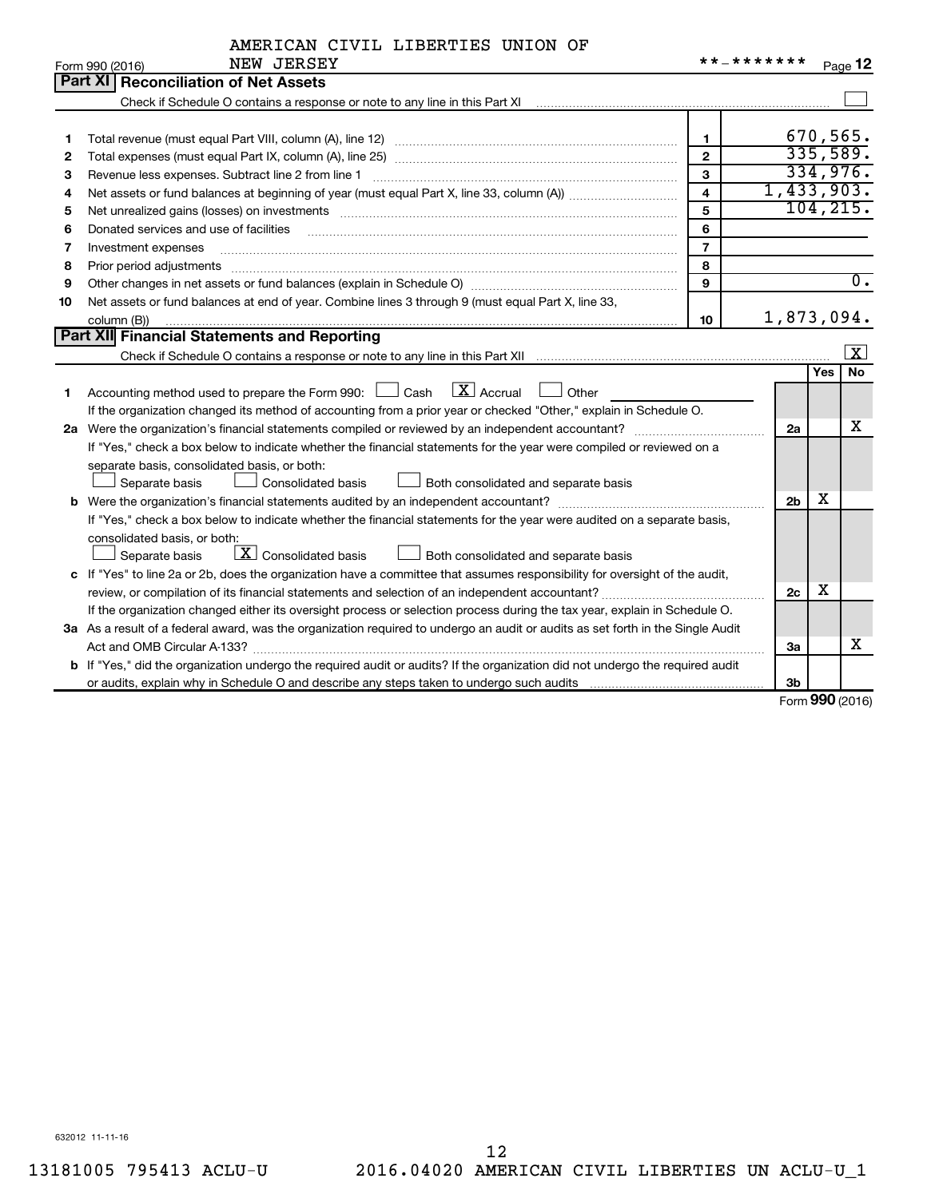AMERICAN CIVIL LIBERTIES UNION OF NEW JERSEY **-*******

Form 990 (2016)

## Part XI Reconciliation of Net Assets

Check if Schedule O contains a response or note to any line in this Part XI ☐

| | | | |
|---|---|---|---|
| 1 | Total revenue (must equal Part VIII, column (A), line 12) | 1 | 670,565. |
| 2 | Total expenses (must equal Part IX, column (A), line 25) | 2 | 335,589. |
| 3 | Revenue less expenses. Subtract line 2 from line 1 | 3 | 334,976. |
| 4 | Net assets or fund balances at beginning of year (must equal Part X, line 33, column (A)) | 4 | 1,433,903. |
| 5 | Net unrealized gains (losses) on investments | 5 | 104,215. |
| 6 | Donated services and use of facilities | 6 | |
| 7 | Investment expenses | 7 | |
| 8 | Prior period adjustments | 8 | |
| 9 | Other changes in net assets or fund balances (explain in Schedule O) | 9 | 0. |
| 10 | Net assets or fund balances at end of year. Combine lines 3 through 9 (must equal Part X, line 33, column (B)) | 10 | 1,873,094. |

## Part XII Financial Statements and Reporting

Check if Schedule O contains a response or note to any line in this Part XII ☒

| | | | Yes | No |
|---|---|---|---|---|
| 1 | Accounting method used to prepare the Form 990: ☐ Cash ☒ Accrual ☐ Other<br>If the organization changed its method of accounting from a prior year or checked "Other," explain in Schedule O. | | | |
| 2a | Were the organization's financial statements compiled or reviewed by an independent accountant? | 2a | | X |
| | If "Yes," check a box below to indicate whether the financial statements for the year were compiled or reviewed on a separate basis, consolidated basis, or both:<br>☐ Separate basis ☐ Consolidated basis ☐ Both consolidated and separate basis | | | |
| b | Were the organization's financial statements audited by an independent accountant? | 2b | X | |
| | If "Yes," check a box below to indicate whether the financial statements for the year were audited on a separate basis, consolidated basis, or both:<br>☐ Separate basis ☒ Consolidated basis ☐ Both consolidated and separate basis | | | |
| c | If "Yes" to line 2a or 2b, does the organization have a committee that assumes responsibility for oversight of the audit, review, or compilation of its financial statements and selection of an independent accountant? | 2c | X | |
| | If the organization changed either its oversight process or selection process during the tax year, explain in Schedule O. | | | |
| 3a | As a result of a federal award, was the organization required to undergo an audit or audits as set forth in the Single Audit Act and OMB Circular A-133? | 3a | | X |
| b | If "Yes," did the organization undergo the required audit or audits? If the organization did not undergo the required audit or audits, explain why in Schedule O and describe any steps taken to undergo such audits | 3b | | |

Form **990** (2016)

632012 11-11-16

13181005 795413 ACLU-U 2016.04020 AMERICAN CIVIL LIBERTIES UN ACLU-U_1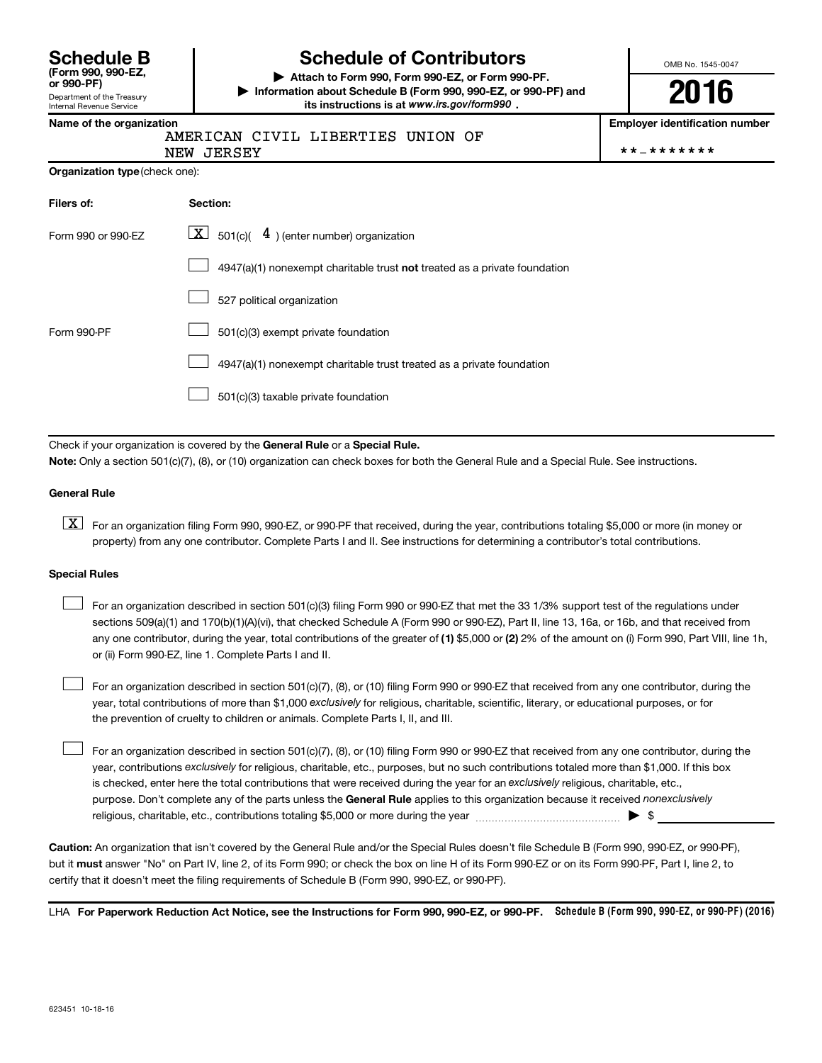# Schedule B

**(Form 990, 990-EZ, or 990-PF)**

Department of the Treasury
Internal Revenue Service

# Schedule of Contributors

▶ **Attach to Form 990, Form 990-EZ, or Form 990-PF.**

▶ **Information about Schedule B (Form 990, 990-EZ, or 990-PF) and its instructions is at** ***www.irs.gov/form990*** **.**

OMB No. 1545-0047

**2016**

**Name of the organization**

AMERICAN CIVIL LIBERTIES UNION OF NEW JERSEY

**Employer identification number**

**-*******

**Organization type** (check one):

| Filers of: | Section: |
|---|---|
| Form 990 or 990-EZ | [X] 501(c)( 4 ) (enter number) organization |
| | [ ] 4947(a)(1) nonexempt charitable trust **not** treated as a private foundation |
| | [ ] 527 political organization |
| Form 990-PF | [ ] 501(c)(3) exempt private foundation |
| | [ ] 4947(a)(1) nonexempt charitable trust treated as a private foundation |
| | [ ] 501(c)(3) taxable private foundation |

Check if your organization is covered by the **General Rule** or a **Special Rule.**

**Note:** Only a section 501(c)(7), (8), or (10) organization can check boxes for both the General Rule and a Special Rule. See instructions.

**General Rule**

[X] For an organization filing Form 990, 990-EZ, or 990-PF that received, during the year, contributions totaling $5,000 or more (in money or property) from any one contributor. Complete Parts I and II. See instructions for determining a contributor's total contributions.

**Special Rules**

[ ] For an organization described in section 501(c)(3) filing Form 990 or 990-EZ that met the 33 1/3% support test of the regulations under sections 509(a)(1) and 170(b)(1)(A)(vi), that checked Schedule A (Form 990 or 990-EZ), Part II, line 13, 16a, or 16b, and that received from any one contributor, during the year, total contributions of the greater of **(1)** $5,000 or **(2)** 2% of the amount on (i) Form 990, Part VIII, line 1h, or (ii) Form 990-EZ, line 1. Complete Parts I and II.

[ ] For an organization described in section 501(c)(7), (8), or (10) filing Form 990 or 990-EZ that received from any one contributor, during the year, total contributions of more than $1,000 *exclusively* for religious, charitable, scientific, literary, or educational purposes, or for the prevention of cruelty to children or animals. Complete Parts I, II, and III.

[ ] For an organization described in section 501(c)(7), (8), or (10) filing Form 990 or 990-EZ that received from any one contributor, during the year, contributions *exclusively* for religious, charitable, etc., purposes, but no such contributions totaled more than $1,000. If this box is checked, enter here the total contributions that were received during the year for an *exclusively* religious, charitable, etc., purpose. Don't complete any of the parts unless the **General Rule** applies to this organization because it received *nonexclusively* religious, charitable, etc., contributions totaling $5,000 or more during the year ▶ $

**Caution:** An organization that isn't covered by the General Rule and/or the Special Rules doesn't file Schedule B (Form 990, 990-EZ, or 990-PF), but it **must** answer "No" on Part IV, line 2, of its Form 990; or check the box on line H of its Form 990-EZ or on its Form 990-PF, Part I, line 2, to certify that it doesn't meet the filing requirements of Schedule B (Form 990, 990-EZ, or 990-PF).

LHA **For Paperwork Reduction Act Notice, see the Instructions for Form 990, 990-EZ, or 990-PF.** **Schedule B (Form 990, 990-EZ, or 990-PF) (2016)**

623451 10-18-16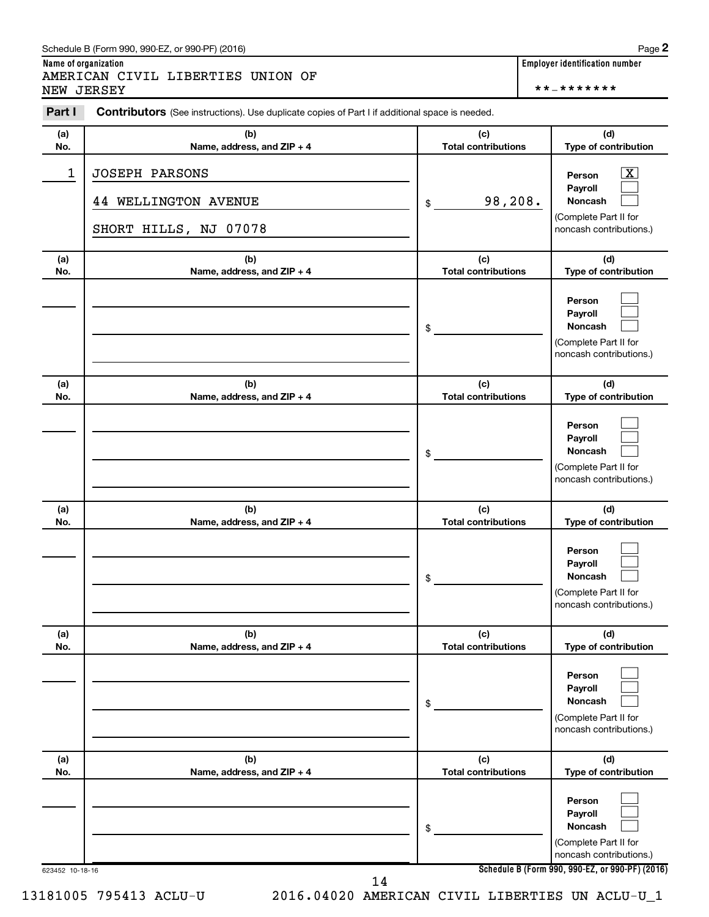Schedule B (Form 990, 990-EZ, or 990-PF) (2016)

**Name of organization**
AMERICAN CIVIL LIBERTIES UNION OF NEW JERSEY

**Employer identification number**
**-*******

**Part I** **Contributors** (See instructions). Use duplicate copies of Part I if additional space is needed.

| (a) No. | (b) Name, address, and ZIP + 4 | (c) Total contributions | (d) Type of contribution |
|---|---|---|---|
| 1 | JOSEPH PARSONS<br>44 WELLINGTON AVENUE<br>SHORT HILLS, NJ 07078 | $ 98,208. | Person [X]<br>Payroll [ ]<br>Noncash [ ]<br>(Complete Part II for noncash contributions.) |
| | | $ | Person [ ]<br>Payroll [ ]<br>Noncash [ ]<br>(Complete Part II for noncash contributions.) |
| | | $ | Person [ ]<br>Payroll [ ]<br>Noncash [ ]<br>(Complete Part II for noncash contributions.) |
| | | $ | Person [ ]<br>Payroll [ ]<br>Noncash [ ]<br>(Complete Part II for noncash contributions.) |
| | | $ | Person [ ]<br>Payroll [ ]<br>Noncash [ ]<br>(Complete Part II for noncash contributions.) |
| | | $ | Person [ ]<br>Payroll [ ]<br>Noncash [ ]<br>(Complete Part II for noncash contributions.) |

623452 10-18-16

**Schedule B (Form 990, 990-EZ, or 990-PF) (2016)**

13181005 795413 ACLU-U 2016.04020 AMERICAN CIVIL LIBERTIES UN ACLU-U_1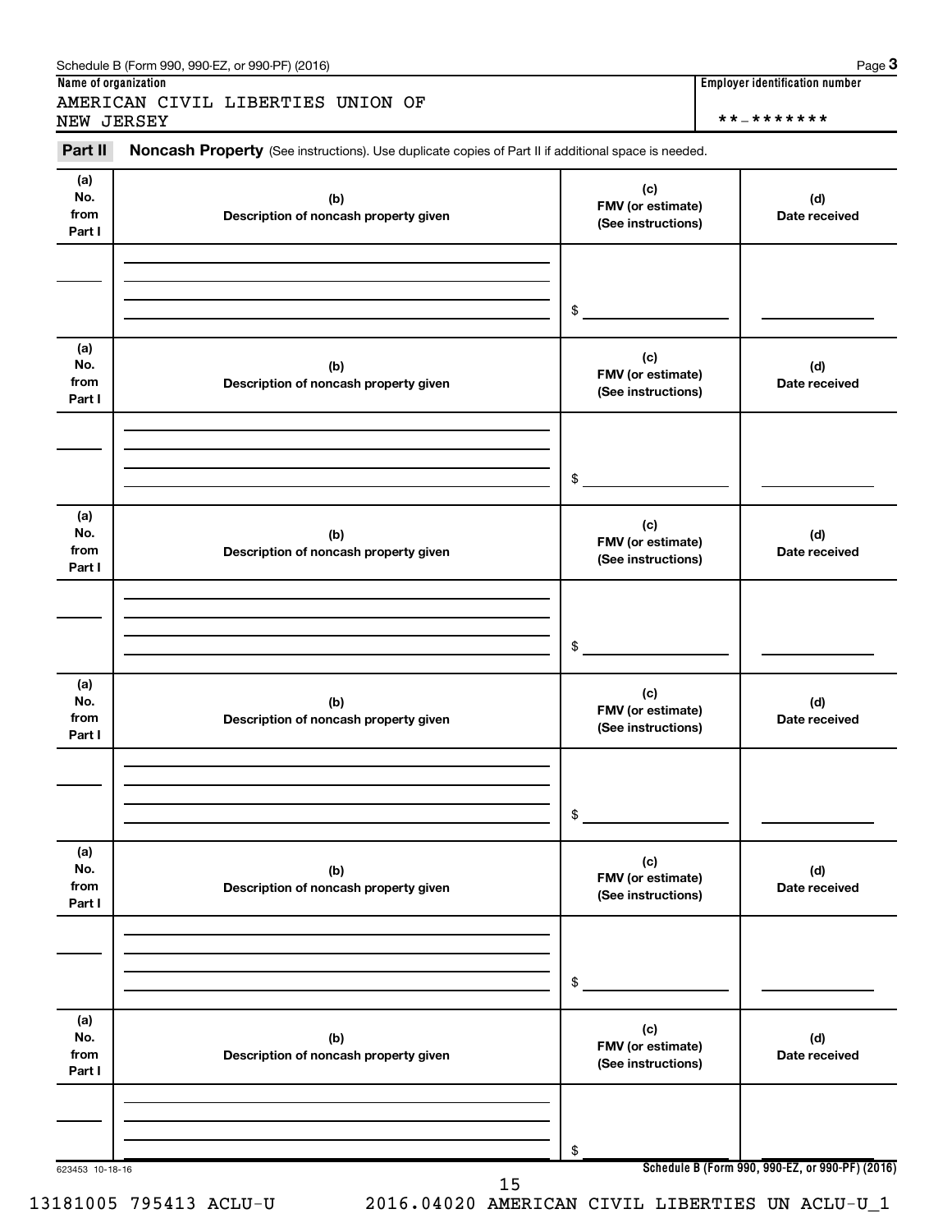Schedule B (Form 990, 990-EZ, or 990-PF) (2016) Page **3**

**Name of organization**

AMERICAN CIVIL LIBERTIES UNION OF NEW JERSEY

**Employer identification number**

**-*******

**Part II** **Noncash Property** (See instructions). Use duplicate copies of Part II if additional space is needed.

| (a) No. from Part I | (b) Description of noncash property given | (c) FMV (or estimate) (See instructions) | (d) Date received |
|---|---|---|---|
| | | $ | |

| (a) No. from Part I | (b) Description of noncash property given | (c) FMV (or estimate) (See instructions) | (d) Date received |
|---|---|---|---|
| | | $ | |

| (a) No. from Part I | (b) Description of noncash property given | (c) FMV (or estimate) (See instructions) | (d) Date received |
|---|---|---|---|
| | | $ | |

| (a) No. from Part I | (b) Description of noncash property given | (c) FMV (or estimate) (See instructions) | (d) Date received |
|---|---|---|---|
| | | $ | |

| (a) No. from Part I | (b) Description of noncash property given | (c) FMV (or estimate) (See instructions) | (d) Date received |
|---|---|---|---|
| | | $ | |

| (a) No. from Part I | (b) Description of noncash property given | (c) FMV (or estimate) (See instructions) | (d) Date received |
|---|---|---|---|
| | | $ | |

623453 10-18-16

**Schedule B (Form 990, 990-EZ, or 990-PF) (2016)**

13181005 795413 ACLU-U 2016.04020 AMERICAN CIVIL LIBERTIES UN ACLU-U_1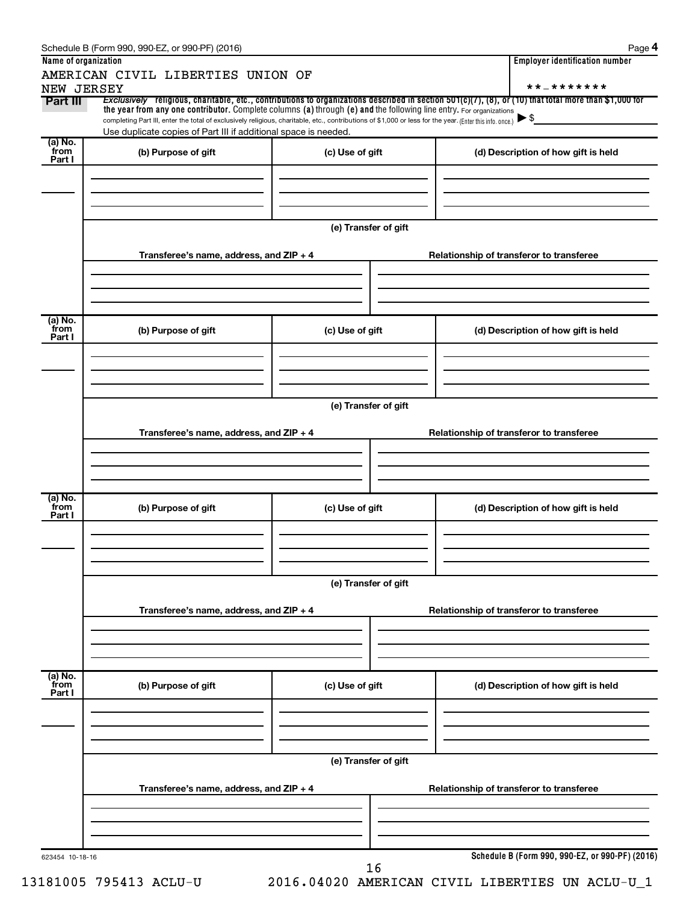Schedule B (Form 990, 990-EZ, or 990-PF) (2016) Page **4**

**Name of organization**

AMERICAN CIVIL LIBERTIES UNION OF NEW JERSEY

**Employer identification number**

**-*******

**Part III** *Exclusively* religious, charitable, etc., contributions to organizations described in section 501(c)(7), (8), or (10) that total more than $1,000 for the year from any one contributor. Complete columns (a) through (e) and the following line entry. For organizations completing Part III, enter the total of exclusively religious, charitable, etc., contributions of $1,000 or less for the year. (Enter this info. once.) ▶ $

Use duplicate copies of Part III if additional space is needed.

| (a) No. from Part I | (b) Purpose of gift | (c) Use of gift | (d) Description of how gift is held |
|---|---|---|---|
| | | | |

(e) Transfer of gift

| Transferee's name, address, and ZIP + 4 | Relationship of transferor to transferee |
|---|---|
| | |

| (a) No. from Part I | (b) Purpose of gift | (c) Use of gift | (d) Description of how gift is held |
|---|---|---|---|
| | | | |

(e) Transfer of gift

| Transferee's name, address, and ZIP + 4 | Relationship of transferor to transferee |
|---|---|
| | |

| (a) No. from Part I | (b) Purpose of gift | (c) Use of gift | (d) Description of how gift is held |
|---|---|---|---|
| | | | |

(e) Transfer of gift

| Transferee's name, address, and ZIP + 4 | Relationship of transferor to transferee |
|---|---|
| | |

| (a) No. from Part I | (b) Purpose of gift | (c) Use of gift | (d) Description of how gift is held |
|---|---|---|---|
| | | | |

(e) Transfer of gift

| Transferee's name, address, and ZIP + 4 | Relationship of transferor to transferee |
|---|---|
| | |

623454 10-18-16

**Schedule B (Form 990, 990-EZ, or 990-PF) (2016)**

13181005 795413 ACLU-U 2016.04020 AMERICAN CIVIL LIBERTIES UN ACLU-U_1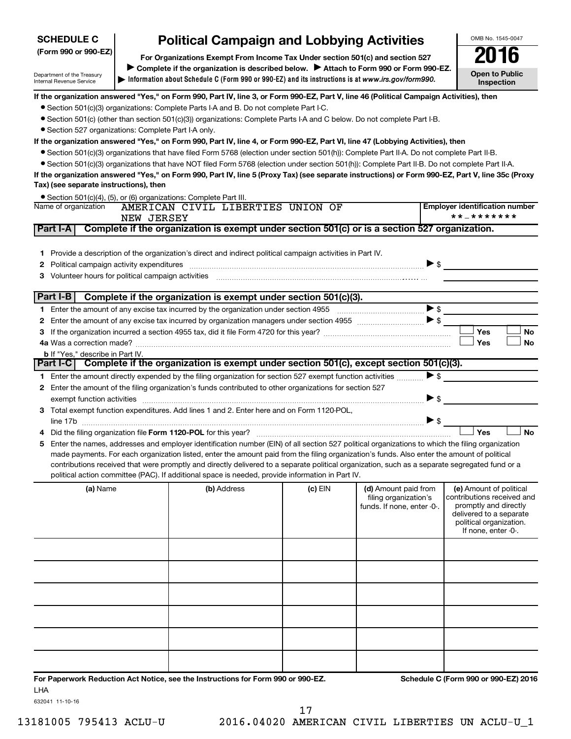**SCHEDULE C**
**(Form 990 or 990-EZ)**

Department of the Treasury
Internal Revenue Service

# Political Campaign and Lobbying Activities

**For Organizations Exempt From Income Tax Under section 501(c) and section 527**

▶ **Complete if the organization is described below.** ▶ **Attach to Form 990 or Form 990-EZ.**

▶ **Information about Schedule C (Form 990 or 990-EZ) and its instructions is at www.irs.gov/form990.**

OMB No. 1545-0047

**2016**

**Open to Public Inspection**

**If the organization answered "Yes," on Form 990, Part IV, line 3, or Form 990-EZ, Part V, line 46 (Political Campaign Activities), then**

- Section 501(c)(3) organizations: Complete Parts I-A and B. Do not complete Part I-C.
- Section 501(c) (other than section 501(c)(3)) organizations: Complete Parts I-A and C below. Do not complete Part I-B.
- Section 527 organizations: Complete Part I-A only.

**If the organization answered "Yes," on Form 990, Part IV, line 4, or Form 990-EZ, Part VI, line 47 (Lobbying Activities), then**

- Section 501(c)(3) organizations that have filed Form 5768 (election under section 501(h)): Complete Part II-A. Do not complete Part II-B.
- Section 501(c)(3) organizations that have NOT filed Form 5768 (election under section 501(h)): Complete Part II-B. Do not complete Part II-A.

**If the organization answered "Yes," on Form 990, Part IV, line 5 (Proxy Tax) (see separate instructions) or Form 990-EZ, Part V, line 35c (Proxy Tax) (see separate instructions), then**

- Section 501(c)(4), (5), or (6) organizations: Complete Part III.

| Name of organization | Employer identification number |
|---|---|
| AMERICAN CIVIL LIBERTIES UNION OF NEW JERSEY | **-******* |

## Part I-A Complete if the organization is exempt under section 501(c) or is a section 527 organization.

1 Provide a description of the organization's direct and indirect political campaign activities in Part IV.

2 Political campaign activity expenditures ▶ $

3 Volunteer hours for political campaign activities

## Part I-B Complete if the organization is exempt under section 501(c)(3).

1 Enter the amount of any excise tax incurred by the organization under section 4955 ▶ $

2 Enter the amount of any excise tax incurred by organization managers under section 4955 ▶ $

3 If the organization incurred a section 4955 tax, did it file Form 4720 for this year? ☐ Yes ☐ No

4a Was a correction made? ☐ Yes ☐ No

b If "Yes," describe in Part IV.

## Part I-C Complete if the organization is exempt under section 501(c), except section 501(c)(3).

1 Enter the amount directly expended by the filing organization for section 527 exempt function activities ▶ $

2 Enter the amount of the filing organization's funds contributed to other organizations for section 527 exempt function activities ▶ $

3 Total exempt function expenditures. Add lines 1 and 2. Enter here and on Form 1120-POL, line 17b ▶ $

4 Did the filing organization file **Form 1120-POL** for this year? ☐ Yes ☐ No

5 Enter the names, addresses and employer identification number (EIN) of all section 527 political organizations to which the filing organization made payments. For each organization listed, enter the amount paid from the filing organization's funds. Also enter the amount of political contributions received that were promptly and directly delivered to a separate political organization, such as a separate segregated fund or a political action committee (PAC). If additional space is needed, provide information in Part IV.

| (a) Name | (b) Address | (c) EIN | (d) Amount paid from filing organization's funds. If none, enter -0-. | (e) Amount of political contributions received and promptly and directly delivered to a separate political organization. If none, enter -0-. |
|---|---|---|---|---|
| | | | | |
| | | | | |
| | | | | |
| | | | | |
| | | | | |
| | | | | |

**For Paperwork Reduction Act Notice, see the Instructions for Form 990 or 990-EZ.**

LHA

632041 11-10-16

**Schedule C (Form 990 or 990-EZ) 2016**

13181005 795413 ACLU-U 2016.04020 AMERICAN CIVIL LIBERTIES UN ACLU-U_1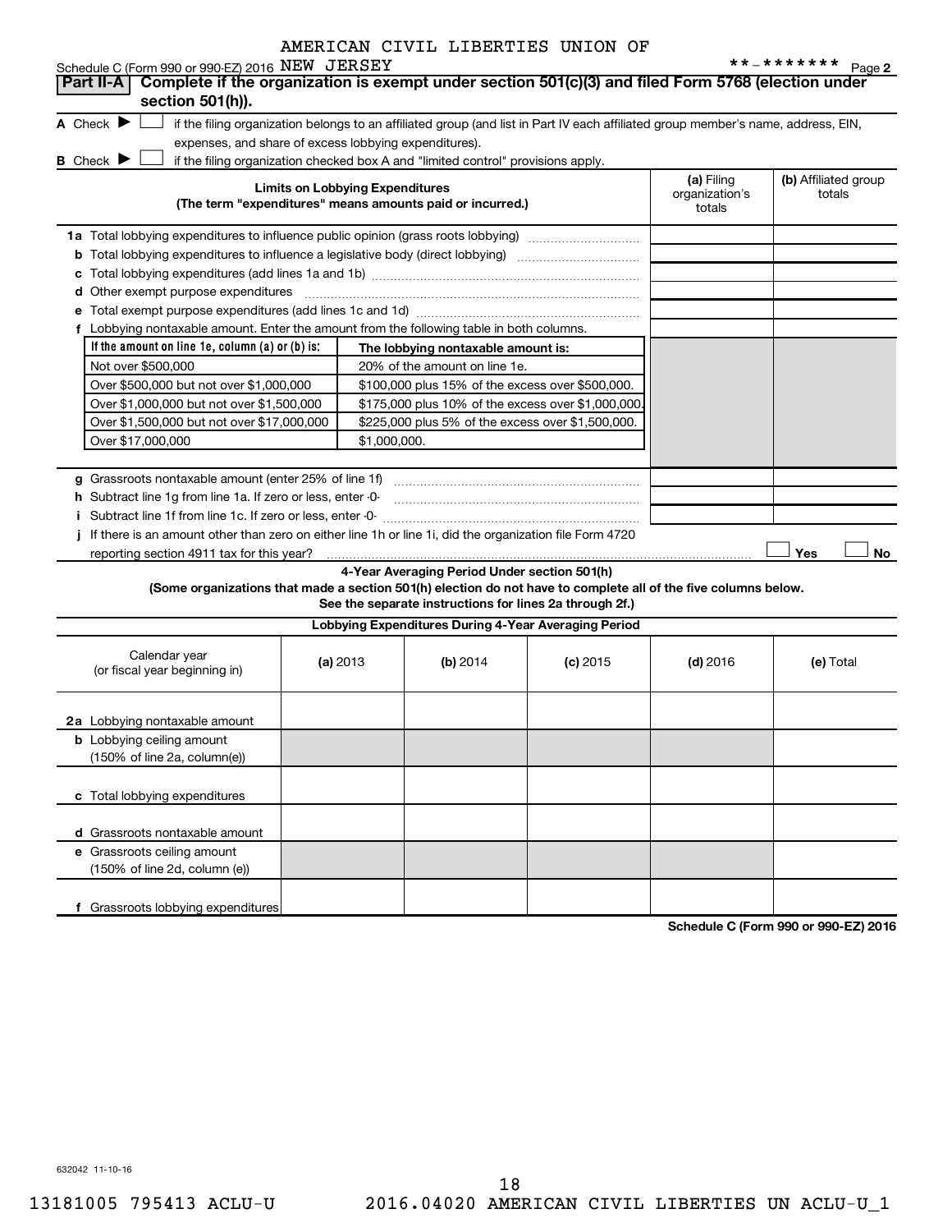AMERICAN CIVIL LIBERTIES UNION OF

Schedule C (Form 990 or 990-EZ) 2016 NEW JERSEY **-******* Page 2

## Part II-A Complete if the organization is exempt under section 501(c)(3) and filed Form 5768 (election under section 501(h)).

A Check ▶ ☐ if the filing organization belongs to an affiliated group (and list in Part IV each affiliated group member's name, address, EIN, expenses, and share of excess lobbying expenditures).

B Check ▶ ☐ if the filing organization checked box A and "limited control" provisions apply.

| Limits on Lobbying Expenditures (The term "expenditures" means amounts paid or incurred.) | (a) Filing organization's totals | (b) Affiliated group totals |
|---|---|---|
| 1a Total lobbying expenditures to influence public opinion (grass roots lobbying) | | |
| b Total lobbying expenditures to influence a legislative body (direct lobbying) | | |
| c Total lobbying expenditures (add lines 1a and 1b) | | |
| d Other exempt purpose expenditures | | |
| e Total exempt purpose expenditures (add lines 1c and 1d) | | |
| f Lobbying nontaxable amount. Enter the amount from the following table in both columns. | | |

| If the amount on line 1e, column (a) or (b) is: | The lobbying nontaxable amount is: |
|---|---|
| Not over $500,000 | 20% of the amount on line 1e. |
| Over $500,000 but not over $1,000,000 | $100,000 plus 15% of the excess over $500,000. |
| Over $1,000,000 but not over $1,500,000 | $175,000 plus 10% of the excess over $1,000,000. |
| Over $1,500,000 but not over $17,000,000 | $225,000 plus 5% of the excess over $1,500,000. |
| Over $17,000,000 | $1,000,000. |

| | (a) Filing organization's totals | (b) Affiliated group totals |
|---|---|---|
| g Grassroots nontaxable amount (enter 25% of line 1f) | | |
| h Subtract line 1g from line 1a. If zero or less, enter -0- | | |
| i Subtract line 1f from line 1c. If zero or less, enter -0- | | |

j If there is an amount other than zero on either line 1h or line 1i, did the organization file Form 4720 reporting section 4911 tax for this year? ☐ Yes ☐ No

### 4-Year Averaging Period Under section 501(h)

**(Some organizations that made a section 501(h) election do not have to complete all of the five columns below. See the separate instructions for lines 2a through 2f.)**

| Lobbying Expenditures During 4-Year Averaging Period | | | | | |
|---|---|---|---|---|---|
| Calendar year (or fiscal year beginning in) | (a) 2013 | (b) 2014 | (c) 2015 | (d) 2016 | (e) Total |
| 2a Lobbying nontaxable amount | | | | | |
| b Lobbying ceiling amount (150% of line 2a, column(e)) | | | | | |
| c Total lobbying expenditures | | | | | |
| d Grassroots nontaxable amount | | | | | |
| e Grassroots ceiling amount (150% of line 2d, column (e)) | | | | | |
| f Grassroots lobbying expenditures | | | | | |

Schedule C (Form 990 or 990-EZ) 2016

632042 11-10-16

13181005 795413 ACLU-U 2016.04020 AMERICAN CIVIL LIBERTIES UN ACLU-U_1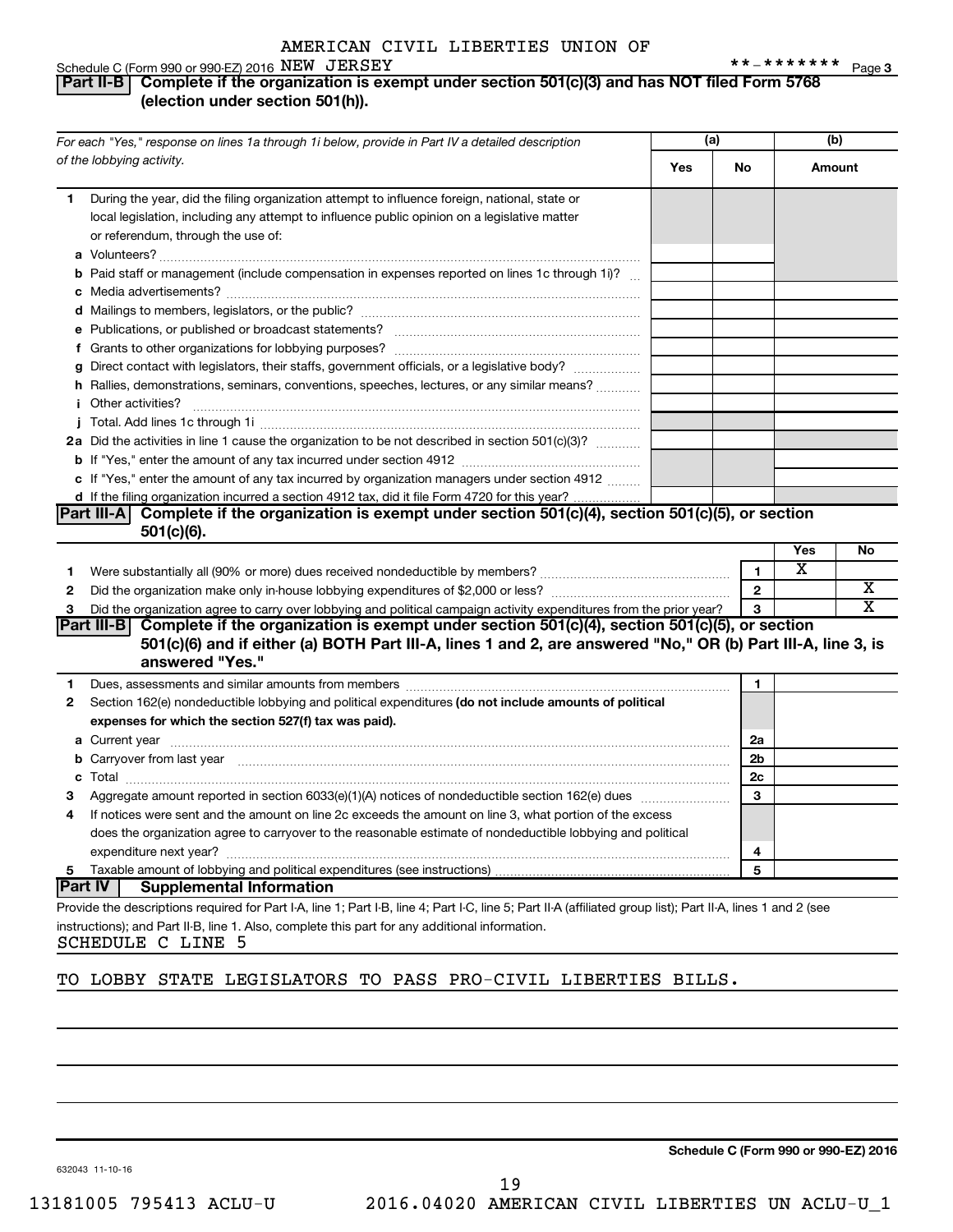AMERICAN CIVIL LIBERTIES UNION OF

Schedule C (Form 990 or 990-EZ) 2016 NEW JERSEY **-******* Page 3

## Part II-B Complete if the organization is exempt under section 501(c)(3) and has NOT filed Form 5768 (election under section 501(h)).

| *For each "Yes," response on lines 1a through 1i below, provide in Part IV a detailed description of the lobbying activity.* | (a) Yes | (a) No | (b) Amount |
|---|---|---|---|
| **1** During the year, did the filing organization attempt to influence foreign, national, state or local legislation, including any attempt to influence public opinion on a legislative matter or referendum, through the use of: | | | |
| **a** Volunteers? | | | |
| **b** Paid staff or management (include compensation in expenses reported on lines 1c through 1i)? | | | |
| **c** Media advertisements? | | | |
| **d** Mailings to members, legislators, or the public? | | | |
| **e** Publications, or published or broadcast statements? | | | |
| **f** Grants to other organizations for lobbying purposes? | | | |
| **g** Direct contact with legislators, their staffs, government officials, or a legislative body? | | | |
| **h** Rallies, demonstrations, seminars, conventions, speeches, lectures, or any similar means? | | | |
| **i** Other activities? | | | |
| **j** Total. Add lines 1c through 1i | | | |
| **2a** Did the activities in line 1 cause the organization to be not described in section 501(c)(3)? | | | |
| **b** If "Yes," enter the amount of any tax incurred under section 4912 | | | |
| **c** If "Yes," enter the amount of any tax incurred by organization managers under section 4912 | | | |
| **d** If the filing organization incurred a section 4912 tax, did it file Form 4720 for this year? | | | |

## Part III-A Complete if the organization is exempt under section 501(c)(4), section 501(c)(5), or section 501(c)(6).

| | | | Yes | No |
|---|---|---|---|---|
| **1** | Were substantially all (90% or more) dues received nondeductible by members? | 1 | X | |
| **2** | Did the organization make only in-house lobbying expenditures of $2,000 or less? | 2 | | X |
| **3** | Did the organization agree to carry over lobbying and political campaign activity expenditures from the prior year? | 3 | | X |

## Part III-B Complete if the organization is exempt under section 501(c)(4), section 501(c)(5), or section 501(c)(6) and if either (a) BOTH Part III-A, lines 1 and 2, are answered "No," OR (b) Part III-A, line 3, is answered "Yes."

| | | | |
|---|---|---|---|
| **1** | Dues, assessments and similar amounts from members | 1 | |
| **2** | Section 162(e) nondeductible lobbying and political expenditures **(do not include amounts of political expenses for which the section 527(f) tax was paid).** | | |
| **a** | Current year | 2a | |
| **b** | Carryover from last year | 2b | |
| **c** | Total | 2c | |
| **3** | Aggregate amount reported in section 6033(e)(1)(A) notices of nondeductible section 162(e) dues | 3 | |
| **4** | If notices were sent and the amount on line 2c exceeds the amount on line 3, what portion of the excess does the organization agree to carryover to the reasonable estimate of nondeductible lobbying and political expenditure next year? | 4 | |
| **5** | Taxable amount of lobbying and political expenditures (see instructions) | 5 | |

## Part IV Supplemental Information

Provide the descriptions required for Part I-A, line 1; Part I-B, line 4; Part I-C, line 5; Part II-A (affiliated group list); Part II-A, lines 1 and 2 (see instructions); and Part II-B, line 1. Also, complete this part for any additional information.

SCHEDULE C LINE 5

TO LOBBY STATE LEGISLATORS TO PASS PRO-CIVIL LIBERTIES BILLS.

632043 11-10-16

**Schedule C (Form 990 or 990-EZ) 2016**

13181005 795413 ACLU-U 2016.04020 AMERICAN CIVIL LIBERTIES UN ACLU-U_1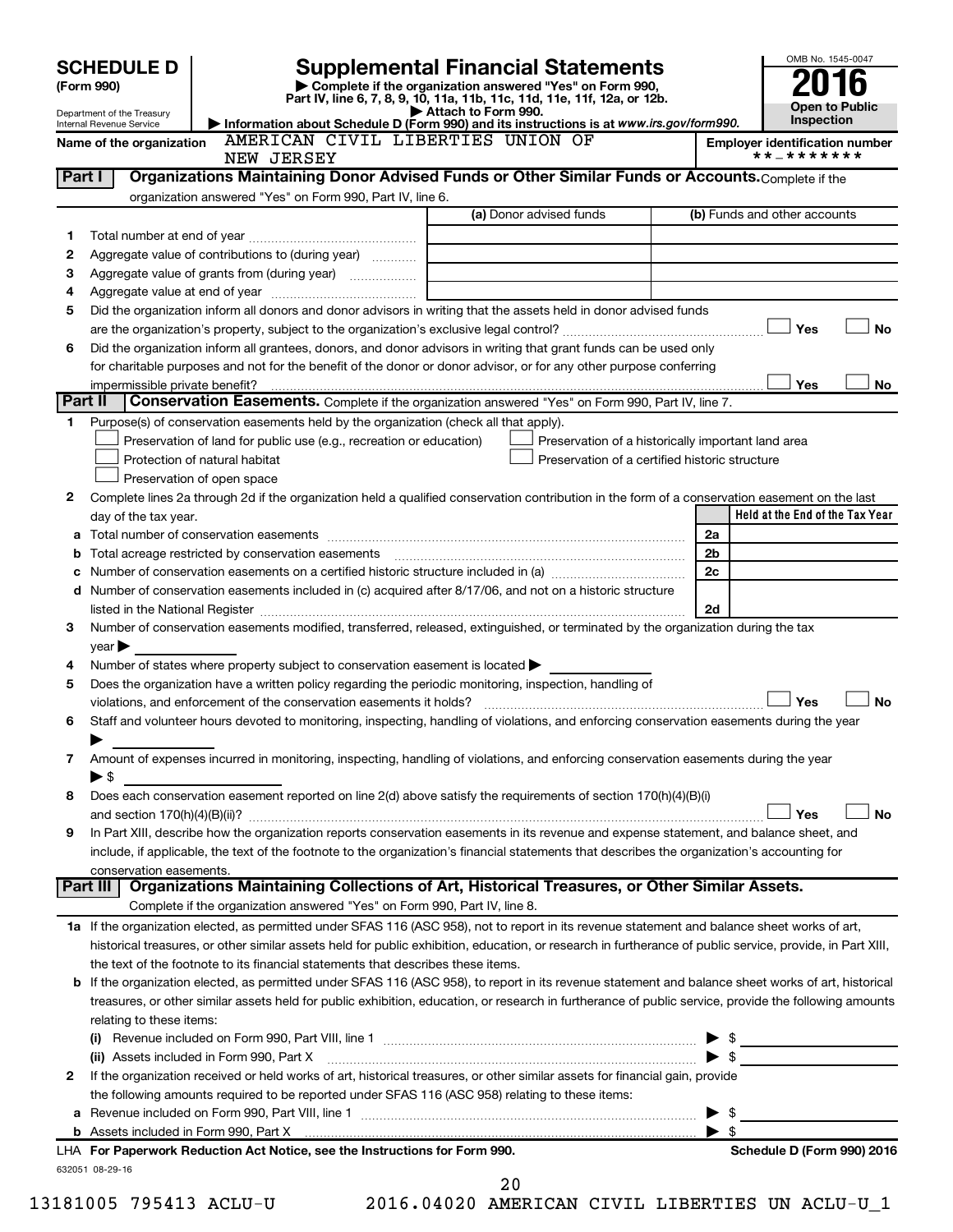# SCHEDULE D (Form 990)

Department of the Treasury
Internal Revenue Service

# Supplemental Financial Statements

▶ Complete if the organization answered "Yes" on Form 990, Part IV, line 6, 7, 8, 9, 10, 11a, 11b, 11c, 11d, 11e, 11f, 12a, or 12b.

▶ Attach to Form 990.

▶ Information about Schedule D (Form 990) and its instructions is at *www.irs.gov/form990.*

OMB No. 1545-0047

**2016**

**Open to Public Inspection**

**Name of the organization** AMERICAN CIVIL LIBERTIES UNION OF NEW JERSEY

**Employer identification number** **-*******

## Part I — Organizations Maintaining Donor Advised Funds or Other Similar Funds or Accounts.

Complete if the organization answered "Yes" on Form 990, Part IV, line 6.

| | | (a) Donor advised funds | (b) Funds and other accounts |
|---|---|---|---|
| 1 | Total number at end of year | | |
| 2 | Aggregate value of contributions to (during year) | | |
| 3 | Aggregate value of grants from (during year) | | |
| 4 | Aggregate value at end of year | | |

5 Did the organization inform all donors and donor advisors in writing that the assets held in donor advised funds are the organization's property, subject to the organization's exclusive legal control? ☐ Yes ☐ No

6 Did the organization inform all grantees, donors, and donor advisors in writing that grant funds can be used only for charitable purposes and not for the benefit of the donor or donor advisor, or for any other purpose conferring impermissible private benefit? ☐ Yes ☐ No

## Part II — Conservation Easements.

Complete if the organization answered "Yes" on Form 990, Part IV, line 7.

1 Purpose(s) of conservation easements held by the organization (check all that apply).

- ☐ Preservation of land for public use (e.g., recreation or education)
- ☐ Protection of natural habitat
- ☐ Preservation of open space
- ☐ Preservation of a historically important land area
- ☐ Preservation of a certified historic structure

2 Complete lines 2a through 2d if the organization held a qualified conservation contribution in the form of a conservation easement on the last day of the tax year.

| | | | Held at the End of the Tax Year |
|---|---|---|---|
| a | Total number of conservation easements | 2a | |
| b | Total acreage restricted by conservation easements | 2b | |
| c | Number of conservation easements on a certified historic structure included in (a) | 2c | |
| d | Number of conservation easements included in (c) acquired after 8/17/06, and not on a historic structure listed in the National Register | 2d | |

3 Number of conservation easements modified, transferred, released, extinguished, or terminated by the organization during the tax year ▶

4 Number of states where property subject to conservation easement is located ▶

5 Does the organization have a written policy regarding the periodic monitoring, inspection, handling of violations, and enforcement of the conservation easements it holds? ☐ Yes ☐ No

6 Staff and volunteer hours devoted to monitoring, inspecting, handling of violations, and enforcing conservation easements during the year ▶

7 Amount of expenses incurred in monitoring, inspecting, handling of violations, and enforcing conservation easements during the year ▶ $

8 Does each conservation easement reported on line 2(d) above satisfy the requirements of section 170(h)(4)(B)(i) and section 170(h)(4)(B)(ii)? ☐ Yes ☐ No

9 In Part XIII, describe how the organization reports conservation easements in its revenue and expense statement, and balance sheet, and include, if applicable, the text of the footnote to the organization's financial statements that describes the organization's accounting for conservation easements.

## Part III — Organizations Maintaining Collections of Art, Historical Treasures, or Other Similar Assets.

Complete if the organization answered "Yes" on Form 990, Part IV, line 8.

1a If the organization elected, as permitted under SFAS 116 (ASC 958), not to report in its revenue statement and balance sheet works of art, historical treasures, or other similar assets held for public exhibition, education, or research in furtherance of public service, provide, in Part XIII, the text of the footnote to its financial statements that describes these items.

b If the organization elected, as permitted under SFAS 116 (ASC 958), to report in its revenue statement and balance sheet works of art, historical treasures, or other similar assets held for public exhibition, education, or research in furtherance of public service, provide the following amounts relating to these items:

(i) Revenue included on Form 990, Part VIII, line 1 ▶ $

(ii) Assets included in Form 990, Part X ▶ $

2 If the organization received or held works of art, historical treasures, or other similar assets for financial gain, provide the following amounts required to be reported under SFAS 116 (ASC 958) relating to these items:

a Revenue included on Form 990, Part VIII, line 1 ▶ $

b Assets included in Form 990, Part X ▶ $

**LHA For Paperwork Reduction Act Notice, see the Instructions for Form 990.** **Schedule D (Form 990) 2016**

632051 08-29-16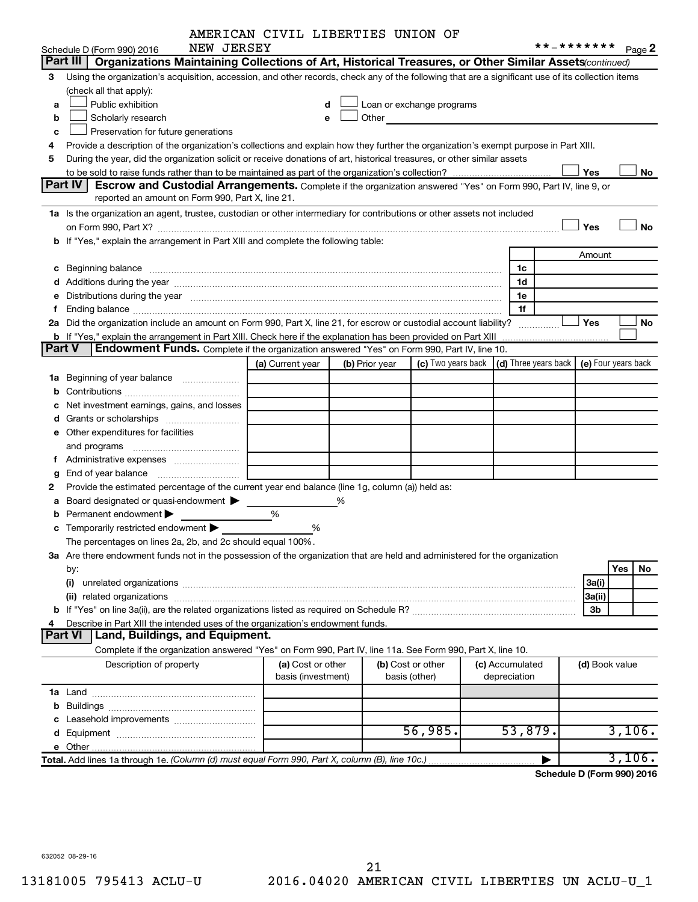AMERICAN CIVIL LIBERTIES UNION OF NEW JERSEY

Schedule D (Form 990) 2016 **-******* Page 2

## Part III | Organizations Maintaining Collections of Art, Historical Treasures, or Other Similar Assets *(continued)*

3 Using the organization's acquisition, accession, and other records, check any of the following that are a significant use of its collection items (check all that apply):

- a ☐ Public exhibition
- b ☐ Scholarly research
- c ☐ Preservation for future generations
- d ☐ Loan or exchange programs
- e ☐ Other

4 Provide a description of the organization's collections and explain how they further the organization's exempt purpose in Part XIII.

5 During the year, did the organization solicit or receive donations of art, historical treasures, or other similar assets to be sold to raise funds rather than to be maintained as part of the organization's collection? ☐ Yes ☐ No

## Part IV | Escrow and Custodial Arrangements. 
Complete if the organization answered "Yes" on Form 990, Part IV, line 9, or reported an amount on Form 990, Part X, line 21.

1a Is the organization an agent, trustee, custodian or other intermediary for contributions or other assets not included on Form 990, Part X? ☐ Yes ☐ No

b If "Yes," explain the arrangement in Part XIII and complete the following table:

| | | Amount |
|---|---|---|
| c Beginning balance | 1c | |
| d Additions during the year | 1d | |
| e Distributions during the year | 1e | |
| f Ending balance | 1f | |

2a Did the organization include an amount on Form 990, Part X, line 21, for escrow or custodial account liability? ☐ Yes ☐ No

b If "Yes," explain the arrangement in Part XIII. Check here if the explanation has been provided on Part XIII ☐

## Part V | Endowment Funds. 
Complete if the organization answered "Yes" on Form 990, Part IV, line 10.

| | (a) Current year | (b) Prior year | (c) Two years back | (d) Three years back | (e) Four years back |
|---|---|---|---|---|---|
| 1a Beginning of year balance | | | | | |
| b Contributions | | | | | |
| c Net investment earnings, gains, and losses | | | | | |
| d Grants or scholarships | | | | | |
| e Other expenditures for facilities and programs | | | | | |
| f Administrative expenses | | | | | |
| g End of year balance | | | | | |

2 Provide the estimated percentage of the current year end balance (line 1g, column (a)) held as:

- a Board designated or quasi-endowment ▶ %
- b Permanent endowment ▶ %
- c Temporarily restricted endowment ▶ %

The percentages on lines 2a, 2b, and 2c should equal 100%.

3a Are there endowment funds not in the possession of the organization that are held and administered for the organization by:

| | | Yes | No |
|---|---|---|---|
| (i) unrelated organizations | 3a(i) | | |
| (ii) related organizations | 3a(ii) | | |
| b If "Yes" on line 3a(ii), are the related organizations listed as required on Schedule R? | 3b | | |

4 Describe in Part XIII the intended uses of the organization's endowment funds.

## Part VI | Land, Buildings, and Equipment.

Complete if the organization answered "Yes" on Form 990, Part IV, line 11a. See Form 990, Part X, line 10.

| Description of property | (a) Cost or other basis (investment) | (b) Cost or other basis (other) | (c) Accumulated depreciation | (d) Book value |
|---|---|---|---|---|
| 1a Land | | | | |
| b Buildings | | | | |
| c Leasehold improvements | | | | |
| d Equipment | | 56,985. | 53,879. | 3,106. |
| e Other | | | | |
| **Total.** Add lines 1a through 1e. *(Column (d) must equal Form 990, Part X, column (B), line 10c.)* | | | ▶ | 3,106. |

**Schedule D (Form 990) 2016**

632052 08-29-16

13181005 795413 ACLU-U 2016.04020 AMERICAN CIVIL LIBERTIES UN ACLU-U_1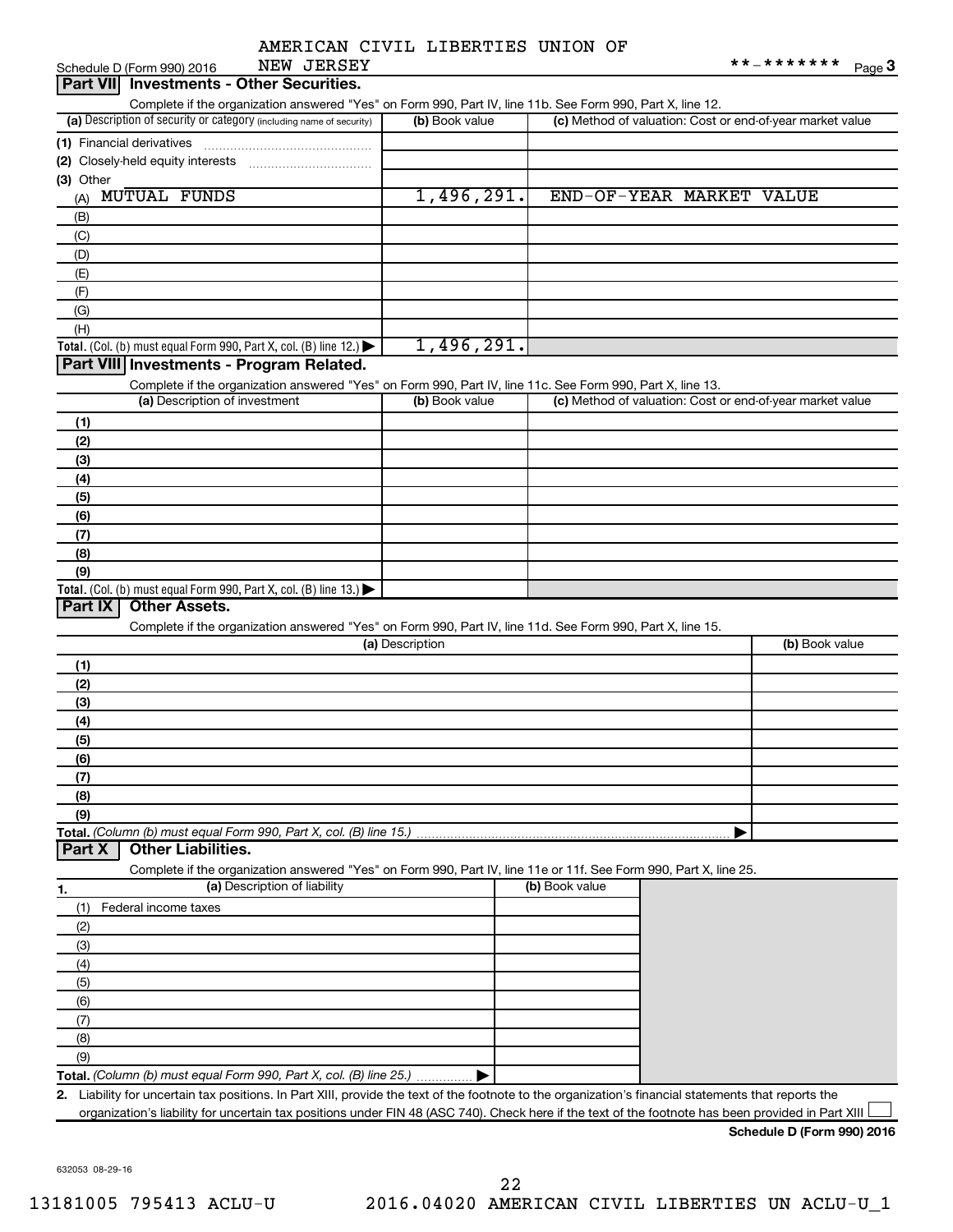AMERICAN CIVIL LIBERTIES UNION OF NEW JERSEY

Schedule D (Form 990) 2016 **-******* Page 3

## Part VII Investments - Other Securities.

Complete if the organization answered "Yes" on Form 990, Part IV, line 11b. See Form 990, Part X, line 12.

| (a) Description of security or category (including name of security) | (b) Book value | (c) Method of valuation: Cost or end-of-year market value |
|---|---|---|
| (1) Financial derivatives | | |
| (2) Closely-held equity interests | | |
| (3) Other | | |
| (A) MUTUAL FUNDS | 1,496,291. | END-OF-YEAR MARKET VALUE |
| (B) | | |
| (C) | | |
| (D) | | |
| (E) | | |
| (F) | | |
| (G) | | |
| (H) | | |
| **Total.** (Col. (b) must equal Form 990, Part X, col. (B) line 12.) ▶ | 1,496,291. | |

## Part VIII Investments - Program Related.

Complete if the organization answered "Yes" on Form 990, Part IV, line 11c. See Form 990, Part X, line 13.

| (a) Description of investment | (b) Book value | (c) Method of valuation: Cost or end-of-year market value |
|---|---|---|
| (1) | | |
| (2) | | |
| (3) | | |
| (4) | | |
| (5) | | |
| (6) | | |
| (7) | | |
| (8) | | |
| (9) | | |
| **Total.** (Col. (b) must equal Form 990, Part X, col. (B) line 13.) ▶ | | |

## Part IX Other Assets.

Complete if the organization answered "Yes" on Form 990, Part IV, line 11d. See Form 990, Part X, line 15.

| (a) Description | (b) Book value |
|---|---|
| (1) | |
| (2) | |
| (3) | |
| (4) | |
| (5) | |
| (6) | |
| (7) | |
| (8) | |
| (9) | |
| **Total.** *(Column (b) must equal Form 990, Part X, col. (B) line 15.)* ▶ | |

## Part X Other Liabilities.

Complete if the organization answered "Yes" on Form 990, Part IV, line 11e or 11f. See Form 990, Part X, line 25.

| 1. (a) Description of liability | (b) Book value |
|---|---|
| (1) Federal income taxes | |
| (2) | |
| (3) | |
| (4) | |
| (5) | |
| (6) | |
| (7) | |
| (8) | |
| (9) | |
| **Total.** *(Column (b) must equal Form 990, Part X, col. (B) line 25.)* ▶ | |

2. Liability for uncertain tax positions. In Part XIII, provide the text of the footnote to the organization's financial statements that reports the organization's liability for uncertain tax positions under FIN 48 (ASC 740). Check here if the text of the footnote has been provided in Part XIII ☐

**Schedule D (Form 990) 2016**

632053 08-29-16

13181005 795413 ACLU-U 2016.04020 AMERICAN CIVIL LIBERTIES UN ACLU-U_1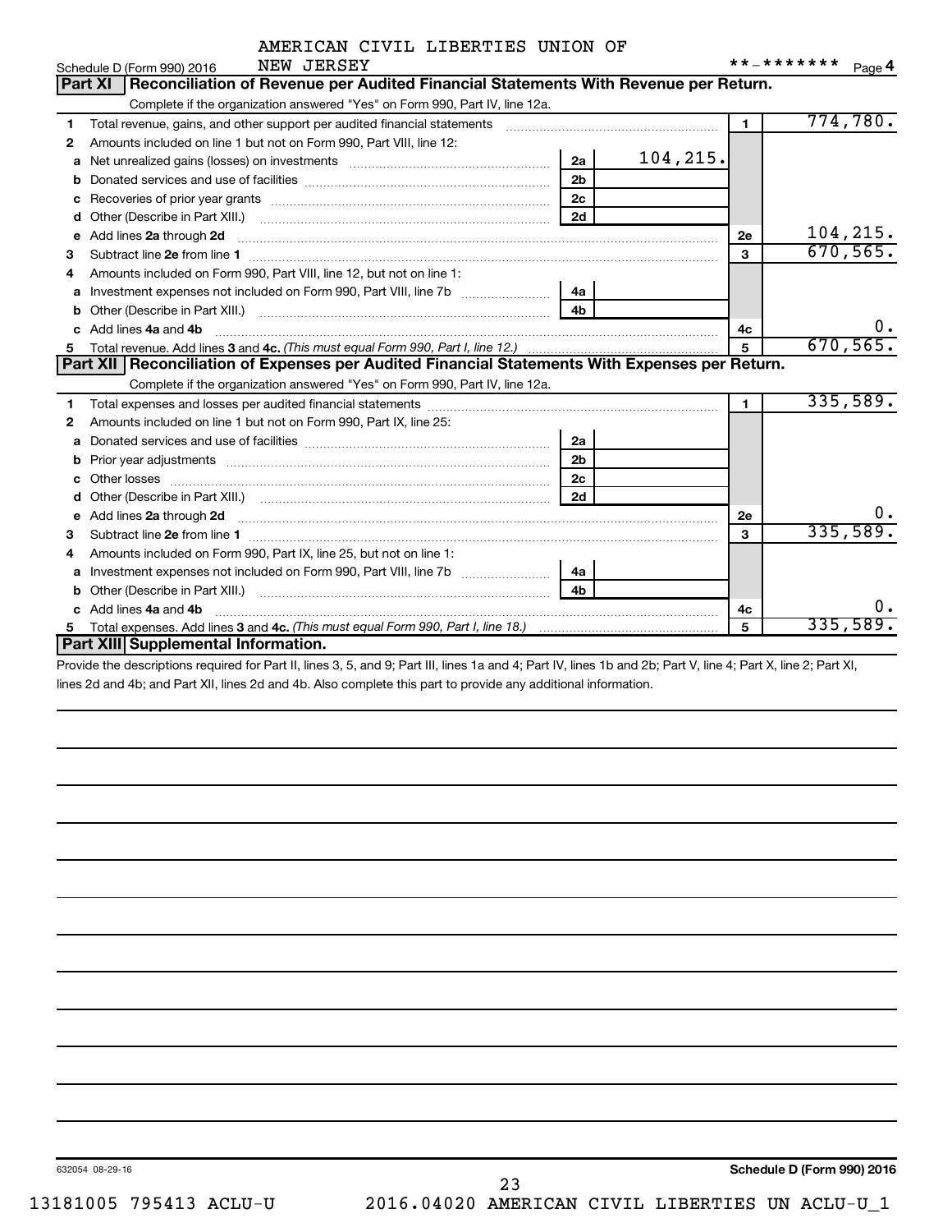Schedule D (Form 990) 2016 AMERICAN CIVIL LIBERTIES UNION OF NEW JERSEY **-******* Page 4

## Part XI Reconciliation of Revenue per Audited Financial Statements With Revenue per Return.

Complete if the organization answered "Yes" on Form 990, Part IV, line 12a.

| | | | | | |
|---|---|---|---|---|---|
| 1 | Total revenue, gains, and other support per audited financial statements | | | 1 | 774,780. |
| 2 | Amounts included on line 1 but not on Form 990, Part VIII, line 12: | | | | |
| a | Net unrealized gains (losses) on investments | 2a | 104,215. | | |
| b | Donated services and use of facilities | 2b | | | |
| c | Recoveries of prior year grants | 2c | | | |
| d | Other (Describe in Part XIII.) | 2d | | | |
| e | Add lines 2a through 2d | | | 2e | 104,215. |
| 3 | Subtract line 2e from line 1 | | | 3 | 670,565. |
| 4 | Amounts included on Form 990, Part VIII, line 12, but not on line 1: | | | | |
| a | Investment expenses not included on Form 990, Part VIII, line 7b | 4a | | | |
| b | Other (Describe in Part XIII.) | 4b | | | |
| c | Add lines 4a and 4b | | | 4c | 0. |
| 5 | Total revenue. Add lines 3 and 4c. *(This must equal Form 990, Part I, line 12.)* | | | 5 | 670,565. |

## Part XII Reconciliation of Expenses per Audited Financial Statements With Expenses per Return.

Complete if the organization answered "Yes" on Form 990, Part IV, line 12a.

| | | | | | |
|---|---|---|---|---|---|
| 1 | Total expenses and losses per audited financial statements | | | 1 | 335,589. |
| 2 | Amounts included on line 1 but not on Form 990, Part IX, line 25: | | | | |
| a | Donated services and use of facilities | 2a | | | |
| b | Prior year adjustments | 2b | | | |
| c | Other losses | 2c | | | |
| d | Other (Describe in Part XIII.) | 2d | | | |
| e | Add lines 2a through 2d | | | 2e | 0. |
| 3 | Subtract line 2e from line 1 | | | 3 | 335,589. |
| 4 | Amounts included on Form 990, Part IX, line 25, but not on line 1: | | | | |
| a | Investment expenses not included on Form 990, Part VIII, line 7b | 4a | | | |
| b | Other (Describe in Part XIII.) | 4b | | | |
| c | Add lines 4a and 4b | | | 4c | 0. |
| 5 | Total expenses. Add lines 3 and 4c. *(This must equal Form 990, Part I, line 18.)* | | | 5 | 335,589. |

## Part XIII Supplemental Information.

Provide the descriptions required for Part II, lines 3, 5, and 9; Part III, lines 1a and 4; Part IV, lines 1b and 2b; Part V, line 4; Part X, line 2; Part XI, lines 2d and 4b; and Part XII, lines 2d and 4b. Also complete this part to provide any additional information.

632054 08-29-16 **Schedule D (Form 990) 2016**

13181005 795413 ACLU-U 2016.04020 AMERICAN CIVIL LIBERTIES UN ACLU-U_1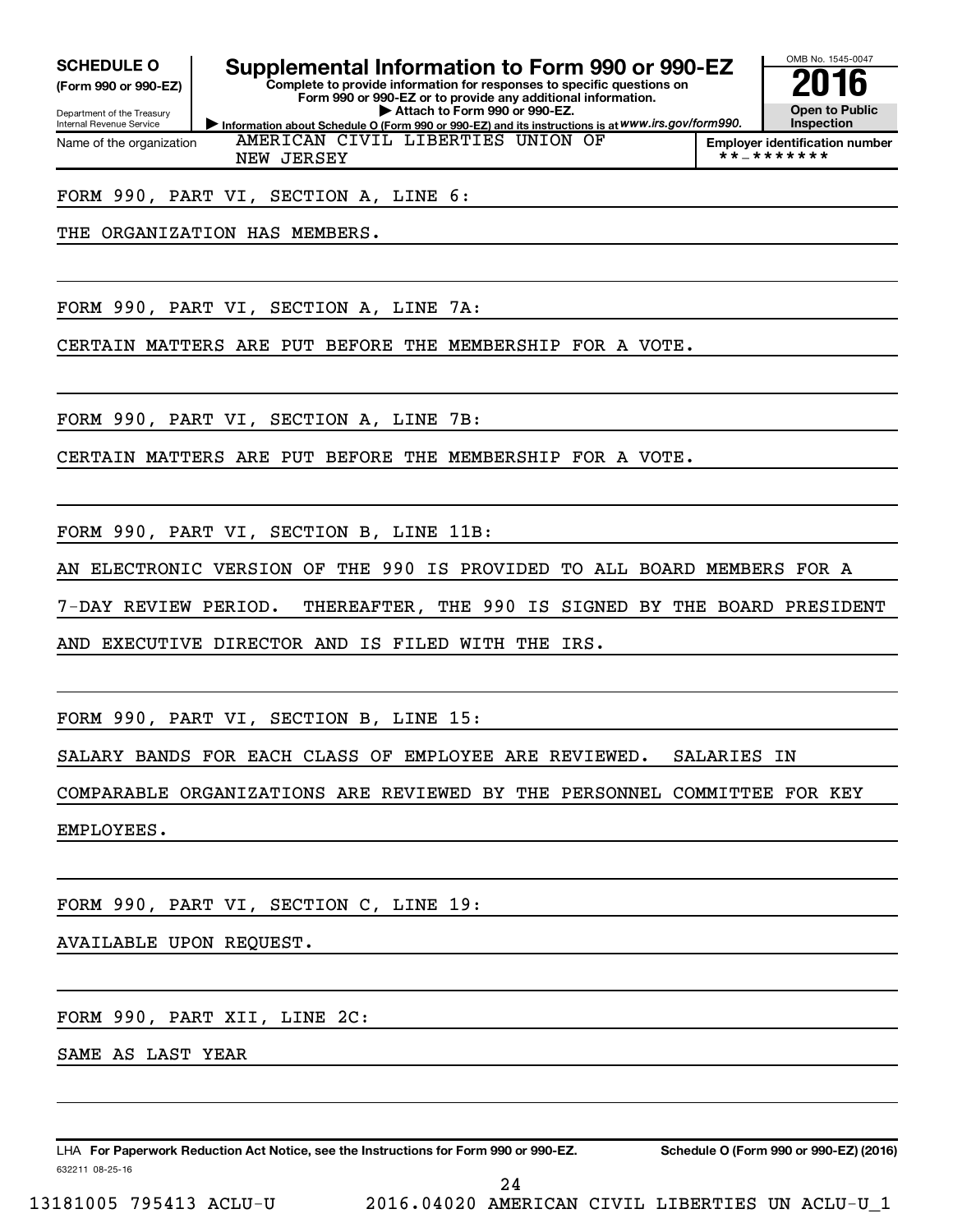**SCHEDULE O**
**(Form 990 or 990-EZ)**

Department of the Treasury
Internal Revenue Service

# Supplemental Information to Form 990 or 990-EZ

**Complete to provide information for responses to specific questions on Form 990 or 990-EZ or to provide any additional information.**
**▶ Attach to Form 990 or 990-EZ.**
**▶ Information about Schedule O (Form 990 or 990-EZ) and its instructions is at *www.irs.gov/form990.***

OMB No. 1545-0047
**2016**
**Open to Public Inspection**

| Name of the organization | Employer identification number |
|---|---|
| AMERICAN CIVIL LIBERTIES UNION OF NEW JERSEY | **_******* |

FORM 990, PART VI, SECTION A, LINE 6:

THE ORGANIZATION HAS MEMBERS.

FORM 990, PART VI, SECTION A, LINE 7A:

CERTAIN MATTERS ARE PUT BEFORE THE MEMBERSHIP FOR A VOTE.

FORM 990, PART VI, SECTION A, LINE 7B:

CERTAIN MATTERS ARE PUT BEFORE THE MEMBERSHIP FOR A VOTE.

FORM 990, PART VI, SECTION B, LINE 11B:

AN ELECTRONIC VERSION OF THE 990 IS PROVIDED TO ALL BOARD MEMBERS FOR A 7-DAY REVIEW PERIOD. THEREAFTER, THE 990 IS SIGNED BY THE BOARD PRESIDENT AND EXECUTIVE DIRECTOR AND IS FILED WITH THE IRS.

FORM 990, PART VI, SECTION B, LINE 15:

SALARY BANDS FOR EACH CLASS OF EMPLOYEE ARE REVIEWED. SALARIES IN COMPARABLE ORGANIZATIONS ARE REVIEWED BY THE PERSONNEL COMMITTEE FOR KEY EMPLOYEES.

FORM 990, PART VI, SECTION C, LINE 19:

AVAILABLE UPON REQUEST.

FORM 990, PART XII, LINE 2C:

SAME AS LAST YEAR

LHA **For Paperwork Reduction Act Notice, see the Instructions for Form 990 or 990-EZ.** **Schedule O (Form 990 or 990-EZ) (2016)**
632211 08-25-16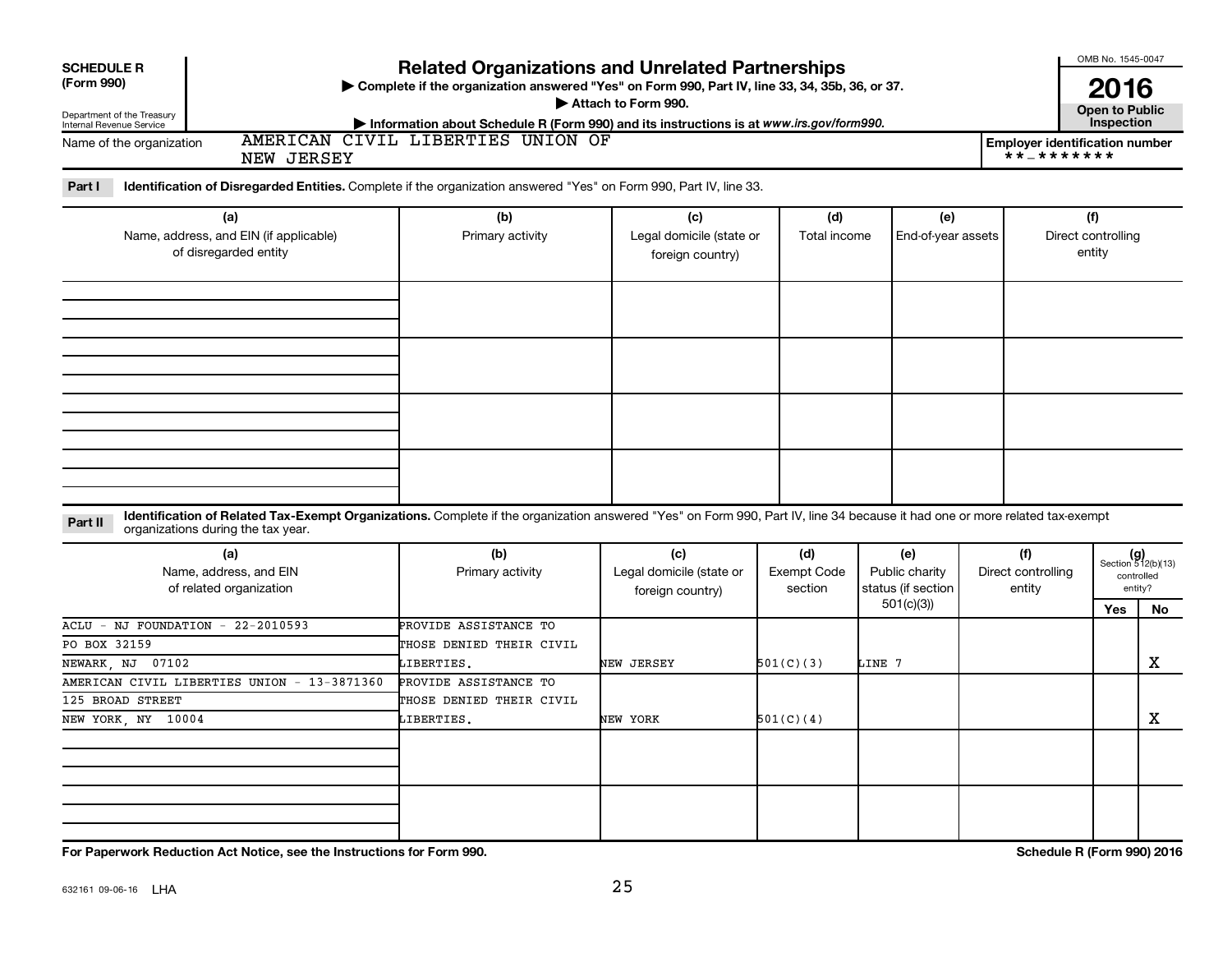**SCHEDULE R (Form 990)**

Department of the Treasury
Internal Revenue Service

# Related Organizations and Unrelated Partnerships

▶ Complete if the organization answered "Yes" on Form 990, Part IV, line 33, 34, 35b, 36, or 37.
▶ Attach to Form 990.
▶ Information about Schedule R (Form 990) and its instructions is at www.irs.gov/form990.

OMB No. 1545-0047
**2016**
**Open to Public Inspection**

Name of the organization: AMERICAN CIVIL LIBERTIES UNION OF NEW JERSEY

Employer identification number: **-*******

**Part I** **Identification of Disregarded Entities.** Complete if the organization answered "Yes" on Form 990, Part IV, line 33.

| (a) Name, address, and EIN (if applicable) of disregarded entity | (b) Primary activity | (c) Legal domicile (state or foreign country) | (d) Total income | (e) End-of-year assets | (f) Direct controlling entity |
|---|---|---|---|---|---|
| | | | | | |
| | | | | | |
| | | | | | |
| | | | | | |

**Part II** **Identification of Related Tax-Exempt Organizations.** Complete if the organization answered "Yes" on Form 990, Part IV, line 34 because it had one or more related tax-exempt organizations during the tax year.

| (a) Name, address, and EIN of related organization | (b) Primary activity | (c) Legal domicile (state or foreign country) | (d) Exempt Code section | (e) Public charity status (if section 501(c)(3)) | (f) Direct controlling entity | (g) Section 512(b)(13) controlled entity? Yes | No |
|---|---|---|---|---|---|---|---|
| ACLU - NJ FOUNDATION - 22-2010593<br>PO BOX 32159<br>NEWARK, NJ 07102 | PROVIDE ASSISTANCE TO THOSE DENIED THEIR CIVIL LIBERTIES. | NEW JERSEY | 501(C)(3) | LINE 7 | | | X |
| AMERICAN CIVIL LIBERTIES UNION - 13-3871360<br>125 BROAD STREET<br>NEW YORK, NY 10004 | PROVIDE ASSISTANCE TO THOSE DENIED THEIR CIVIL LIBERTIES. | NEW YORK | 501(C)(4) | | | | X |
| | | | | | | | |
| | | | | | | | |

**For Paperwork Reduction Act Notice, see the Instructions for Form 990.** **Schedule R (Form 990) 2016**

632161 09-06-16 LHA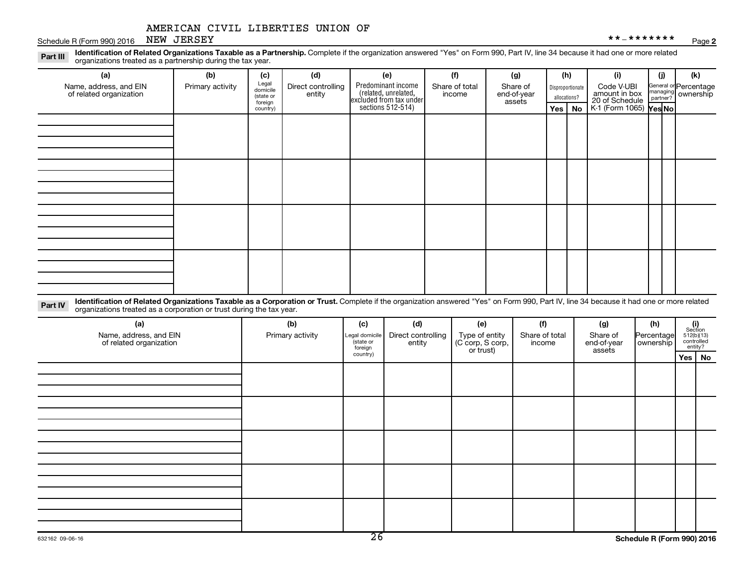AMERICAN CIVIL LIBERTIES UNION OF NEW JERSEY

**_*******

## Part III Identification of Related Organizations Taxable as a Partnership.

Complete if the organization answered "Yes" on Form 990, Part IV, line 34 because it had one or more related organizations treated as a partnership during the tax year.

| (a) Name, address, and EIN of related organization | (b) Primary activity | (c) Legal domicile (state or foreign country) | (d) Direct controlling entity | (e) Predominant income (related, unrelated, excluded from tax under sections 512-514) | (f) Share of total income | (g) Share of end-of-year assets | (h) Disproportionate allocations? Yes | (h) No | (i) Code V-UBI amount in box 20 of Schedule K-1 (Form 1065) | (j) General or managing partner? Yes | (j) No | (k) Percentage ownership |
|---|---|---|---|---|---|---|---|---|---|---|---|---|
| | | | | | | | | | | | | |
| | | | | | | | | | | | | |
| | | | | | | | | | | | | |
| | | | | | | | | | | | | |

## Part IV Identification of Related Organizations Taxable as a Corporation or Trust.

Complete if the organization answered "Yes" on Form 990, Part IV, line 34 because it had one or more related organizations treated as a corporation or trust during the tax year.

| (a) Name, address, and EIN of related organization | (b) Primary activity | (c) Legal domicile (state or foreign country) | (d) Direct controlling entity | (e) Type of entity (C corp, S corp, or trust) | (f) Share of total income | (g) Share of end-of-year assets | (h) Percentage ownership | (i) Section 512(b)(13) controlled entity? Yes | (i) No |
|---|---|---|---|---|---|---|---|---|---|
| | | | | | | | | | |
| | | | | | | | | | |
| | | | | | | | | | |
| | | | | | | | | | |
| | | | | | | | | | |

632162 09-06-16

Schedule R (Form 990) 2016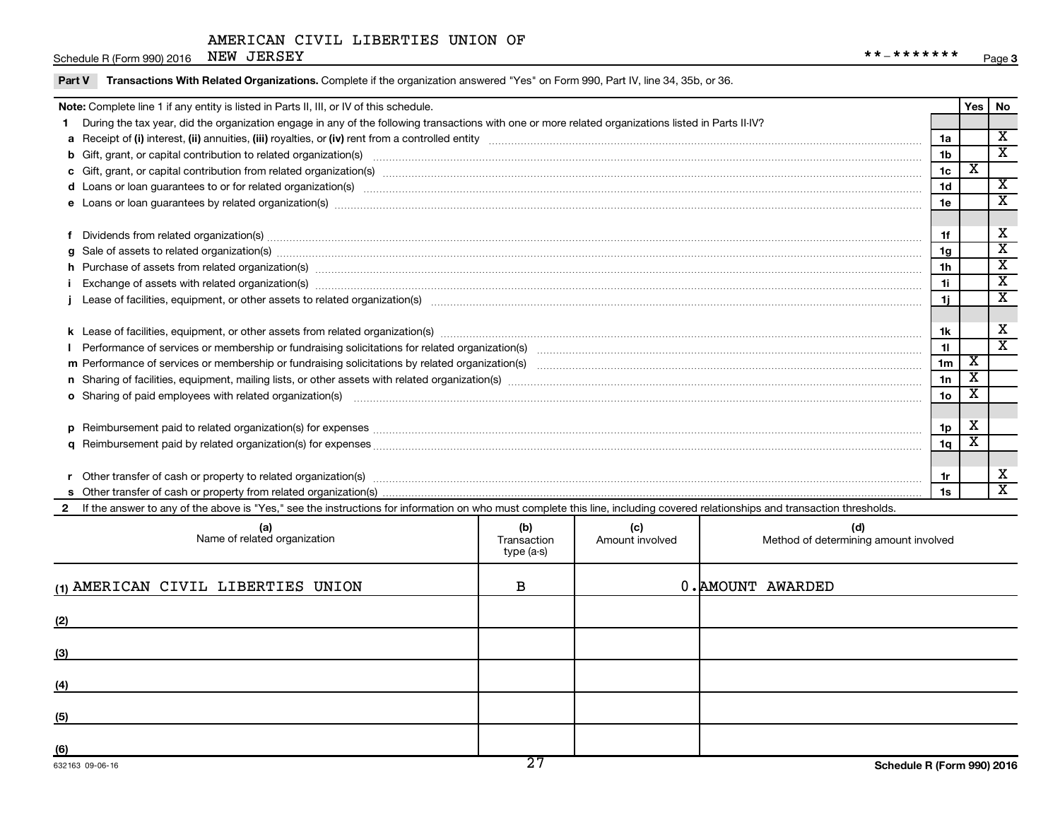AMERICAN CIVIL LIBERTIES UNION OF NEW JERSEY

Schedule R (Form 990) 2016 — **-******* — Page 3

**Part V Transactions With Related Organizations.** Complete if the organization answered "Yes" on Form 990, Part IV, line 34, 35b, or 36.

| Note: Complete line 1 if any entity is listed in Parts II, III, or IV of this schedule. | | Yes | No |
|---|---|---|---|
| **1** During the tax year, did the organization engage in any of the following transactions with one or more related organizations listed in Parts II-IV? | | | |
| **a** Receipt of **(i)** interest, **(ii)** annuities, **(iii)** royalties, or **(iv)** rent from a controlled entity | 1a | | X |
| **b** Gift, grant, or capital contribution to related organization(s) | 1b | | X |
| **c** Gift, grant, or capital contribution from related organization(s) | 1c | X | |
| **d** Loans or loan guarantees to or for related organization(s) | 1d | | X |
| **e** Loans or loan guarantees by related organization(s) | 1e | | X |
| **f** Dividends from related organization(s) | 1f | | X |
| **g** Sale of assets to related organization(s) | 1g | | X |
| **h** Purchase of assets from related organization(s) | 1h | | X |
| **i** Exchange of assets with related organization(s) | 1i | | X |
| **j** Lease of facilities, equipment, or other assets to related organization(s) | 1j | | X |
| **k** Lease of facilities, equipment, or other assets from related organization(s) | 1k | | X |
| **l** Performance of services or membership or fundraising solicitations for related organization(s) | 1l | | X |
| **m** Performance of services or membership or fundraising solicitations by related organization(s) | 1m | X | |
| **n** Sharing of facilities, equipment, mailing lists, or other assets with related organization(s) | 1n | X | |
| **o** Sharing of paid employees with related organization(s) | 1o | X | |
| **p** Reimbursement paid to related organization(s) for expenses | 1p | X | |
| **q** Reimbursement paid by related organization(s) for expenses | 1q | X | |
| **r** Other transfer of cash or property to related organization(s) | 1r | | X |
| **s** Other transfer of cash or property from related organization(s) | 1s | | X |

**2** If the answer to any of the above is "Yes," see the instructions for information on who must complete this line, including covered relationships and transaction thresholds.

| | (a) Name of related organization | (b) Transaction type (a-s) | (c) Amount involved | (d) Method of determining amount involved |
|---|---|---|---|---|
| (1) | AMERICAN CIVIL LIBERTIES UNION | B | 0. | AMOUNT AWARDED |
| (2) | | | | |
| (3) | | | | |
| (4) | | | | |
| (5) | | | | |
| (6) | | | | |

632163 09-06-16

Schedule R (Form 990) 2016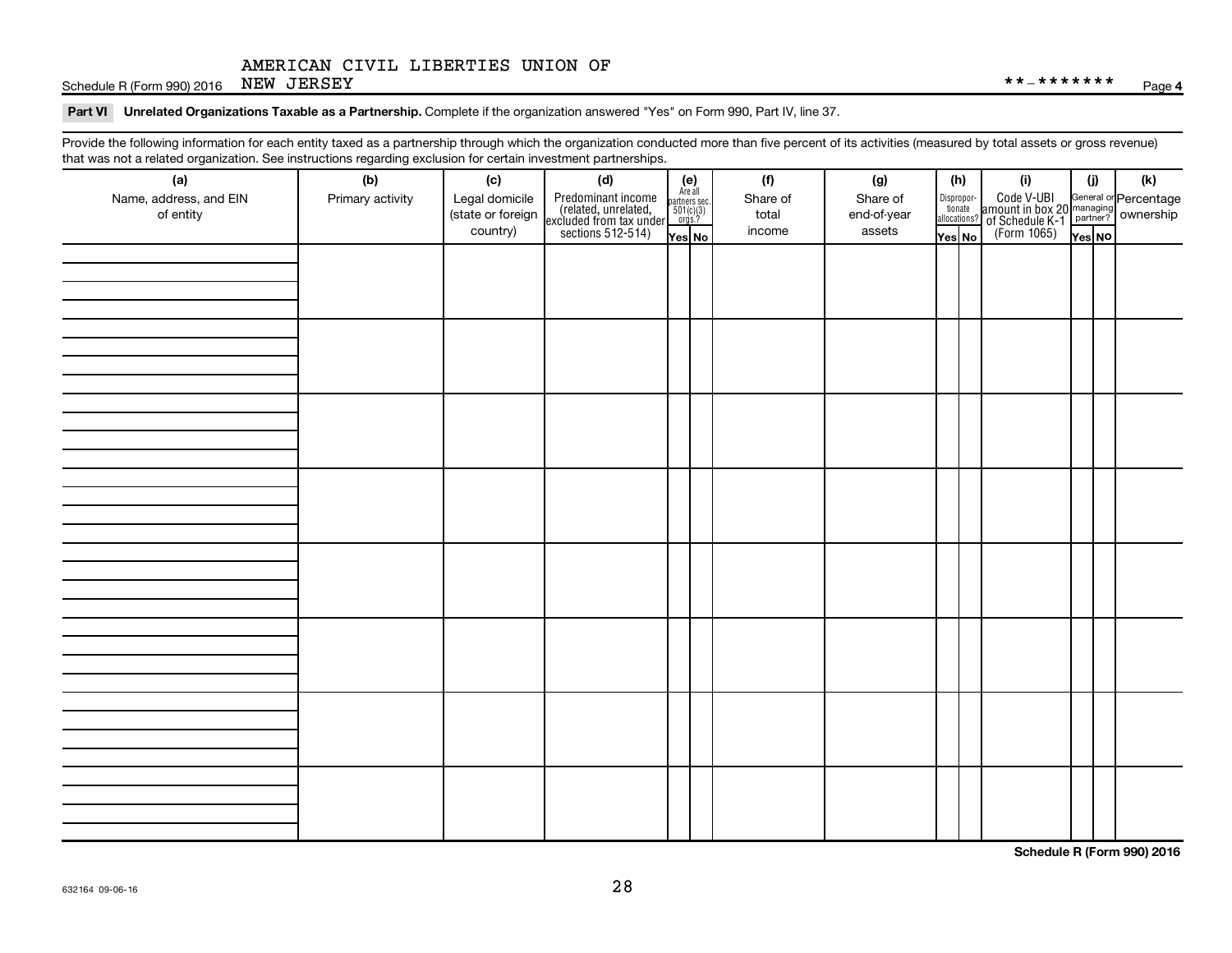AMERICAN CIVIL LIBERTIES UNION OF NEW JERSEY

Schedule R (Form 990) 2016 **-******* Page 4

**Part VI Unrelated Organizations Taxable as a Partnership.** Complete if the organization answered "Yes" on Form 990, Part IV, line 37.

Provide the following information for each entity taxed as a partnership through which the organization conducted more than five percent of its activities (measured by total assets or gross revenue) that was not a related organization. See instructions regarding exclusion for certain investment partnerships.

| (a) Name, address, and EIN of entity | (b) Primary activity | (c) Legal domicile (state or foreign country) | (d) Predominant income (related, unrelated, excluded from tax under sections 512-514) | (e) Are all partners sec. 501(c)(3) orgs.? | | (f) Share of total income | (g) Share of end-of-year assets | (h) Disproportionate allocations? | | (i) Code V-UBI amount in box 20 of Schedule K-1 (Form 1065) | (j) General or managing partner? | | (k) Percentage ownership |
|---|---|---|---|---|---|---|---|---|---|---|---|---|---|
| | | | | Yes | No | | | Yes | No | | Yes | No | |
| | | | | | | | | | | | | | |
| | | | | | | | | | | | | | |
| | | | | | | | | | | | | | |
| | | | | | | | | | | | | | |
| | | | | | | | | | | | | | |
| | | | | | | | | | | | | | |
| | | | | | | | | | | | | | |
| | | | | | | | | | | | | | |

**Schedule R (Form 990) 2016**

632164 09-06-16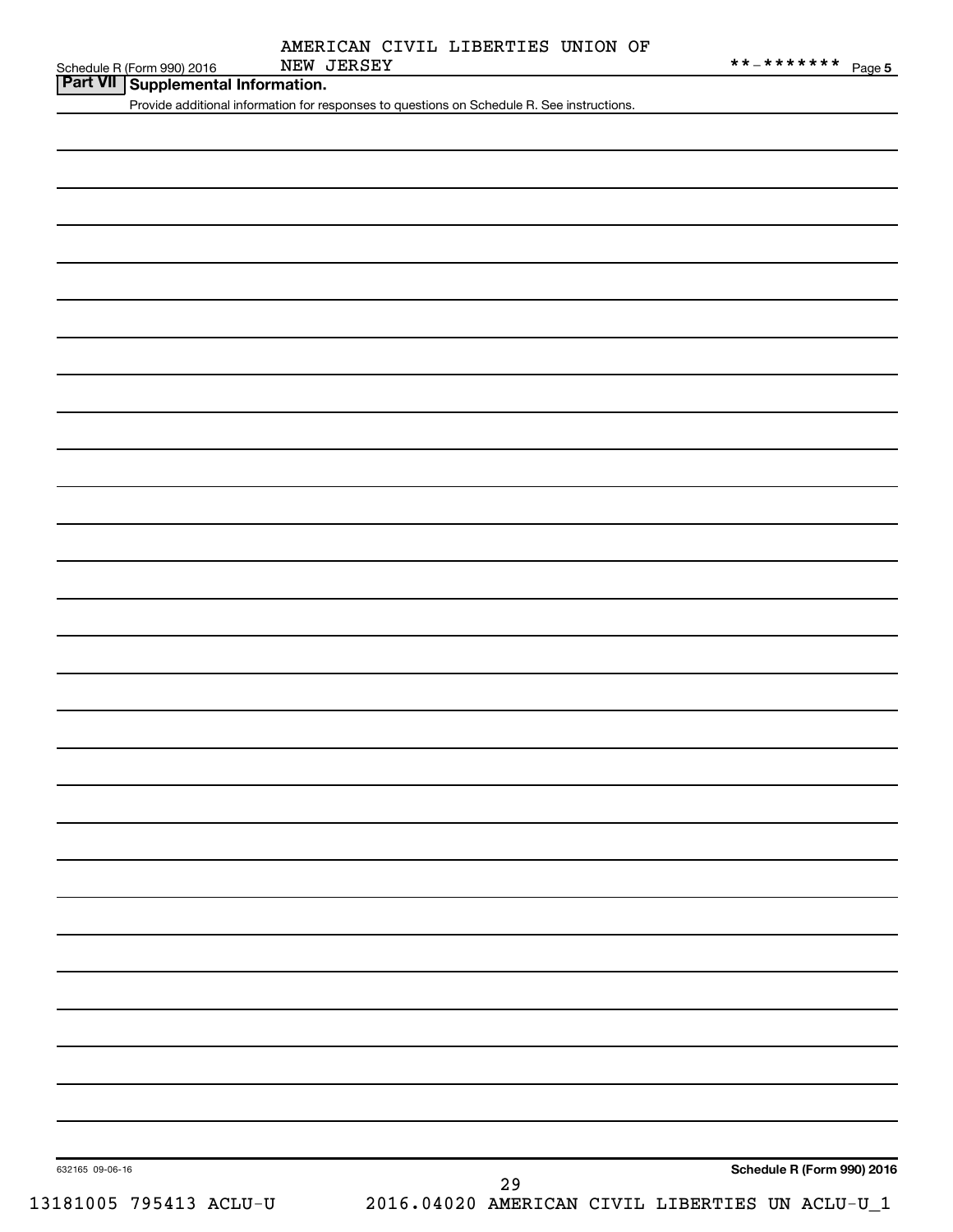Schedule R (Form 990) 2016 AMERICAN CIVIL LIBERTIES UNION OF NEW JERSEY **-******* Page 5

## Part VII Supplemental Information.

Provide additional information for responses to questions on Schedule R. See instructions.

632165 09-06-16

**Schedule R (Form 990) 2016**

13181005 795413 ACLU-U 2016.04020 AMERICAN CIVIL LIBERTIES UN ACLU-U_1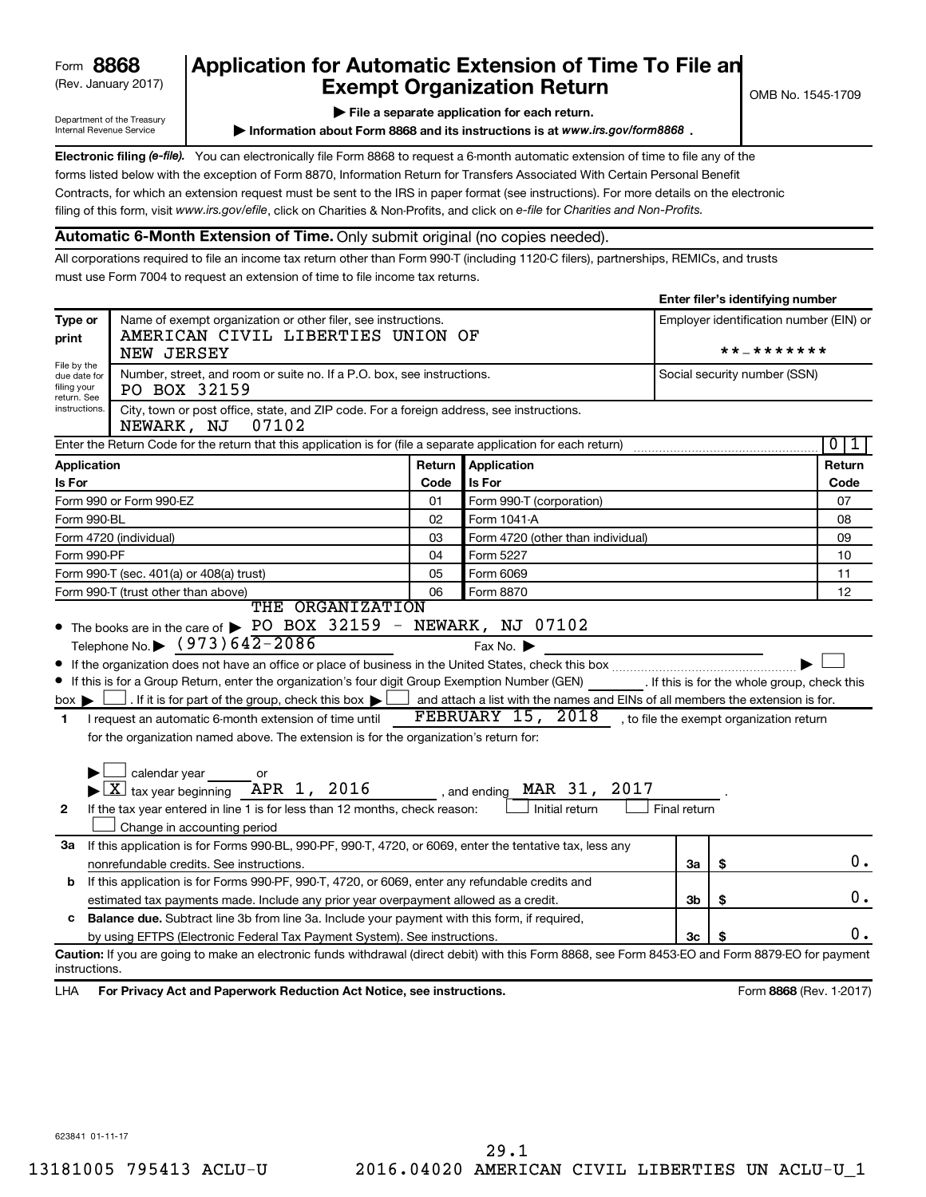Form **8868**
(Rev. January 2017)

Department of the Treasury
Internal Revenue Service

# Application for Automatic Extension of Time To File an Exempt Organization Return

OMB No. 1545-1709

▶ **File a separate application for each return.**

▶ **Information about Form 8868 and its instructions is at** ***www.irs.gov/form8868*** **.**

**Electronic filing** ***(e-file).*** You can electronically file Form 8868 to request a 6-month automatic extension of time to file any of the forms listed below with the exception of Form 8870, Information Return for Transfers Associated With Certain Personal Benefit Contracts, for which an extension request must be sent to the IRS in paper format (see instructions). For more details on the electronic filing of this form, visit *www.irs.gov/efile*, click on Charities & Non-Profits, and click on *e-file* for *Charities and Non-Profits.*

**Automatic 6-Month Extension of Time.** Only submit original (no copies needed).

All corporations required to file an income tax return other than Form 990-T (including 1120-C filers), partnerships, REMICs, and trusts must use Form 7004 to request an extension of time to file income tax returns.

**Enter filer's identifying number**

| Type or print | Name of exempt organization or other filer, see instructions. AMERICAN CIVIL LIBERTIES UNION OF NEW JERSEY | Employer identification number (EIN) or **-******* |
|---|---|---|
| File by the due date for filing your return. See instructions. | Number, street, and room or suite no. If a P.O. box, see instructions. PO BOX 32159 | Social security number (SSN) |
| | City, town or post office, state, and ZIP code. For a foreign address, see instructions. NEWARK, NJ 07102 | |

Enter the Return Code for the return that this application is for (file a separate application for each return) ..... 0 1

| Application Is For | Return Code | Application Is For | Return Code |
|---|---|---|---|
| Form 990 or Form 990-EZ | 01 | Form 990-T (corporation) | 07 |
| Form 990-BL | 02 | Form 1041-A | 08 |
| Form 4720 (individual) | 03 | Form 4720 (other than individual) | 09 |
| Form 990-PF | 04 | Form 5227 | 10 |
| Form 990-T (sec. 401(a) or 408(a) trust) | 05 | Form 6069 | 11 |
| Form 990-T (trust other than above) | 06 | Form 8870 | 12 |

- The books are in the care of ▶ THE ORGANIZATION PO BOX 32159 - NEWARK, NJ 07102
  Telephone No. ▶ (973)642-2086 Fax No. ▶
- If the organization does not have an office or place of business in the United States, check this box ..... ▶ ☐
- If this is for a Group Return, enter the organization's four digit Group Exemption Number (GEN) ______ . If this is for the whole group, check this box ▶ ☐ . If it is for part of the group, check this box ▶ ☐ and attach a list with the names and EINs of all members the extension is for.

**1** I request an automatic 6-month extension of time until FEBRUARY 15, 2018 , to file the exempt organization return for the organization named above. The extension is for the organization's return for:

▶ ☐ calendar year ______ or
▶ ☒ tax year beginning APR 1, 2016 , and ending MAR 31, 2017 .

**2** If the tax year entered in line 1 is for less than 12 months, check reason: ☐ Initial return ☐ Final return
☐ Change in accounting period

| | | | |
|---|---|---|---|
| **3a** | If this application is for Forms 990-BL, 990-PF, 990-T, 4720, or 6069, enter the tentative tax, less any nonrefundable credits. See instructions. | 3a | $ 0. |
| **b** | If this application is for Forms 990-PF, 990-T, 4720, or 6069, enter any refundable credits and estimated tax payments made. Include any prior year overpayment allowed as a credit. | 3b | $ 0. |
| **c** | **Balance due.** Subtract line 3b from line 3a. Include your payment with this form, if required, by using EFTPS (Electronic Federal Tax Payment System). See instructions. | 3c | $ 0. |

**Caution:** If you are going to make an electronic funds withdrawal (direct debit) with this Form 8868, see Form 8453-EO and Form 8879-EO for payment instructions.

LHA **For Privacy Act and Paperwork Reduction Act Notice, see instructions.** Form **8868** (Rev. 1-2017)

623841 01-11-17

29.1
13181005 795413 ACLU-U 2016.04020 AMERICAN CIVIL LIBERTIES UN ACLU-U_1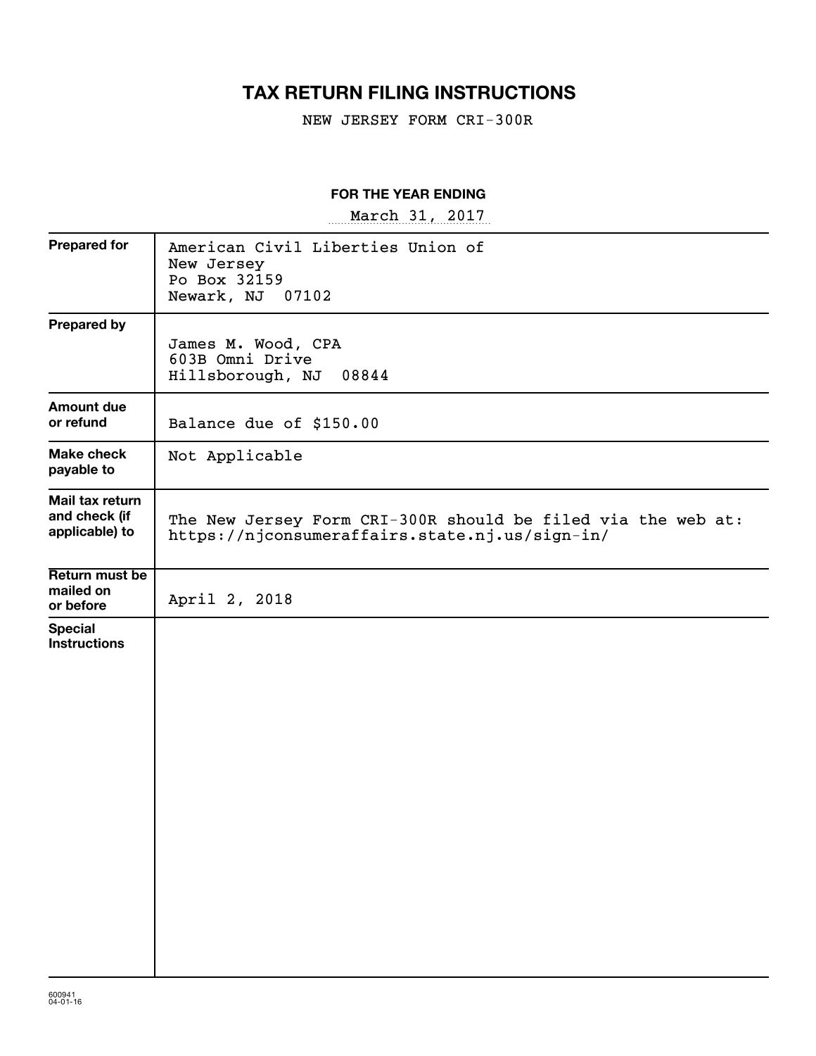# TAX RETURN FILING INSTRUCTIONS

NEW JERSEY FORM CRI-300R

**FOR THE YEAR ENDING**

March 31, 2017

| | |
|---|---|
| **Prepared for** | American Civil Liberties Union of New Jersey<br>Po Box 32159<br>Newark, NJ 07102 |
| **Prepared by** | James M. Wood, CPA<br>603B Omni Drive<br>Hillsborough, NJ 08844 |
| **Amount due or refund** | Balance due of $150.00 |
| **Make check payable to** | Not Applicable |
| **Mail tax return and check (if applicable) to** | The New Jersey Form CRI-300R should be filed via the web at:<br>https://njconsumeraffairs.state.nj.us/sign-in/ |
| **Return must be mailed on or before** | April 2, 2018 |
| **Special Instructions** | |

600941
04-01-16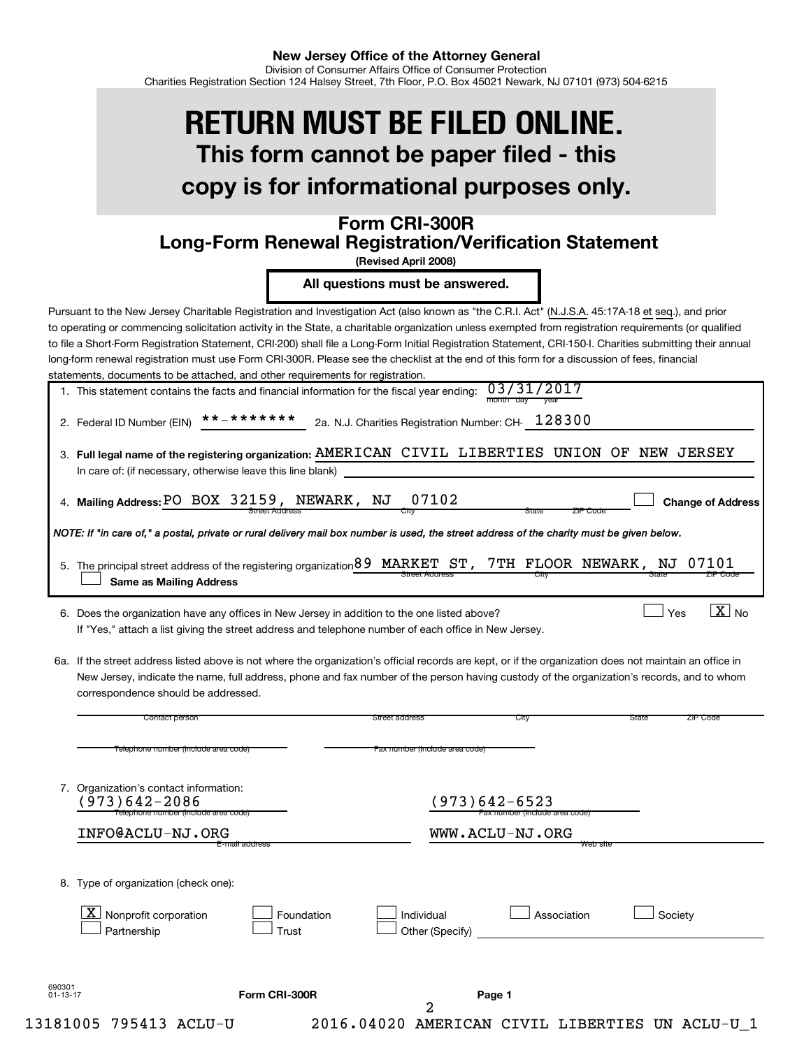New Jersey Office of the Attorney General

Division of Consumer Affairs Office of Consumer Protection

Charities Registration Section 124 Halsey Street, 7th Floor, P.O. Box 45021 Newark, NJ 07101 (973) 504-6215

# RETURN MUST BE FILED ONLINE.

## This form cannot be paper filed - this copy is for informational purposes only.

## Form CRI-300R
## Long-Form Renewal Registration/Verification Statement

**(Revised April 2008)**

**All questions must be answered.**

Pursuant to the New Jersey Charitable Registration and Investigation Act (also known as "the C.R.I. Act" (N.J.S.A. 45:17A-18 et seq.), and prior to operating or commencing solicitation activity in the State, a charitable organization unless exempted from registration requirements (or qualified to file a Short-Form Registration Statement, CRI-200) shall file a Long-Form Initial Registration Statement, CRI-150-I. Charities submitting their annual long-form renewal registration must use Form CRI-300R. Please see the checklist at the end of this form for a discussion of fees, financial statements, documents to be attached, and other requirements for registration.

1. This statement contains the facts and financial information for the fiscal year ending: 03/31/2017 (month day year)

2. Federal ID Number (EIN) **-******* 2a. N.J. Charities Registration Number: CH- 128300

3. **Full legal name of the registering organization:** AMERICAN CIVIL LIBERTIES UNION OF NEW JERSEY

   In care of: (if necessary, otherwise leave this line blank)

4. **Mailing Address:** PO BOX 32159, NEWARK, NJ 07102 (Street Address, City, State, ZIP Code) ☐ **Change of Address**

*NOTE: If "in care of," a postal, private or rural delivery mail box number is used, the street address of the charity must be given below.*

5. The principal street address of the registering organization 89 MARKET ST, 7TH FLOOR NEWARK, NJ 07101 (Street Address, City, State, ZIP Code)

   ☐ **Same as Mailing Address**

6. Does the organization have any offices in New Jersey in addition to the one listed above? ☐ Yes ☒ No

   If "Yes," attach a list giving the street address and telephone number of each office in New Jersey.

6a. If the street address listed above is not where the organization's official records are kept, or if the organization does not maintain an office in New Jersey, indicate the name, full address, phone and fax number of the person having custody of the organization's records, and to whom correspondence should be addressed.

Contact person ______ Street address ______ City ______ State ______ ZIP Code ______

Telephone number (include area code) ______ Fax number (include area code) ______

7. Organization's contact information:

   (973)642-2086 — Telephone number (include area code)

   (973)642-6523 — Fax number (include area code)

   INFO@ACLU-NJ.ORG — E-mail address

   WWW.ACLU-NJ.ORG — Web site

8. Type of organization (check one):

   ☒ Nonprofit corporation ☐ Foundation ☐ Individual ☐ Association ☐ Society
   
   ☐ Partnership ☐ Trust ☐ Other (Specify) ______

690301 01-13-17 Form CRI-300R Page 1

13181005 795413 ACLU-U 2016.04020 AMERICAN CIVIL LIBERTIES UN ACLU-U_1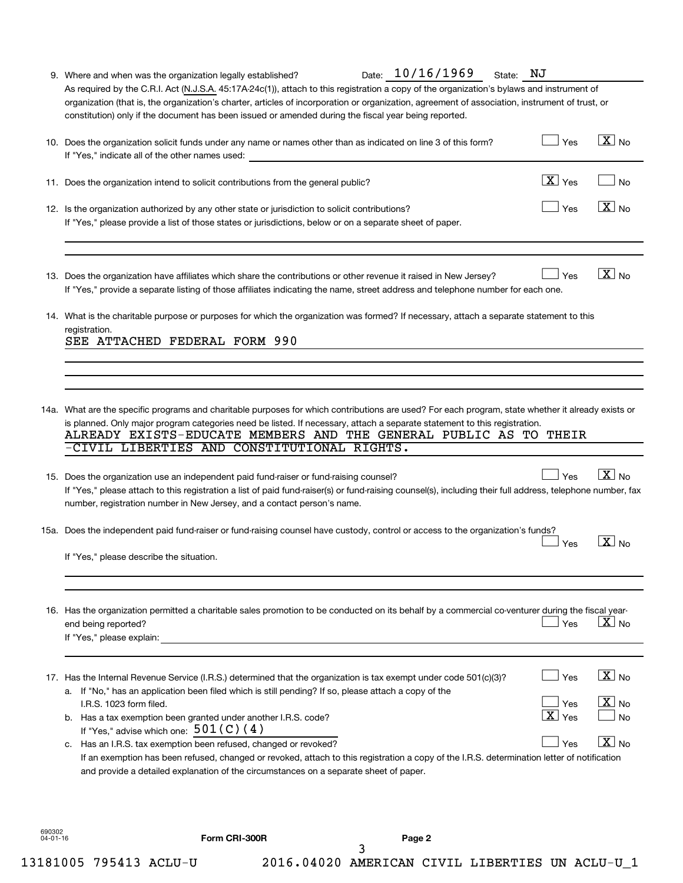9. Where and when was the organization legally established? Date: 10/16/1969 State: NJ

As required by the C.R.I. Act (N.J.S.A. 45:17A-24c(1)), attach to this registration a copy of the organization's bylaws and instrument of organization (that is, the organization's charter, articles of incorporation or organization, agreement of association, instrument of trust, or constitution) only if the document has been issued or amended during the fiscal year being reported.

10. Does the organization solicit funds under any name or names other than as indicated on line 3 of this form? ☐ Yes ☒ No

If "Yes," indicate all of the other names used:

11. Does the organization intend to solicit contributions from the general public? ☒ Yes ☐ No

12. Is the organization authorized by any other state or jurisdiction to solicit contributions? ☐ Yes ☒ No

If "Yes," please provide a list of those states or jurisdictions, below or on a separate sheet of paper.

13. Does the organization have affiliates which share the contributions or other revenue it raised in New Jersey? ☐ Yes ☒ No

If "Yes," provide a separate listing of those affiliates indicating the name, street address and telephone number for each one.

14. What is the charitable purpose or purposes for which the organization was formed? If necessary, attach a separate statement to this registration.

SEE ATTACHED FEDERAL FORM 990

14a. What are the specific programs and charitable purposes for which contributions are used? For each program, state whether it already exists or is planned. Only major program categories need be listed. If necessary, attach a separate statement to this registration.

ALREADY EXISTS-EDUCATE MEMBERS AND THE GENERAL PUBLIC AS TO THEIR -CIVIL LIBERTIES AND CONSTITUTIONAL RIGHTS.

15. Does the organization use an independent paid fund-raiser or fund-raising counsel? ☐ Yes ☒ No

If "Yes," please attach to this registration a list of paid fund-raiser(s) or fund-raising counsel(s), including their full address, telephone number, fax number, registration number in New Jersey, and a contact person's name.

15a. Does the independent paid fund-raiser or fund-raising counsel have custody, control or access to the organization's funds? ☐ Yes ☒ No

If "Yes," please describe the situation.

16. Has the organization permitted a charitable sales promotion to be conducted on its behalf by a commercial co-venturer during the fiscal year-end being reported? ☐ Yes ☒ No

If "Yes," please explain:

17. Has the Internal Revenue Service (I.R.S.) determined that the organization is tax exempt under code 501(c)(3)? ☐ Yes ☒ No

a. If "No," has an application been filed which is still pending? If so, please attach a copy of the I.R.S. 1023 form filed. ☐ Yes ☒ No

b. Has a tax exemption been granted under another I.R.S. code? ☒ Yes ☐ No

If "Yes," advise which one: 501(C)(4)

c. Has an I.R.S. tax exemption been refused, changed or revoked? ☐ Yes ☒ No

If an exemption has been refused, changed or revoked, attach to this registration a copy of the I.R.S. determination letter of notification and provide a detailed explanation of the circumstances on a separate sheet of paper.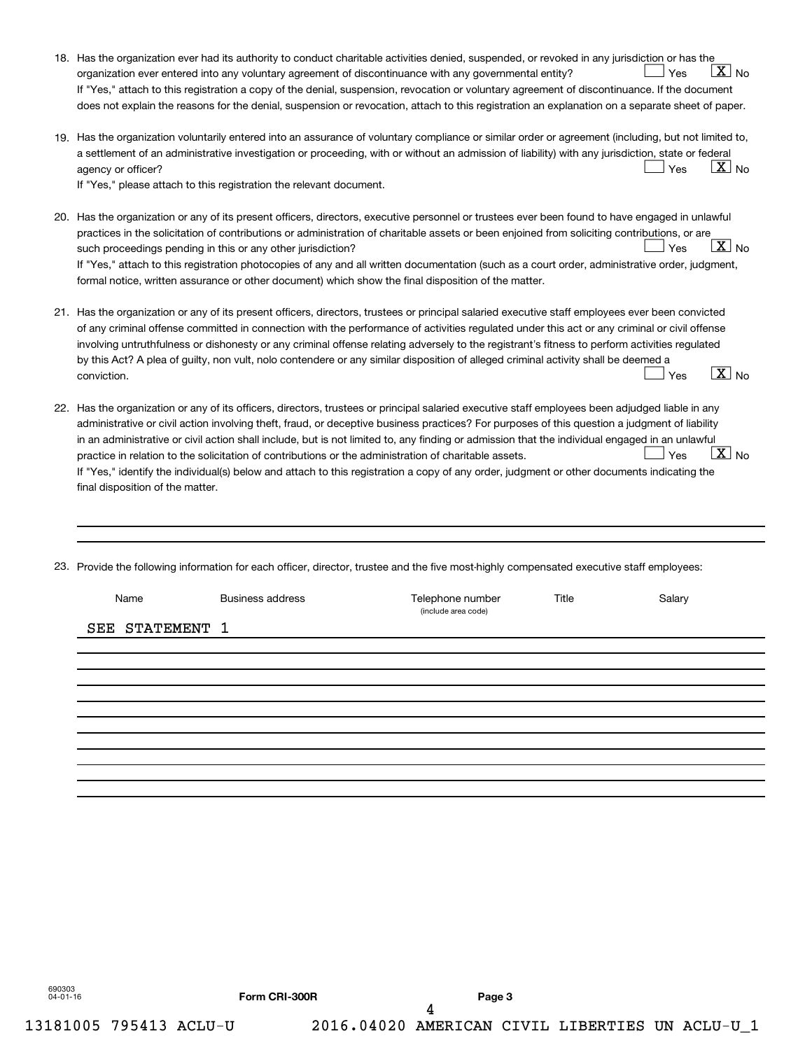18. Has the organization ever had its authority to conduct charitable activities denied, suspended, or revoked in any jurisdiction or has the organization ever entered into any voluntary agreement of discontinuance with any governmental entity? [ ] Yes [X] No

If "Yes," attach to this registration a copy of the denial, suspension, revocation or voluntary agreement of discontinuance. If the document does not explain the reasons for the denial, suspension or revocation, attach to this registration an explanation on a separate sheet of paper.

19. Has the organization voluntarily entered into an assurance of voluntary compliance or similar order or agreement (including, but not limited to, a settlement of an administrative investigation or proceeding, with or without an admission of liability) with any jurisdiction, state or federal agency or officer? [ ] Yes [X] No

If "Yes," please attach to this registration the relevant document.

20. Has the organization or any of its present officers, directors, executive personnel or trustees ever been found to have engaged in unlawful practices in the solicitation of contributions or administration of charitable assets or been enjoined from soliciting contributions, or are such proceedings pending in this or any other jurisdiction? [ ] Yes [X] No

If "Yes," attach to this registration photocopies of any and all written documentation (such as a court order, administrative order, judgment, formal notice, written assurance or other document) which show the final disposition of the matter.

21. Has the organization or any of its present officers, directors, trustees or principal salaried executive staff employees ever been convicted of any criminal offense committed in connection with the performance of activities regulated under this act or any criminal or civil offense involving untruthfulness or dishonesty or any criminal offense relating adversely to the registrant's fitness to perform activities regulated by this Act? A plea of guilty, non vult, nolo contendere or any similar disposition of alleged criminal activity shall be deemed a conviction. [ ] Yes [X] No

22. Has the organization or any of its officers, directors, trustees or principal salaried executive staff employees been adjudged liable in any administrative or civil action involving theft, fraud, or deceptive business practices? For purposes of this question a judgment of liability in an administrative or civil action shall include, but is not limited to, any finding or admission that the individual engaged in an unlawful practice in relation to the solicitation of contributions or the administration of charitable assets. [ ] Yes [X] No

If "Yes," identify the individual(s) below and attach to this registration a copy of any order, judgment or other documents indicating the final disposition of the matter.

23. Provide the following information for each officer, director, trustee and the five most-highly compensated executive staff employees:

| Name | Business address | Telephone number (include area code) | Title | Salary |
|---|---|---|---|---|
| SEE STATEMENT 1 | | | | |

690303 04-01-16 Form CRI-300R Page 3

13181005 795413 ACLU-U 2016.04020 AMERICAN CIVIL LIBERTIES UN ACLU-U_1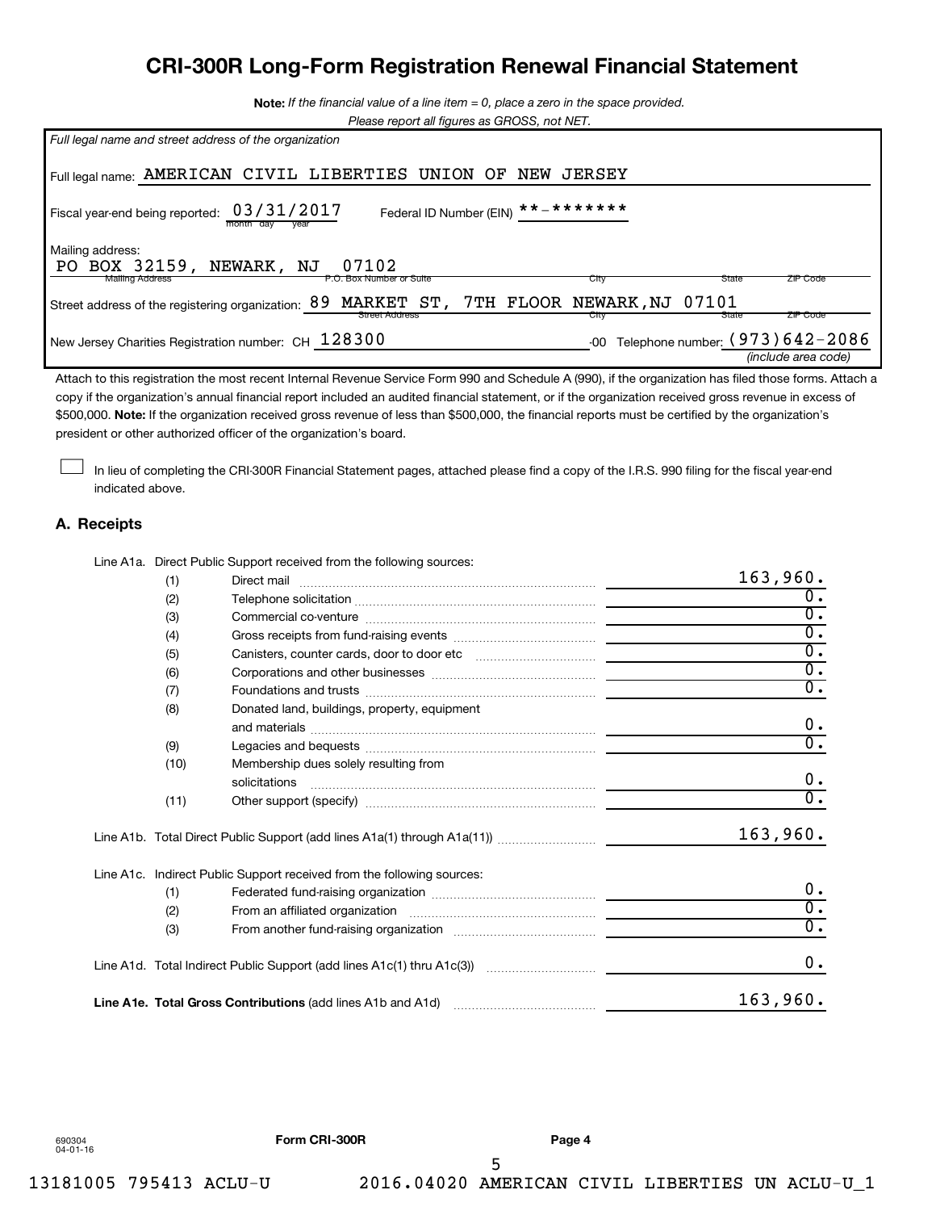# CRI-300R Long-Form Registration Renewal Financial Statement

**Note:** *If the financial value of a line item = 0, place a zero in the space provided.*
*Please report all figures as GROSS, not NET.*

*Full legal name and street address of the organization*

Full legal name: AMERICAN CIVIL LIBERTIES UNION OF NEW JERSEY

Fiscal year-end being reported: 03/31/2017 (month day year) Federal ID Number (EIN) **-*******

Mailing address:
PO BOX 32159, NEWARK, NJ 07102
(Mailing Address, P.O. Box Number or Suite, City, State, ZIP Code)

Street address of the registering organization: 89 MARKET ST, 7TH FLOOR NEWARK, NJ 07101
(Street Address, City, State, ZIP Code)

New Jersey Charities Registration number: CH 128300 -00 Telephone number: (973)642-2086 *(include area code)*

Attach to this registration the most recent Internal Revenue Service Form 990 and Schedule A (990), if the organization has filed those forms. Attach a copy if the organization's annual financial report included an audited financial statement, or if the organization received gross revenue in excess of $500,000. **Note:** If the organization received gross revenue of less than $500,000, the financial reports must be certified by the organization's president or other authorized officer of the organization's board.

☐ In lieu of completing the CRI-300R Financial Statement pages, attached please find a copy of the I.R.S. 990 filing for the fiscal year-end indicated above.

## A. Receipts

Line A1a. Direct Public Support received from the following sources:

| | | |
|---|---|---|
| (1) | Direct mail | 163,960. |
| (2) | Telephone solicitation | 0. |
| (3) | Commercial co-venture | 0. |
| (4) | Gross receipts from fund-raising events | 0. |
| (5) | Canisters, counter cards, door to door etc | 0. |
| (6) | Corporations and other businesses | 0. |
| (7) | Foundations and trusts | 0. |
| (8) | Donated land, buildings, property, equipment and materials | 0. |
| (9) | Legacies and bequests | 0. |
| (10) | Membership dues solely resulting from solicitations | 0. |
| (11) | Other support (specify) | 0. |

Line A1b. Total Direct Public Support (add lines A1a(1) through A1a(11)) 163,960.

Line A1c. Indirect Public Support received from the following sources:

| | | |
|---|---|---|
| (1) | Federated fund-raising organization | 0. |
| (2) | From an affiliated organization | 0. |
| (3) | From another fund-raising organization | 0. |

Line A1d. Total Indirect Public Support (add lines A1c(1) thru A1c(3)) 0.

**Line A1e. Total Gross Contributions** (add lines A1b and A1d) 163,960.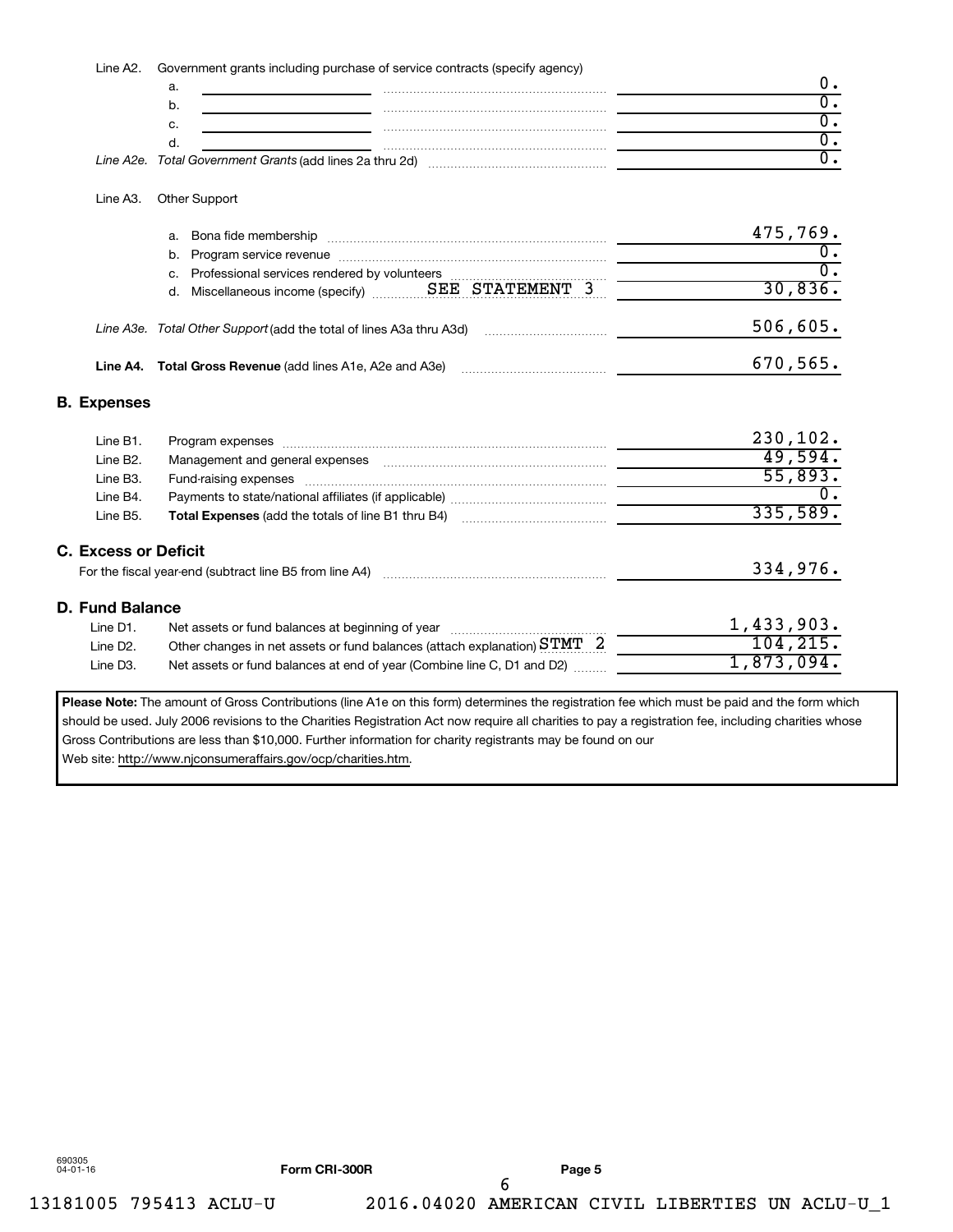| | | |
|---|---|---|
| Line A2. | Government grants including purchase of service contracts (specify agency) | |
| | a. | 0. |
| | b. | 0. |
| | c. | 0. |
| | d. | 0. |
| *Line A2e.* | *Total Government Grants* (add lines 2a thru 2d) | 0. |
| Line A3. | Other Support | |
| | a. Bona fide membership | 475,769. |
| | b. Program service revenue | 0. |
| | c. Professional services rendered by volunteers | 0. |
| | d. Miscellaneous income (specify) SEE STATEMENT 3 | 30,836. |
| *Line A3e.* | *Total Other Support* (add the total of lines A3a thru A3d) | 506,605. |
| **Line A4.** | **Total Gross Revenue** (add lines A1e, A2e and A3e) | 670,565. |

## B. Expenses

| | | |
|---|---|---|
| Line B1. | Program expenses | 230,102. |
| Line B2. | Management and general expenses | 49,594. |
| Line B3. | Fund-raising expenses | 55,893. |
| Line B4. | Payments to state/national affiliates (if applicable) | 0. |
| Line B5. | **Total Expenses** (add the totals of line B1 thru B4) | 335,589. |

## C. Excess or Deficit

| | |
|---|---|
| For the fiscal year-end (subtract line B5 from line A4) | 334,976. |

## D. Fund Balance

| | | |
|---|---|---|
| Line D1. | Net assets or fund balances at beginning of year | 1,433,903. |
| Line D2. | Other changes in net assets or fund balances (attach explanation) STMT 2 | 104,215. |
| Line D3. | Net assets or fund balances at end of year (Combine line C, D1 and D2) | 1,873,094. |

**Please Note:** The amount of Gross Contributions (line A1e on this form) determines the registration fee which must be paid and the form which should be used. July 2006 revisions to the Charities Registration Act now require all charities to pay a registration fee, including charities whose Gross Contributions are less than $10,000. Further information for charity registrants may be found on our Web site: http://www.njconsumeraffairs.gov/ocp/charities.htm.

690305
04-01-16

Form CRI-300R

13181005 795413 ACLU-U 2016.04020 AMERICAN CIVIL LIBERTIES UN ACLU-U_1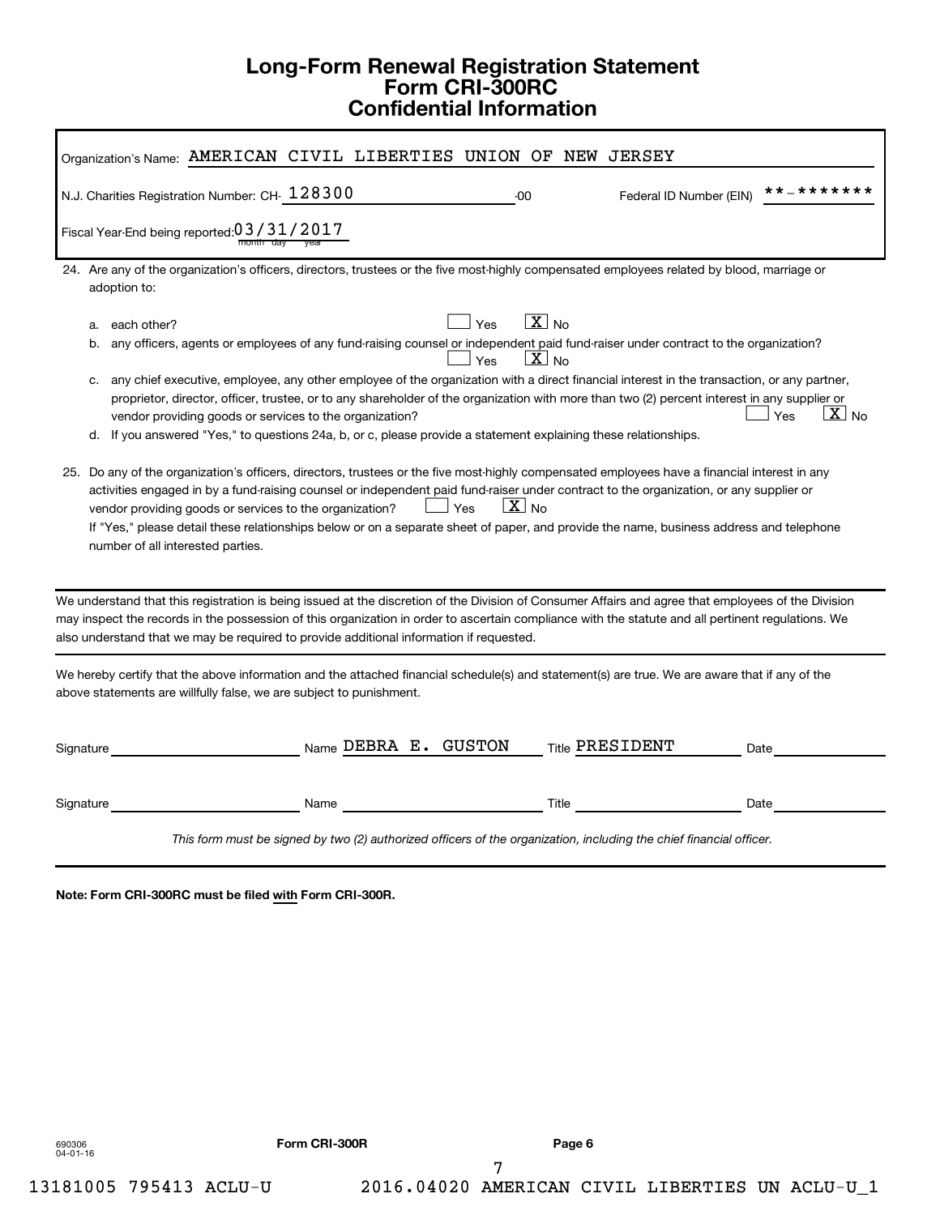# Long-Form Renewal Registration Statement
# Form CRI-300RC
# Confidential Information

Organization's Name: AMERICAN CIVIL LIBERTIES UNION OF NEW JERSEY

N.J. Charities Registration Number: CH- 128300 -00 Federal ID Number (EIN) **-*******

Fiscal Year-End being reported: 03/31/2017 (month day year)

24. Are any of the organization's officers, directors, trustees or the five most-highly compensated employees related by blood, marriage or adoption to:

   a. each other? [ ] Yes [X] No

   b. any officers, agents or employees of any fund-raising counsel or independent paid fund-raiser under contract to the organization? [ ] Yes [X] No

   c. any chief executive, employee, any other employee of the organization with a direct financial interest in the transaction, or any partner, proprietor, director, officer, trustee, or to any shareholder of the organization with more than two (2) percent interest in any supplier or vendor providing goods or services to the organization? [ ] Yes [X] No

   d. If you answered "Yes," to questions 24a, b, or c, please provide a statement explaining these relationships.

25. Do any of the organization's officers, directors, trustees or the five most-highly compensated employees have a financial interest in any activities engaged in by a fund-raising counsel or independent paid fund-raiser under contract to the organization, or any supplier or vendor providing goods or services to the organization? [ ] Yes [X] No

   If "Yes," please detail these relationships below or on a separate sheet of paper, and provide the name, business address and telephone number of all interested parties.

---

We understand that this registration is being issued at the discretion of the Division of Consumer Affairs and agree that employees of the Division may inspect the records in the possession of this organization in order to ascertain compliance with the statute and all pertinent regulations. We also understand that we may be required to provide additional information if requested.

---

We hereby certify that the above information and the attached financial schedule(s) and statement(s) are true. We are aware that if any of the above statements are willfully false, we are subject to punishment.

| Signature | Name | Title | Date |
|---|---|---|---|
| | DEBRA E. GUSTON | PRESIDENT | |
| | | | |

*This form must be signed by two (2) authorized officers of the organization, including the chief financial officer.*

**Note: Form CRI-300RC must be filed with Form CRI-300R.**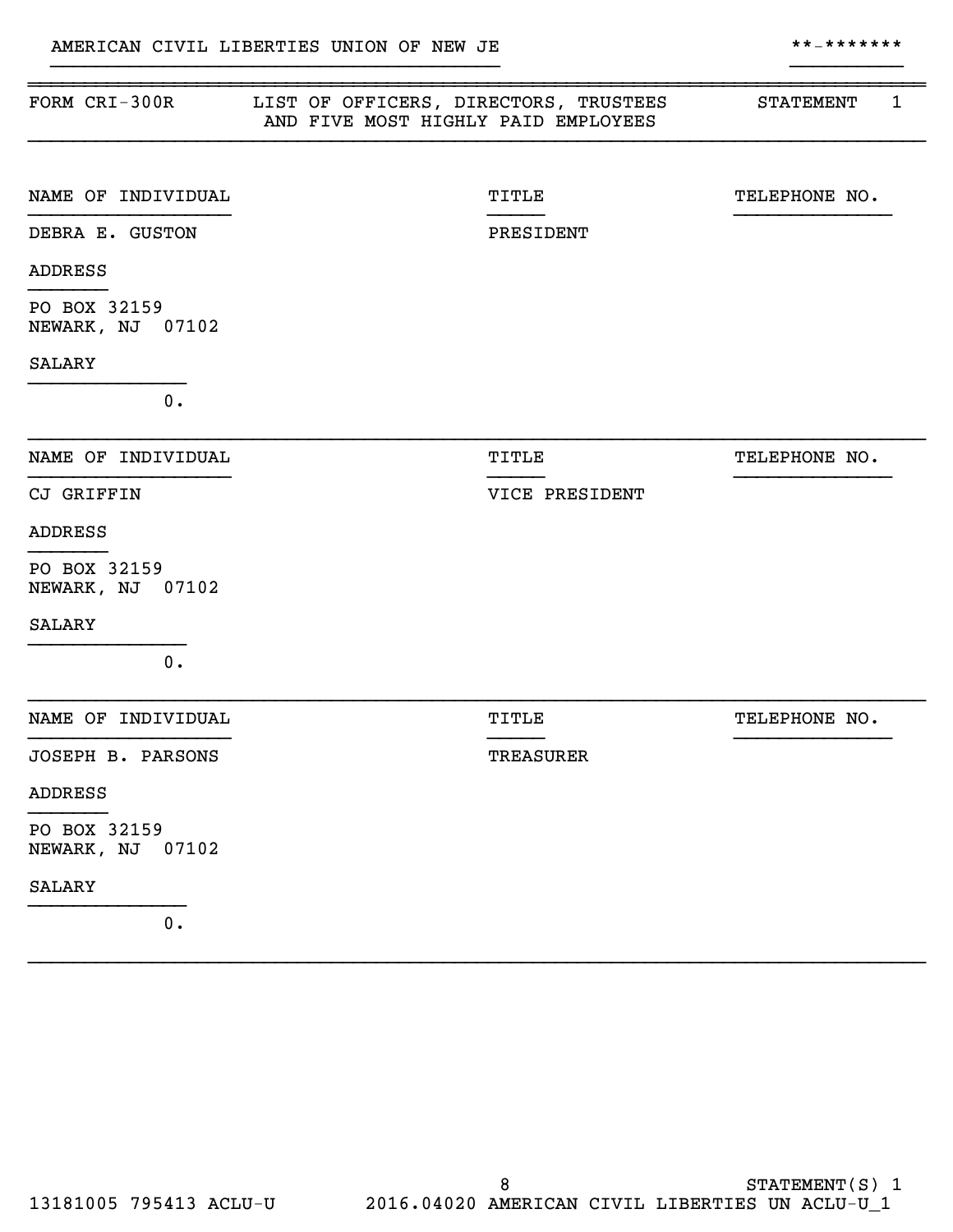AMERICAN CIVIL LIBERTIES UNION OF NEW JE **-*******

| FORM CRI-300R | LIST OF OFFICERS, DIRECTORS, TRUSTEES AND FIVE MOST HIGHLY PAID EMPLOYEES | STATEMENT 1 |
|---|---|---|

| NAME OF INDIVIDUAL | TITLE | TELEPHONE NO. |
|---|---|---|
| DEBRA E. GUSTON | PRESIDENT | |

ADDRESS

PO BOX 32159
NEWARK, NJ 07102

SALARY

0.

| NAME OF INDIVIDUAL | TITLE | TELEPHONE NO. |
|---|---|---|
| CJ GRIFFIN | VICE PRESIDENT | |

ADDRESS

PO BOX 32159
NEWARK, NJ 07102

SALARY

0.

| NAME OF INDIVIDUAL | TITLE | TELEPHONE NO. |
|---|---|---|
| JOSEPH B. PARSONS | TREASURER | |

ADDRESS

PO BOX 32159
NEWARK, NJ 07102

SALARY

0.

STATEMENT(S) 1

13181005 795413 ACLU-U 2016.04020 AMERICAN CIVIL LIBERTIES UN ACLU-U_1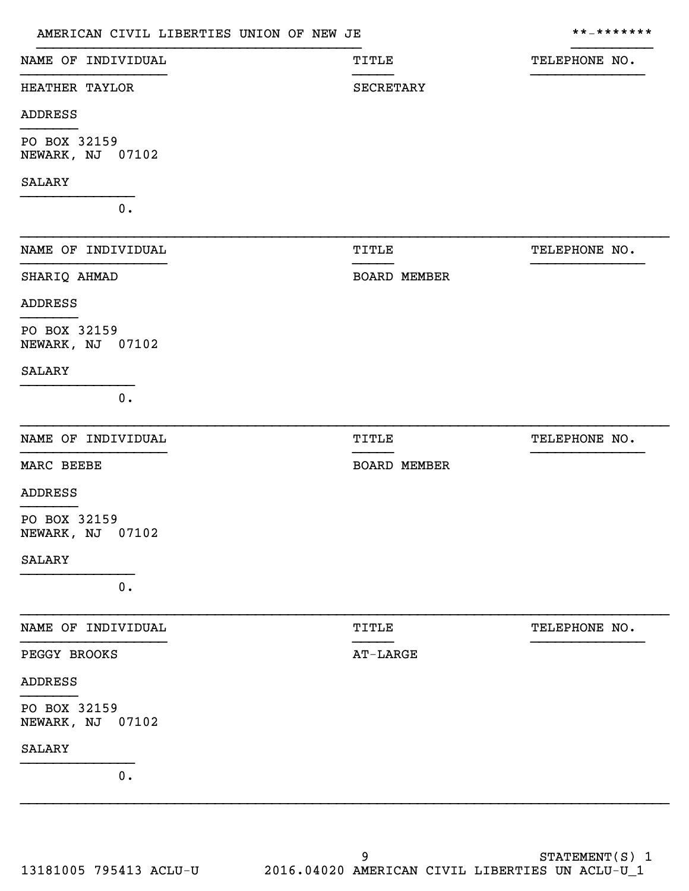AMERICAN CIVIL LIBERTIES UNION OF NEW JE **-*******

| NAME OF INDIVIDUAL | TITLE | TELEPHONE NO. |
|---|---|---|
| HEATHER TAYLOR | SECRETARY | |

ADDRESS

PO BOX 32159
NEWARK, NJ 07102

SALARY

0.

| NAME OF INDIVIDUAL | TITLE | TELEPHONE NO. |
|---|---|---|
| SHARIQ AHMAD | BOARD MEMBER | |

ADDRESS

PO BOX 32159
NEWARK, NJ 07102

SALARY

0.

| NAME OF INDIVIDUAL | TITLE | TELEPHONE NO. |
|---|---|---|
| MARC BEEBE | BOARD MEMBER | |

ADDRESS

PO BOX 32159
NEWARK, NJ 07102

SALARY

0.

| NAME OF INDIVIDUAL | TITLE | TELEPHONE NO. |
|---|---|---|
| PEGGY BROOKS | AT-LARGE | |

ADDRESS

PO BOX 32159
NEWARK, NJ 07102

SALARY

0.

STATEMENT(S) 1

13181005 795413 ACLU-U 2016.04020 AMERICAN CIVIL LIBERTIES UN ACLU-U_1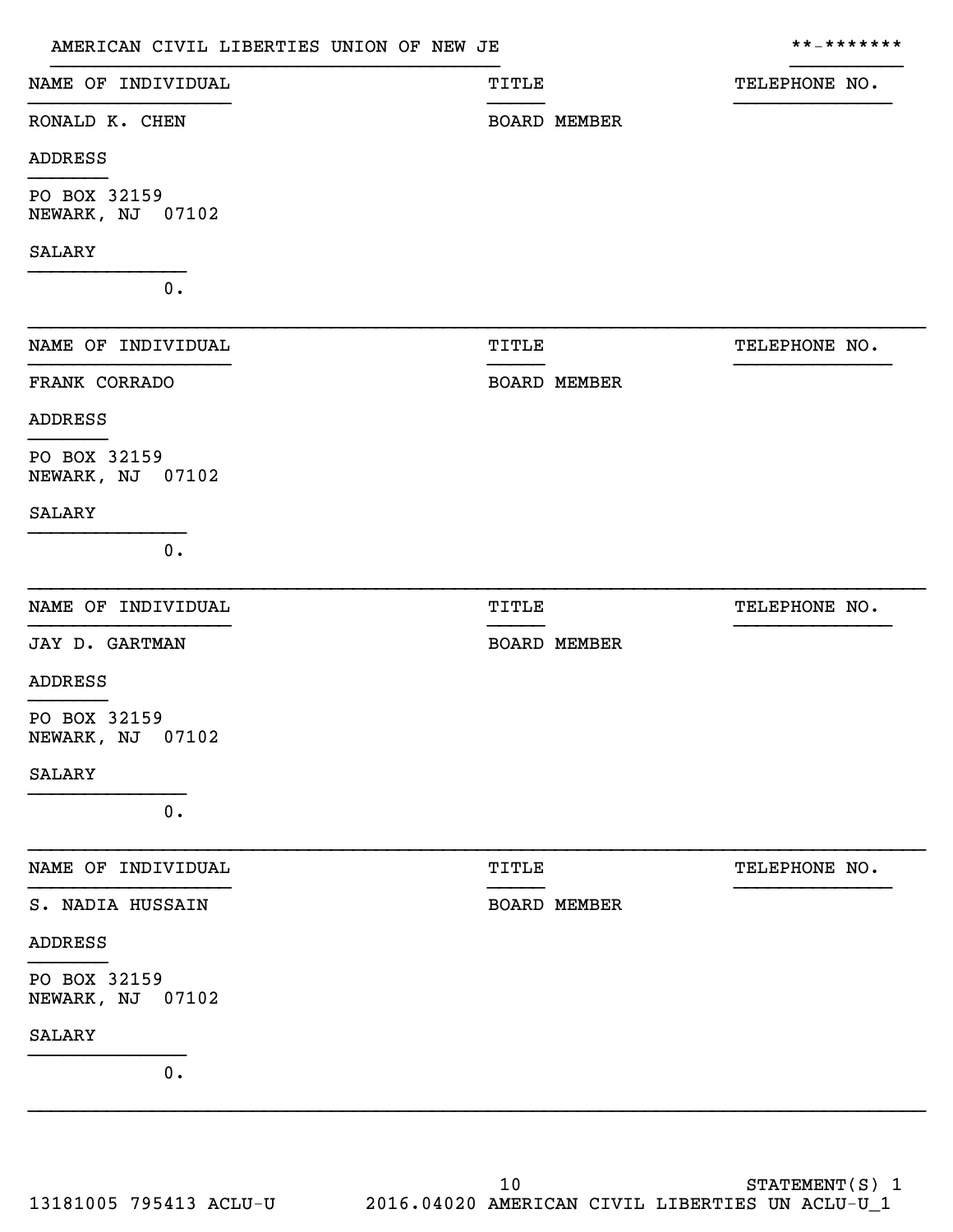AMERICAN CIVIL LIBERTIES UNION OF NEW JE **-*******

| NAME OF INDIVIDUAL | TITLE | TELEPHONE NO. |
| --- | --- | --- |
| RONALD K. CHEN | BOARD MEMBER | |

ADDRESS

PO BOX 32159
NEWARK, NJ 07102

SALARY

0.

| NAME OF INDIVIDUAL | TITLE | TELEPHONE NO. |
| --- | --- | --- |
| FRANK CORRADO | BOARD MEMBER | |

ADDRESS

PO BOX 32159
NEWARK, NJ 07102

SALARY

0.

| NAME OF INDIVIDUAL | TITLE | TELEPHONE NO. |
| --- | --- | --- |
| JAY D. GARTMAN | BOARD MEMBER | |

ADDRESS

PO BOX 32159
NEWARK, NJ 07102

SALARY

0.

| NAME OF INDIVIDUAL | TITLE | TELEPHONE NO. |
| --- | --- | --- |
| S. NADIA HUSSAIN | BOARD MEMBER | |

ADDRESS

PO BOX 32159
NEWARK, NJ 07102

SALARY

0.

STATEMENT(S) 1

13181005 795413 ACLU-U 2016.04020 AMERICAN CIVIL LIBERTIES UN ACLU-U_1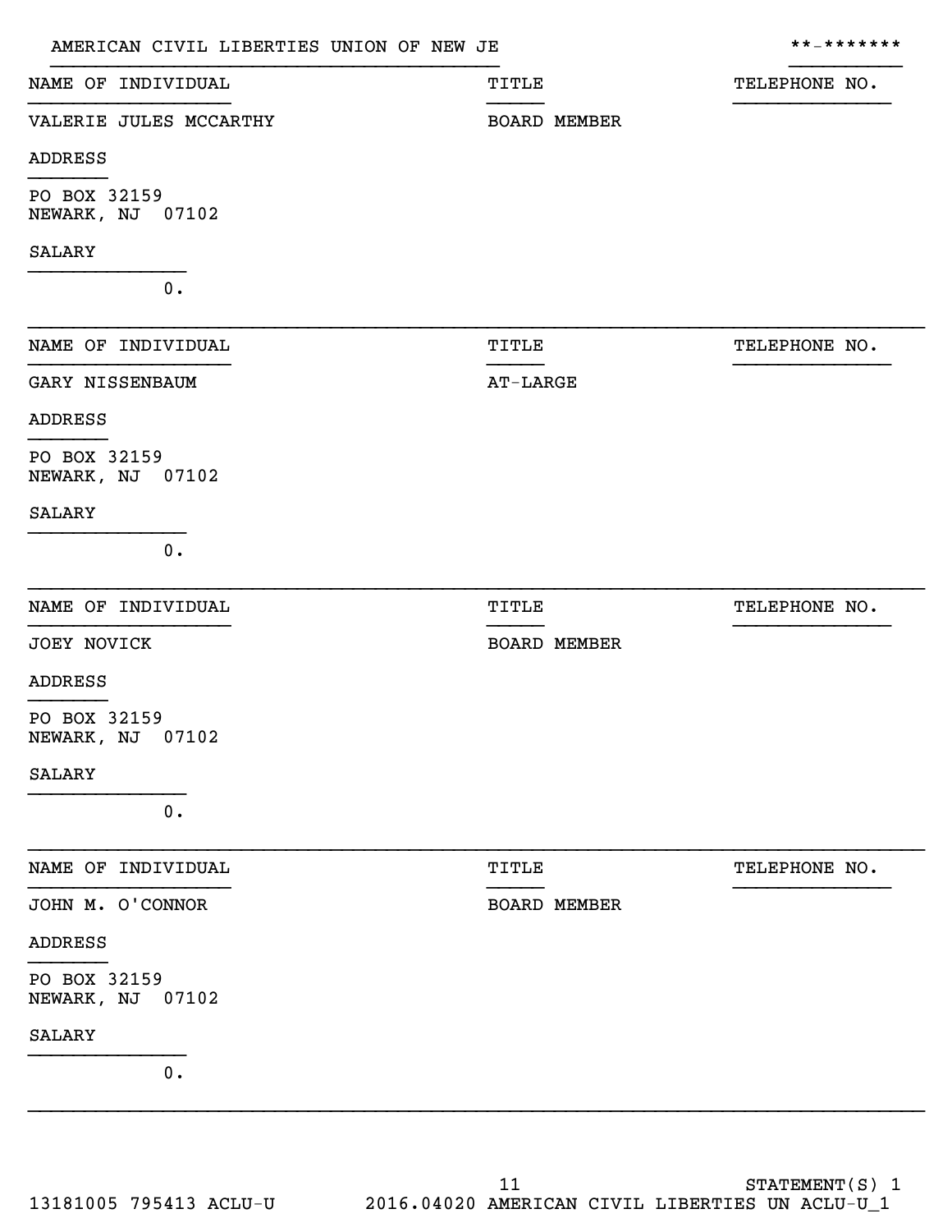AMERICAN CIVIL LIBERTIES UNION OF NEW JE **-*******

| NAME OF INDIVIDUAL | TITLE | TELEPHONE NO. |
|---|---|---|
| VALERIE JULES MCCARTHY | BOARD MEMBER | |

ADDRESS

PO BOX 32159
NEWARK, NJ 07102

SALARY

0.

---

| NAME OF INDIVIDUAL | TITLE | TELEPHONE NO. |
|---|---|---|
| GARY NISSENBAUM | AT-LARGE | |

ADDRESS

PO BOX 32159
NEWARK, NJ 07102

SALARY

0.

---

| NAME OF INDIVIDUAL | TITLE | TELEPHONE NO. |
|---|---|---|
| JOEY NOVICK | BOARD MEMBER | |

ADDRESS

PO BOX 32159
NEWARK, NJ 07102

SALARY

0.

---

| NAME OF INDIVIDUAL | TITLE | TELEPHONE NO. |
|---|---|---|
| JOHN M. O'CONNOR | BOARD MEMBER | |

ADDRESS

PO BOX 32159
NEWARK, NJ 07102

SALARY

0.

---

STATEMENT(S) 1

13181005 795413 ACLU-U 2016.04020 AMERICAN CIVIL LIBERTIES UN ACLU-U_1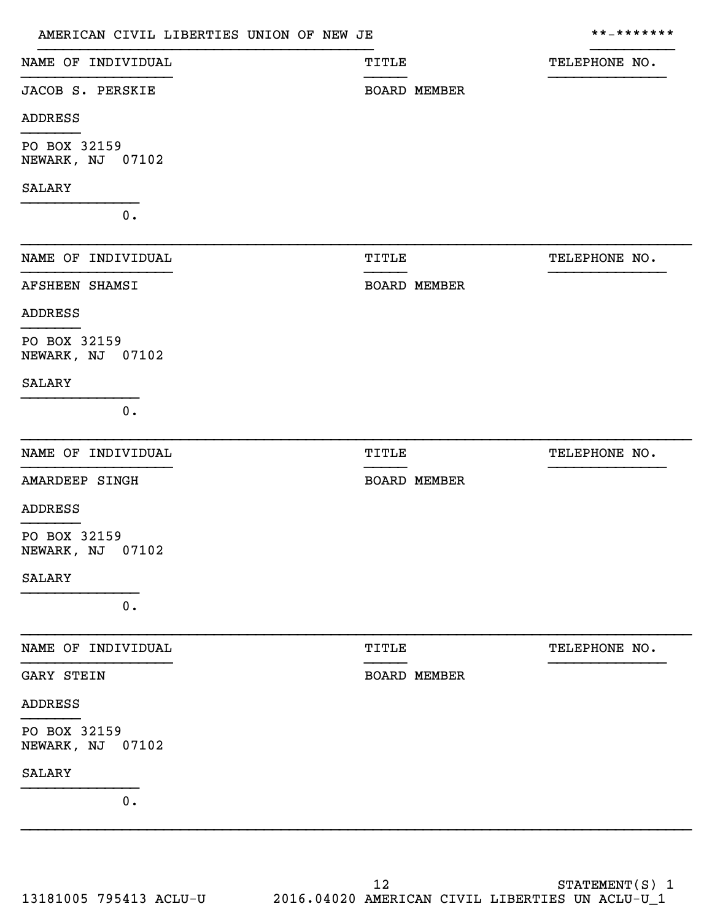AMERICAN CIVIL LIBERTIES UNION OF NEW JE | **-*******

| NAME OF INDIVIDUAL | TITLE | TELEPHONE NO. |
|---|---|---|
| JACOB S. PERSKIE | BOARD MEMBER | |

ADDRESS

PO BOX 32159
NEWARK, NJ 07102

SALARY

0.

---

| NAME OF INDIVIDUAL | TITLE | TELEPHONE NO. |
|---|---|---|
| AFSHEEN SHAMSI | BOARD MEMBER | |

ADDRESS

PO BOX 32159
NEWARK, NJ 07102

SALARY

0.

---

| NAME OF INDIVIDUAL | TITLE | TELEPHONE NO. |
|---|---|---|
| AMARDEEP SINGH | BOARD MEMBER | |

ADDRESS

PO BOX 32159
NEWARK, NJ 07102

SALARY

0.

---

| NAME OF INDIVIDUAL | TITLE | TELEPHONE NO. |
|---|---|---|
| GARY STEIN | BOARD MEMBER | |

ADDRESS

PO BOX 32159
NEWARK, NJ 07102

SALARY

0.

---

STATEMENT(S) 1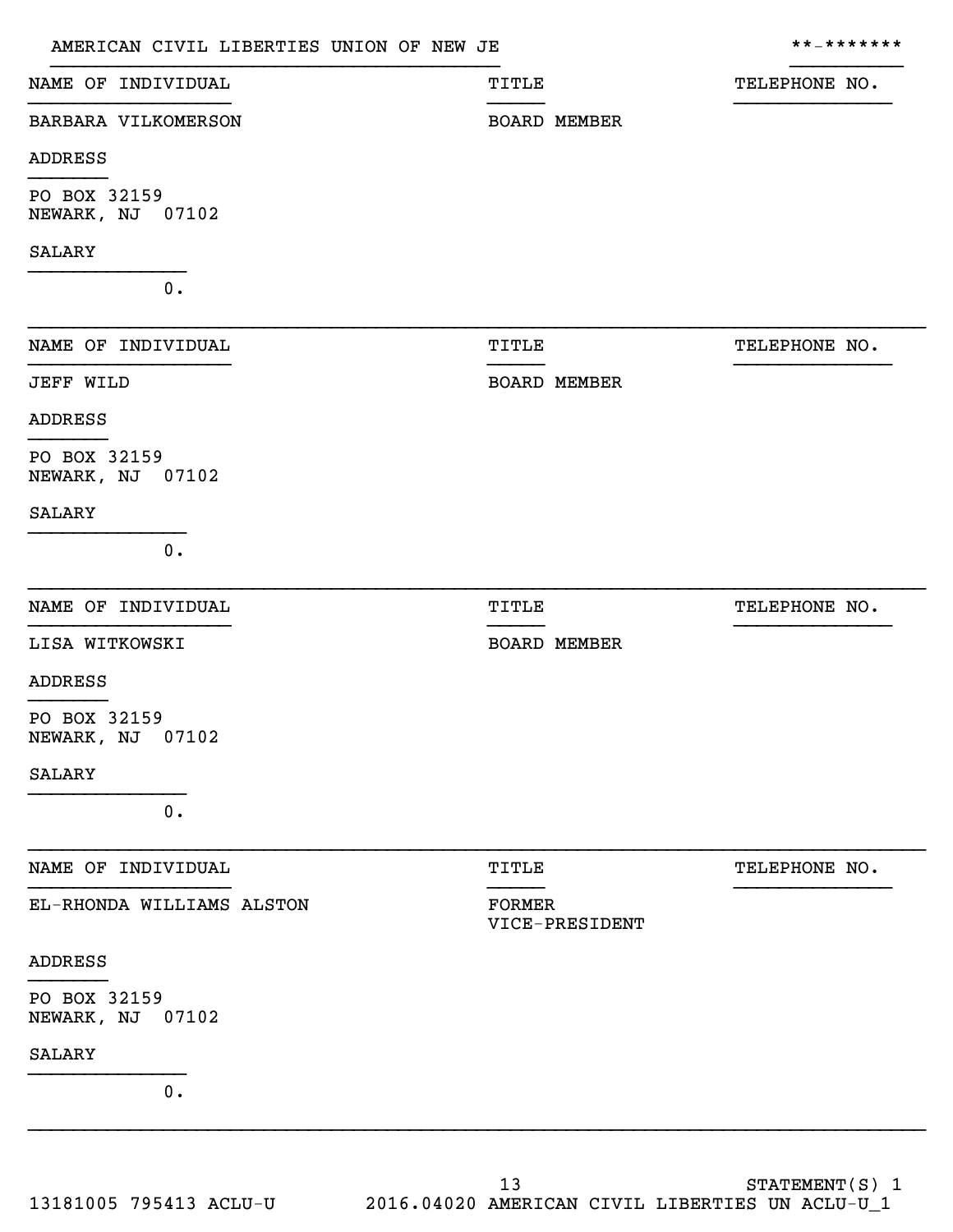AMERICAN CIVIL LIBERTIES UNION OF NEW JE **-*******

| NAME OF INDIVIDUAL | TITLE | TELEPHONE NO. |
|---|---|---|
| BARBARA VILKOMERSON | BOARD MEMBER | |

ADDRESS

PO BOX 32159
NEWARK, NJ 07102

SALARY

0.

| NAME OF INDIVIDUAL | TITLE | TELEPHONE NO. |
|---|---|---|
| JEFF WILD | BOARD MEMBER | |

ADDRESS

PO BOX 32159
NEWARK, NJ 07102

SALARY

0.

| NAME OF INDIVIDUAL | TITLE | TELEPHONE NO. |
|---|---|---|
| LISA WITKOWSKI | BOARD MEMBER | |

ADDRESS

PO BOX 32159
NEWARK, NJ 07102

SALARY

0.

| NAME OF INDIVIDUAL | TITLE | TELEPHONE NO. |
|---|---|---|
| EL-RHONDA WILLIAMS ALSTON | FORMER VICE-PRESIDENT | |

ADDRESS

PO BOX 32159
NEWARK, NJ 07102

SALARY

0.

STATEMENT(S) 1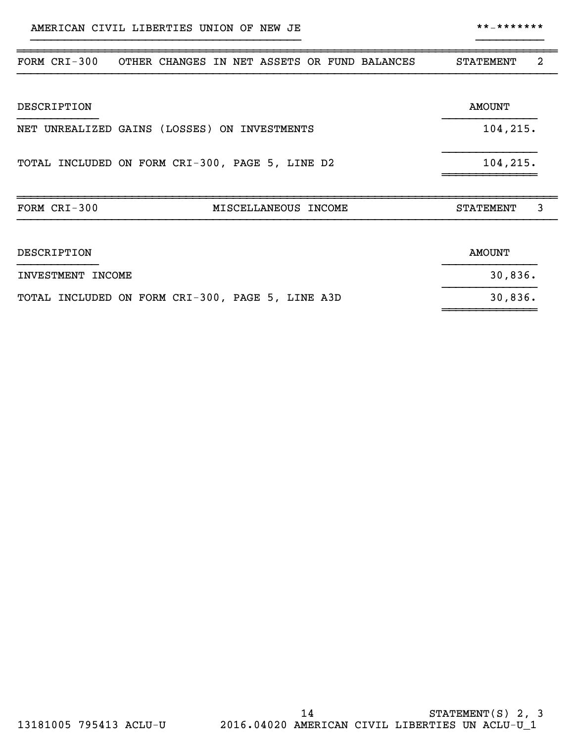AMERICAN CIVIL LIBERTIES UNION OF NEW JE **-*******

## FORM CRI-300 OTHER CHANGES IN NET ASSETS OR FUND BALANCES STATEMENT 2

| DESCRIPTION | AMOUNT |
|---|---|
| NET UNREALIZED GAINS (LOSSES) ON INVESTMENTS | 104,215. |
| TOTAL INCLUDED ON FORM CRI-300, PAGE 5, LINE D2 | 104,215. |

## FORM CRI-300 MISCELLANEOUS INCOME STATEMENT 3

| DESCRIPTION | AMOUNT |
|---|---|
| INVESTMENT INCOME | 30,836. |
| TOTAL INCLUDED ON FORM CRI-300, PAGE 5, LINE A3D | 30,836. |

STATEMENT(S) 2, 3

13181005 795413 ACLU-U 2016.04020 AMERICAN CIVIL LIBERTIES UN ACLU-U_1